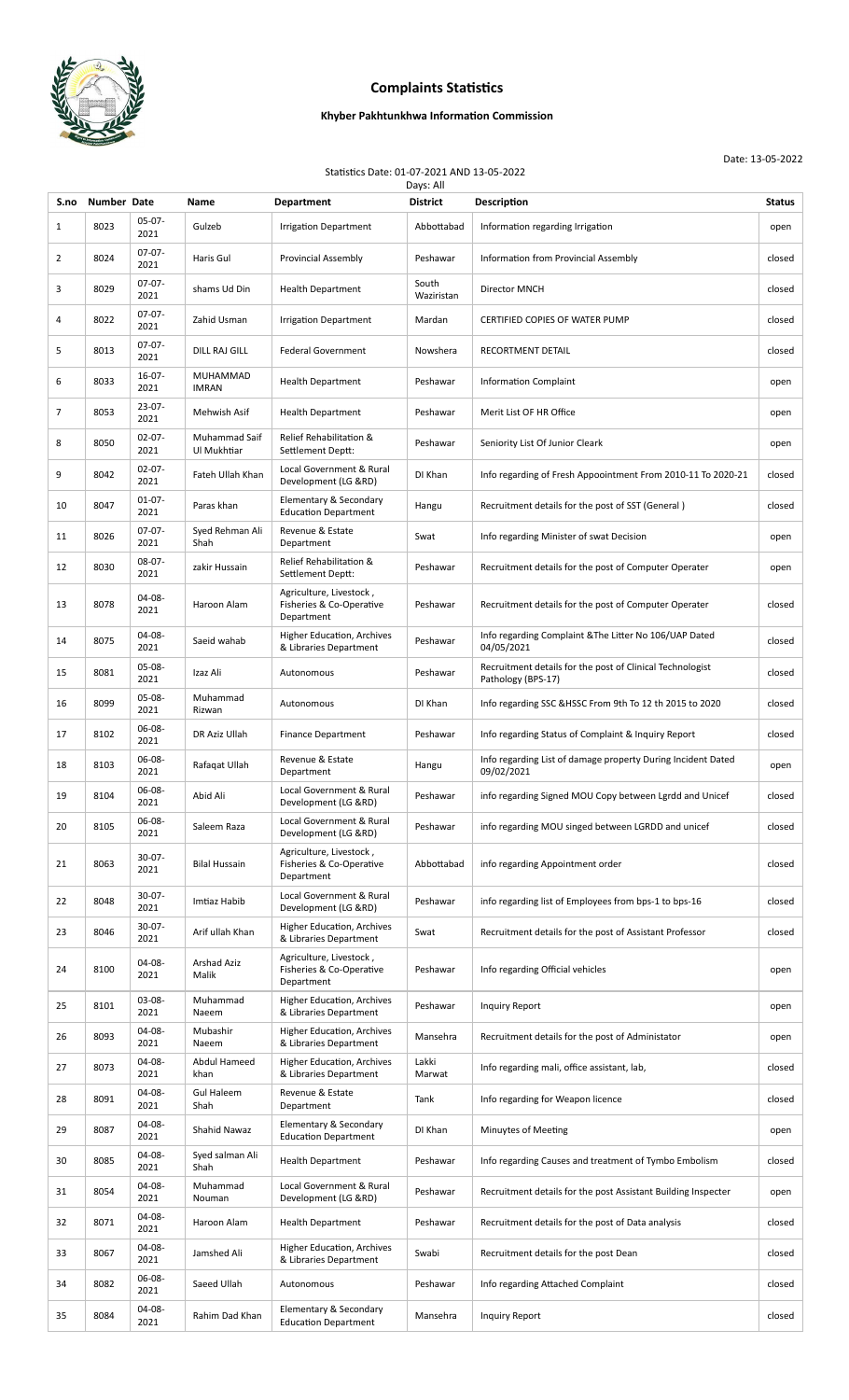# Complaints Statistics

## Khyber Pakhtunkhwa Information Commission

Date: 13-05-2022

Statistics Date: 01-07-2021 AND 13-05-2022

Days: All

| S.no | Number | Date | Name | Department | District | Description | Status |
|---|---|---|---|---|---|---|---|
| 1 | 8023 | 05-07-2021 | Gulzeb | Irrigation Department | Abbottabad | Information regarding Irrigation | open |
| 2 | 8024 | 07-07-2021 | Haris Gul | Provincial Assembly | Peshawar | Information from Provincial Assembly | closed |
| 3 | 8029 | 07-07-2021 | shams Ud Din | Health Department | South Waziristan | Director MNCH | closed |
| 4 | 8022 | 07-07-2021 | Zahid Usman | Irrigation Department | Mardan | CERTIFIED COPIES OF WATER PUMP | closed |
| 5 | 8013 | 07-07-2021 | DILL RAJ GILL | Federal Government | Nowshera | RECORTMENT DETAIL | closed |
| 6 | 8033 | 16-07-2021 | MUHAMMAD IMRAN | Health Department | Peshawar | Information Complaint | open |
| 7 | 8053 | 23-07-2021 | Mehwish Asif | Health Department | Peshawar | Merit List OF HR Office | open |
| 8 | 8050 | 02-07-2021 | Muhammad Saif Ul Mukhtiar | Relief Rehabilitation & Settlement Deptt: | Peshawar | Seniority List Of Junior Cleark | open |
| 9 | 8042 | 02-07-2021 | Fateh Ullah Khan | Local Government & Rural Development (LG &RD) | DI Khan | Info regarding of Fresh Appoointment From 2010-11 To 2020-21 | closed |
| 10 | 8047 | 01-07-2021 | Paras khan | Elementary & Secondary Education Department | Hangu | Recruitment details for the post of SST (General ) | closed |
| 11 | 8026 | 07-07-2021 | Syed Rehman Ali Shah | Revenue & Estate Department | Swat | Info regarding Minister of swat Decision | open |
| 12 | 8030 | 08-07-2021 | zakir Hussain | Relief Rehabilitation & Settlement Deptt: | Peshawar | Recruitment details for the post of Computer Operater | open |
| 13 | 8078 | 04-08-2021 | Haroon Alam | Agriculture, Livestock , Fisheries & Co-Operative Department | Peshawar | Recruitment details for the post of Computer Operater | closed |
| 14 | 8075 | 04-08-2021 | Saeid wahab | Higher Education, Archives & Libraries Department | Peshawar | Info regarding Complaint &The Litter No 106/UAP Dated 04/05/2021 | closed |
| 15 | 8081 | 05-08-2021 | Izaz Ali | Autonomous | Peshawar | Recruitment details for the post of Clinical Technologist Pathology (BPS-17) | closed |
| 16 | 8099 | 05-08-2021 | Muhammad Rizwan | Autonomous | DI Khan | Info regarding SSC &HSSC From 9th To 12 th 2015 to 2020 | closed |
| 17 | 8102 | 06-08-2021 | DR Aziz Ullah | Finance Department | Peshawar | Info regarding Status of Complaint & Inquiry Report | closed |
| 18 | 8103 | 06-08-2021 | Rafaqat Ullah | Revenue & Estate Department | Hangu | Info regarding List of damage property During Incident Dated 09/02/2021 | open |
| 19 | 8104 | 06-08-2021 | Abid Ali | Local Government & Rural Development (LG &RD) | Peshawar | info regarding Signed MOU Copy between Lgrdd and Unicef | closed |
| 20 | 8105 | 06-08-2021 | Saleem Raza | Local Government & Rural Development (LG &RD) | Peshawar | info regarding MOU singed between LGRDD and unicef | closed |
| 21 | 8063 | 30-07-2021 | Bilal Hussain | Agriculture, Livestock , Fisheries & Co-Operative Department | Abbottabad | info regarding Appointment order | closed |
| 22 | 8048 | 30-07-2021 | Imtiaz Habib | Local Government & Rural Development (LG &RD) | Peshawar | info regarding list of Employees from bps-1 to bps-16 | closed |
| 23 | 8046 | 30-07-2021 | Arif ullah Khan | Higher Education, Archives & Libraries Department | Swat | Recruitment details for the post of Assistant Professor | closed |
| 24 | 8100 | 04-08-2021 | Arshad Aziz Malik | Agriculture, Livestock , Fisheries & Co-Operative Department | Peshawar | Info regarding Official vehicles | open |
| 25 | 8101 | 03-08-2021 | Muhammad Naeem | Higher Education, Archives & Libraries Department | Peshawar | Inquiry Report | open |
| 26 | 8093 | 04-08-2021 | Mubashir Naeem | Higher Education, Archives & Libraries Department | Mansehra | Recruitment details for the post of Administator | open |
| 27 | 8073 | 04-08-2021 | Abdul Hameed khan | Higher Education, Archives & Libraries Department | Lakki Marwat | Info regarding mali, office assistant, lab, | closed |
| 28 | 8091 | 04-08-2021 | Gul Haleem Shah | Revenue & Estate Department | Tank | Info regarding for Weapon licence | closed |
| 29 | 8087 | 04-08-2021 | Shahid Nawaz | Elementary & Secondary Education Department | DI Khan | Minuytes of Meeting | open |
| 30 | 8085 | 04-08-2021 | Syed salman Ali Shah | Health Department | Peshawar | Info regarding Causes and treatment of Tymbo Embolism | closed |
| 31 | 8054 | 04-08-2021 | Muhammad Nouman | Local Government & Rural Development (LG &RD) | Peshawar | Recruitment details for the post Assistant Building Inspecter | open |
| 32 | 8071 | 04-08-2021 | Haroon Alam | Health Department | Peshawar | Recruitment details for the post of Data analysis | closed |
| 33 | 8067 | 04-08-2021 | Jamshed Ali | Higher Education, Archives & Libraries Department | Swabi | Recruitment details for the post Dean | closed |
| 34 | 8082 | 06-08-2021 | Saeed Ullah | Autonomous | Peshawar | Info regarding Attached Complaint | closed |
| 35 | 8084 | 04-08-2021 | Rahim Dad Khan | Elementary & Secondary Education Department | Mansehra | Inquiry Report | closed |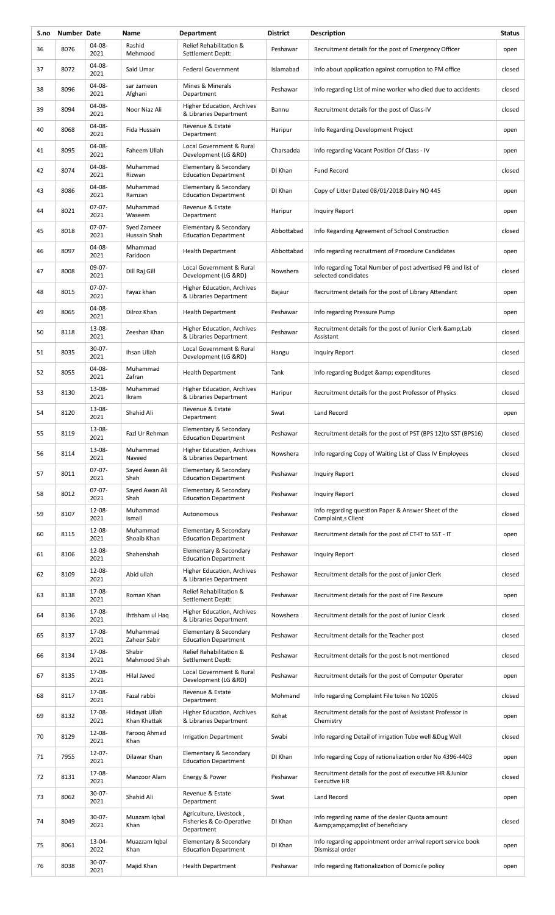| S.no | Number | Date | Name | Department | District | Description | Status |
|---|---|---|---|---|---|---|---|
| 36 | 8076 | 04-08-2021 | Rashid Mehmood | Relief Rehabilitation & Settlement Deptt: | Peshawar | Recruitment details for the post of Emergency Officer | open |
| 37 | 8072 | 04-08-2021 | Said Umar | Federal Government | Islamabad | Info about application against corruption to PM office | closed |
| 38 | 8096 | 04-08-2021 | sar zameen Afghani | Mines & Minerals Department | Peshawar | Info regarding List of mine worker who died due to accidents | closed |
| 39 | 8094 | 04-08-2021 | Noor Niaz Ali | Higher Education, Archives & Libraries Department | Bannu | Recruitment details for the post of Class-IV | closed |
| 40 | 8068 | 04-08-2021 | Fida Hussain | Revenue & Estate Department | Haripur | Info Regarding Development Project | open |
| 41 | 8095 | 04-08-2021 | Faheem Ullah | Local Government & Rural Development (LG &RD) | Charsadda | Info regarding Vacant Position Of Class - IV | open |
| 42 | 8074 | 04-08-2021 | Muhammad Rizwan | Elementary & Secondary Education Department | DI Khan | Fund Record | closed |
| 43 | 8086 | 04-08-2021 | Muhammad Ramzan | Elementary & Secondary Education Department | DI Khan | Copy of Litter Dated 08/01/2018 Dairy NO 445 | open |
| 44 | 8021 | 07-07-2021 | Muhammad Waseem | Revenue & Estate Department | Haripur | Inquiry Report | open |
| 45 | 8018 | 07-07-2021 | Syed Zameer Hussain Shah | Elementary & Secondary Education Department | Abbottabad | Info Regarding Agreement of School Construction | closed |
| 46 | 8097 | 04-08-2021 | Mhammad Faridoon | Health Department | Abbottabad | Info regarding recruitment of Procedure Candidates | open |
| 47 | 8008 | 09-07-2021 | Dill Raj Gill | Local Government & Rural Development (LG &RD) | Nowshera | Info regarding Total Number of post advertised PB and list of selected condidates | closed |
| 48 | 8015 | 07-07-2021 | Fayaz khan | Higher Education, Archives & Libraries Department | Bajaur | Recruitment details for the post of Library Attendant | open |
| 49 | 8065 | 04-08-2021 | Dilroz Khan | Health Department | Peshawar | Info regarding Pressure Pump | open |
| 50 | 8118 | 13-08-2021 | Zeeshan Khan | Higher Education, Archives & Libraries Department | Peshawar | Recruitment details for the post of Junior Clerk &amp;Lab Assistant | closed |
| 51 | 8035 | 30-07-2021 | Ihsan Ullah | Local Government & Rural Development (LG &RD) | Hangu | Inquiry Report | closed |
| 52 | 8055 | 04-08-2021 | Muhammad Zafran | Health Department | Tank | Info regarding Budget &amp; expenditures | closed |
| 53 | 8130 | 13-08-2021 | Muhammad Ikram | Higher Education, Archives & Libraries Department | Haripur | Recruitment details for the post Professor of Physics | closed |
| 54 | 8120 | 13-08-2021 | Shahid Ali | Revenue & Estate Department | Swat | Land Record | open |
| 55 | 8119 | 13-08-2021 | Fazl Ur Rehman | Elementary & Secondary Education Department | Peshawar | Recruitment details for the post of PST (BPS 12)to SST (BPS16) | closed |
| 56 | 8114 | 13-08-2021 | Muhammad Naveed | Higher Education, Archives & Libraries Department | Nowshera | Info regarding Copy of Waiting List of Class IV Employees | closed |
| 57 | 8011 | 07-07-2021 | Sayed Awan Ali Shah | Elementary & Secondary Education Department | Peshawar | Inquiry Report | closed |
| 58 | 8012 | 07-07-2021 | Sayed Awan Ali Shah | Elementary & Secondary Education Department | Peshawar | Inquiry Report | closed |
| 59 | 8107 | 12-08-2021 | Muhammad Ismail | Autonomous | Peshawar | Info regarding question Paper & Answer Sheet of the Complaint,s Client | closed |
| 60 | 8115 | 12-08-2021 | Muhammad Shoaib Khan | Elementary & Secondary Education Department | Peshawar | Recruitment details for the post of CT-IT to SST - IT | open |
| 61 | 8106 | 12-08-2021 | Shahenshah | Elementary & Secondary Education Department | Peshawar | Inquiry Report | closed |
| 62 | 8109 | 12-08-2021 | Abid ullah | Higher Education, Archives & Libraries Department | Peshawar | Recruitment details for the post of junior Clerk | closed |
| 63 | 8138 | 17-08-2021 | Roman Khan | Relief Rehabilitation & Settlement Deptt: | Peshawar | Recruitment details for the post of Fire Rescure | open |
| 64 | 8136 | 17-08-2021 | Ihtisham ul Haq | Higher Education, Archives & Libraries Department | Nowshera | Recruitment details for the post of Junior Cleark | closed |
| 65 | 8137 | 17-08-2021 | Muhammad Zaheer Sabir | Elementary & Secondary Education Department | Peshawar | Recruitment details for the Teacher post | closed |
| 66 | 8134 | 17-08-2021 | Shabir Mahmood Shah | Relief Rehabilitation & Settlement Deptt: | Peshawar | Recruitment details for the post Is not mentioned | closed |
| 67 | 8135 | 17-08-2021 | Hilal Javed | Local Government & Rural Development (LG &RD) | Peshawar | Recruitment details for the post of Computer Operater | open |
| 68 | 8117 | 17-08-2021 | Fazal rabbi | Revenue & Estate Department | Mohmand | Info regarding Complaint File token No 10205 | closed |
| 69 | 8132 | 17-08-2021 | Hidayat Ullah Khan Khattak | Higher Education, Archives & Libraries Department | Kohat | Recruitment details for the post of Assistant Professor in Chemistry | open |
| 70 | 8129 | 12-08-2021 | Farooq Ahmad Khan | Irrigation Department | Swabi | Info regarding Detail of irrigation Tube well &Dug Well | closed |
| 71 | 7955 | 12-07-2021 | Dilawar Khan | Elementary & Secondary Education Department | DI Khan | Info regarding Copy of rationalization order No 4396-4403 | open |
| 72 | 8131 | 17-08-2021 | Manzoor Alam | Energy & Power | Peshawar | Recruitment details for the post of executive HR &Junior Executive HR | closed |
| 73 | 8062 | 30-07-2021 | Shahid Ali | Revenue & Estate Department | Swat | Land Record | open |
| 74 | 8049 | 30-07-2021 | Muazam Iqbal Khan | Agriculture, Livestock , Fisheries & Co-Operative Department | DI Khan | Info regarding name of the dealer Quota amount &amp;amp;amp;list of beneficiary | closed |
| 75 | 8061 | 13-04-2022 | Muazzam Iqbal Khan | Elementary & Secondary Education Department | DI Khan | Info regarding appointment order arrival report service book Dismissal order | open |
| 76 | 8038 | 30-07-2021 | Majid Khan | Health Department | Peshawar | Info regarding Rationalization of Domicile policy | open |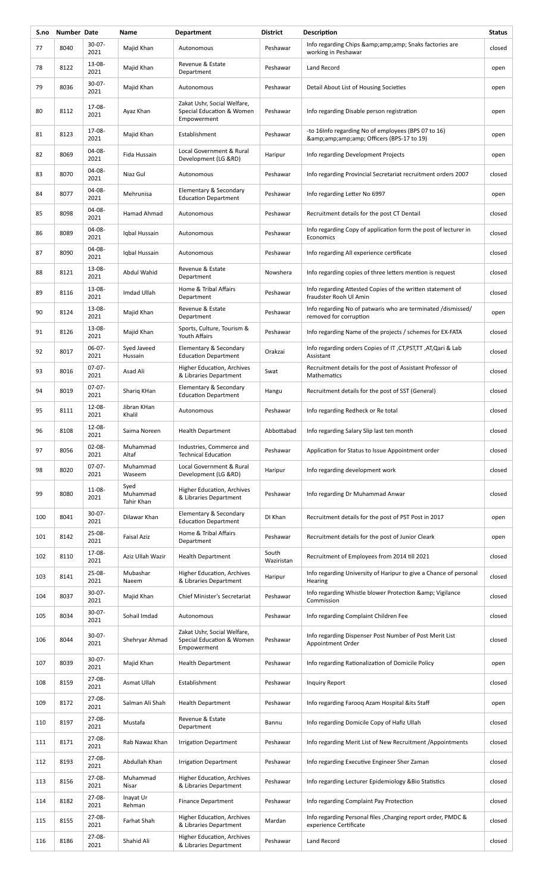| S.no | Number | Date | Name | Department | District | Description | Status |
|---|---|---|---|---|---|---|---|
| 77 | 8040 | 30-07-2021 | Majid Khan | Autonomous | Peshawar | Info regarding Chips &amp;amp;amp; Snaks factories are working in Peshawar | closed |
| 78 | 8122 | 13-08-2021 | Majid Khan | Revenue & Estate Department | Peshawar | Land Record | open |
| 79 | 8036 | 30-07-2021 | Majid Khan | Autonomous | Peshawar | Detail About List of Housing Societies | open |
| 80 | 8112 | 17-08-2021 | Ayaz Khan | Zakat Ushr, Social Welfare, Special Education & Women Empowerment | Peshawar | Info regarding Disable person registration | open |
| 81 | 8123 | 17-08-2021 | Majid Khan | Establishment | Peshawar | -to 16Info regarding No of employees (BPS 07 to 16) &amp;amp;amp;amp; Officers (BPS-17 to 19) | open |
| 82 | 8069 | 04-08-2021 | Fida Hussain | Local Government & Rural Development (LG &RD) | Haripur | Info regarding Development Projects | open |
| 83 | 8070 | 04-08-2021 | Niaz Gul | Autonomous | Peshawar | Info regarding Provincial Secretariat recruitment orders 2007 | closed |
| 84 | 8077 | 04-08-2021 | Mehrunisa | Elementary & Secondary Education Department | Peshawar | Info regarding Letter No 6997 | open |
| 85 | 8098 | 04-08-2021 | Hamad Ahmad | Autonomous | Peshawar | Recruitment details for the post CT Dentail | closed |
| 86 | 8089 | 04-08-2021 | Iqbal Hussain | Autonomous | Peshawar | Info regarding Copy of application form the post of lecturer in Economics | closed |
| 87 | 8090 | 04-08-2021 | Iqbal Hussain | Autonomous | Peshawar | Info regarding All experience certificate | closed |
| 88 | 8121 | 13-08-2021 | Abdul Wahid | Revenue & Estate Department | Nowshera | Info regarding copies of three letters mention is request | closed |
| 89 | 8116 | 13-08-2021 | Imdad Ullah | Home & Tribal Affairs Department | Peshawar | Info regarding Attested Copies of the written statement of fraudster Rooh Ul Amin | closed |
| 90 | 8124 | 13-08-2021 | Majid Khan | Revenue & Estate Department | Peshawar | Info regarding No of patwaris who are terminated /dismissed/ removed for corruption | open |
| 91 | 8126 | 13-08-2021 | Majid Khan | Sports, Culture, Tourism & Youth Affairs | Peshawar | Info regarding Name of the projects / schemes for EX-FATA | closed |
| 92 | 8017 | 06-07-2021 | Syed Javeed Hussain | Elementary & Secondary Education Department | Orakzai | Info regarding orders Copies of IT ,CT,PST,TT ,AT,Qari & Lab Assistant | closed |
| 93 | 8016 | 07-07-2021 | Asad Ali | Higher Education, Archives & Libraries Department | Swat | Recruitment details for the post of Assistant Professor of Mathematics | closed |
| 94 | 8019 | 07-07-2021 | Shariq KHan | Elementary & Secondary Education Department | Hangu | Recruitment details for the post of SST (General) | closed |
| 95 | 8111 | 12-08-2021 | Jibran KHan Khalil | Autonomous | Peshawar | Info regarding Redheck or Re total | closed |
| 96 | 8108 | 12-08-2021 | Saima Noreen | Health Department | Abbottabad | Info regarding Salary Slip last ten month | closed |
| 97 | 8056 | 02-08-2021 | Muhammad Altaf | Industries, Commerce and Technical Education | Peshawar | Application for Status to Issue Appointment order | closed |
| 98 | 8020 | 07-07-2021 | Muhammad Waseem | Local Government & Rural Development (LG &RD) | Haripur | Info regarding development work | closed |
| 99 | 8080 | 11-08-2021 | Syed Muhammad Tahir Khan | Higher Education, Archives & Libraries Department | Peshawar | Info regarding Dr Muhammad Anwar | closed |
| 100 | 8041 | 30-07-2021 | Dilawar Khan | Elementary & Secondary Education Department | DI Khan | Recruitment details for the post of PST Post in 2017 | open |
| 101 | 8142 | 25-08-2021 | Faisal Aziz | Home & Tribal Affairs Department | Peshawar | Recruitment details for the post of Junior Cleark | open |
| 102 | 8110 | 17-08-2021 | Aziz Ullah Wazir | Health Department | South Waziristan | Recruitment of Employees from 2014 till 2021 | closed |
| 103 | 8141 | 25-08-2021 | Mubashar Naeem | Higher Education, Archives & Libraries Department | Haripur | Info regarding University of Haripur to give a Chance of personal Hearing | closed |
| 104 | 8037 | 30-07-2021 | Majid Khan | Chief Minister's Secretariat | Peshawar | Info regarding Whistle blower Protection &amp; Vigilance Commission | closed |
| 105 | 8034 | 30-07-2021 | Sohail Imdad | Autonomous | Peshawar | Info regarding Complaint Children Fee | closed |
| 106 | 8044 | 30-07-2021 | Shehryar Ahmad | Zakat Ushr, Social Welfare, Special Education & Women Empowerment | Peshawar | Info regarding Dispenser Post Number of Post Merit List Appointment Order | closed |
| 107 | 8039 | 30-07-2021 | Majid Khan | Health Department | Peshawar | Info regarding Rationalization of Domicile Policy | open |
| 108 | 8159 | 27-08-2021 | Asmat Ullah | Establishment | Peshawar | Inquiry Report | closed |
| 109 | 8172 | 27-08-2021 | Salman Ali Shah | Health Department | Peshawar | Info regarding Farooq Azam Hospital &its Staff | open |
| 110 | 8197 | 27-08-2021 | Mustafa | Revenue & Estate Department | Bannu | Info regarding Domicile Copy of Hafiz Ullah | closed |
| 111 | 8171 | 27-08-2021 | Rab Nawaz Khan | Irrigation Department | Peshawar | Info regarding Merit List of New Recruitment /Appointments | closed |
| 112 | 8193 | 27-08-2021 | Abdullah Khan | Irrigation Department | Peshawar | Info regarding Executive Engineer Sher Zaman | closed |
| 113 | 8156 | 27-08-2021 | Muhammad Nisar | Higher Education, Archives & Libraries Department | Peshawar | Info regarding Lecturer Epidemiology &Bio Statistics | closed |
| 114 | 8182 | 27-08-2021 | Inayat Ur Rehman | Finance Department | Peshawar | Info regarding Complaint Pay Protection | closed |
| 115 | 8155 | 27-08-2021 | Farhat Shah | Higher Education, Archives & Libraries Department | Mardan | Info regarding Personal files ,Charging report order, PMDC & experience Certificate | closed |
| 116 | 8186 | 27-08-2021 | Shahid Ali | Higher Education, Archives & Libraries Department | Peshawar | Land Record | closed |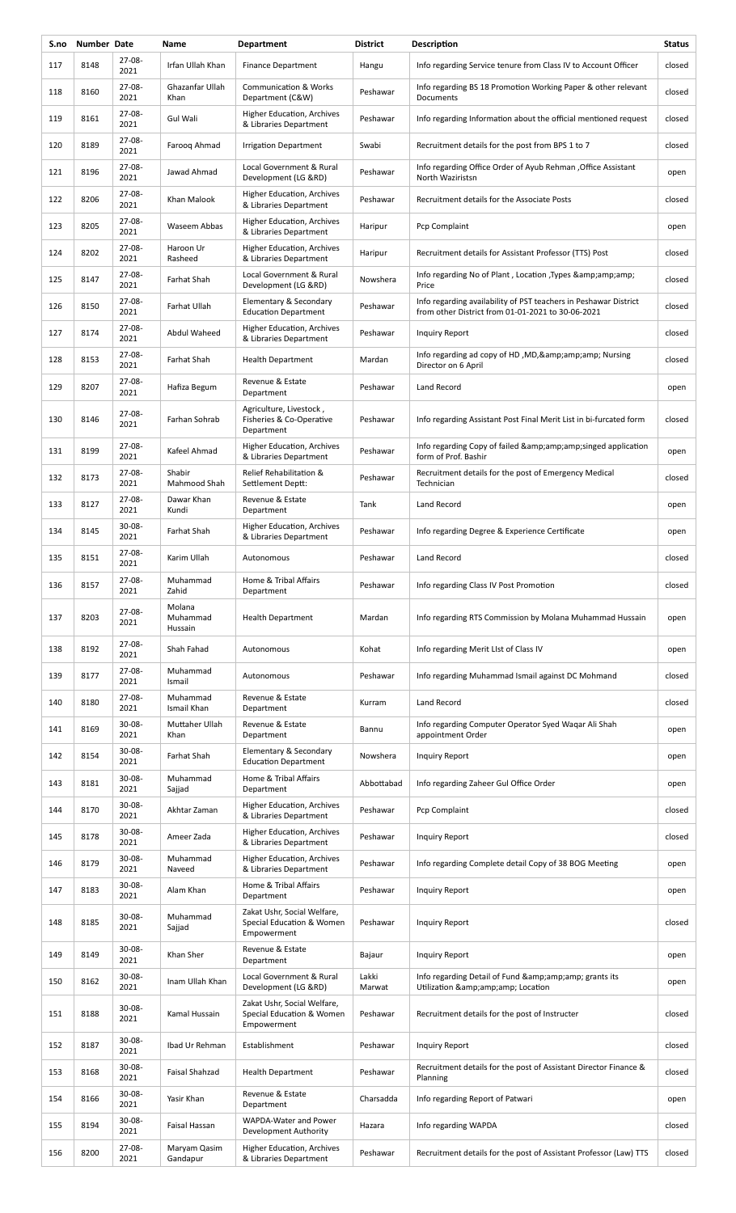| S.no | Number | Date | Name | Department | District | Description | Status |
|---|---|---|---|---|---|---|---|
| 117 | 8148 | 27-08-2021 | Irfan Ullah Khan | Finance Department | Hangu | Info regarding Service tenure from Class IV to Account Officer | closed |
| 118 | 8160 | 27-08-2021 | Ghazanfar Ullah Khan | Communication & Works Department (C&W) | Peshawar | Info regarding BS 18 Promotion Working Paper & other relevant Documents | closed |
| 119 | 8161 | 27-08-2021 | Gul Wali | Higher Education, Archives & Libraries Department | Peshawar | Info regarding Information about the official mentioned request | closed |
| 120 | 8189 | 27-08-2021 | Farooq Ahmad | Irrigation Department | Swabi | Recruitment details for the post from BPS 1 to 7 | closed |
| 121 | 8196 | 27-08-2021 | Jawad Ahmad | Local Government & Rural Development (LG &RD) | Peshawar | Info regarding Office Order of Ayub Rehman ,Office Assistant North Waziristsn | open |
| 122 | 8206 | 27-08-2021 | Khan Malook | Higher Education, Archives & Libraries Department | Peshawar | Recruitment details for the Associate Posts | closed |
| 123 | 8205 | 27-08-2021 | Waseem Abbas | Higher Education, Archives & Libraries Department | Haripur | Pcp Complaint | open |
| 124 | 8202 | 27-08-2021 | Haroon Ur Rasheed | Higher Education, Archives & Libraries Department | Haripur | Recruitment details for Assistant Professor (TTS) Post | closed |
| 125 | 8147 | 27-08-2021 | Farhat Shah | Local Government & Rural Development (LG &RD) | Nowshera | Info regarding No of Plant , Location ,Types &amp;amp;amp; Price | closed |
| 126 | 8150 | 27-08-2021 | Farhat Ullah | Elementary & Secondary Education Department | Peshawar | Info regarding availability of PST teachers in Peshawar District from District from 01-01-2021 to 30-06-2021 | closed |
| 127 | 8174 | 27-08-2021 | Abdul Waheed | Higher Education, Archives & Libraries Department | Peshawar | Inquiry Report | closed |
| 128 | 8153 | 27-08-2021 | Farhat Shah | Health Department | Mardan | Info regarding ad copy of HD ,MD,&amp;amp;amp; Nursing Director on 6 April | closed |
| 129 | 8207 | 27-08-2021 | Hafiza Begum | Revenue & Estate Department | Peshawar | Land Record | open |
| 130 | 8146 | 27-08-2021 | Farhan Sohrab | Agriculture, Livestock , Fisheries & Co-Operative Department | Peshawar | Info regarding Assistant Post Final Merit List in bi-furcated form | closed |
| 131 | 8199 | 27-08-2021 | Kafeel Ahmad | Higher Education, Archives & Libraries Department | Peshawar | Info regarding Copy of failed &amp;amp;amp;singed application form of Prof. Bashir | open |
| 132 | 8173 | 27-08-2021 | Shabir Mahmood Shah | Relief Rehabilitation & Settlement Deptt: | Peshawar | Recruitment details for the post of Emergency Medical Technician | closed |
| 133 | 8127 | 27-08-2021 | Dawar Khan Kundi | Revenue & Estate Department | Tank | Land Record | open |
| 134 | 8145 | 30-08-2021 | Farhat Shah | Higher Education, Archives & Libraries Department | Peshawar | Info regarding Degree & Experience Certificate | open |
| 135 | 8151 | 27-08-2021 | Karim Ullah | Autonomous | Peshawar | Land Record | closed |
| 136 | 8157 | 27-08-2021 | Muhammad Zahid | Home & Tribal Affairs Department | Peshawar | Info regarding Class IV Post Promotion | closed |
| 137 | 8203 | 27-08-2021 | Molana Muhammad Hussain | Health Department | Mardan | Info regarding RTS Commission by Molana Muhammad Hussain | open |
| 138 | 8192 | 27-08-2021 | Shah Fahad | Autonomous | Kohat | Info regarding Merit LIst of Class IV | open |
| 139 | 8177 | 27-08-2021 | Muhammad Ismail | Autonomous | Peshawar | Info regarding Muhammad Ismail against DC Mohmand | closed |
| 140 | 8180 | 27-08-2021 | Muhammad Ismail Khan | Revenue & Estate Department | Kurram | Land Record | closed |
| 141 | 8169 | 30-08-2021 | Muttaher Ullah Khan | Revenue & Estate Department | Bannu | Info regarding Computer Operator Syed Waqar Ali Shah appointment Order | open |
| 142 | 8154 | 30-08-2021 | Farhat Shah | Elementary & Secondary Education Department | Nowshera | Inquiry Report | open |
| 143 | 8181 | 30-08-2021 | Muhammad Sajjad | Home & Tribal Affairs Department | Abbottabad | Info regarding Zaheer Gul Office Order | open |
| 144 | 8170 | 30-08-2021 | Akhtar Zaman | Higher Education, Archives & Libraries Department | Peshawar | Pcp Complaint | closed |
| 145 | 8178 | 30-08-2021 | Ameer Zada | Higher Education, Archives & Libraries Department | Peshawar | Inquiry Report | closed |
| 146 | 8179 | 30-08-2021 | Muhammad Naveed | Higher Education, Archives & Libraries Department | Peshawar | Info regarding Complete detail Copy of 38 BOG Meeting | open |
| 147 | 8183 | 30-08-2021 | Alam Khan | Home & Tribal Affairs Department | Peshawar | Inquiry Report | open |
| 148 | 8185 | 30-08-2021 | Muhammad Sajjad | Zakat Ushr, Social Welfare, Special Education & Women Empowerment | Peshawar | Inquiry Report | closed |
| 149 | 8149 | 30-08-2021 | Khan Sher | Revenue & Estate Department | Bajaur | Inquiry Report | open |
| 150 | 8162 | 30-08-2021 | Inam Ullah Khan | Local Government & Rural Development (LG &RD) | Lakki Marwat | Info regarding Detail of Fund &amp;amp;amp; grants its Utilization &amp;amp;amp; Location | open |
| 151 | 8188 | 30-08-2021 | Kamal Hussain | Zakat Ushr, Social Welfare, Special Education & Women Empowerment | Peshawar | Recruitment details for the post of Instructer | closed |
| 152 | 8187 | 30-08-2021 | Ibad Ur Rehman | Establishment | Peshawar | Inquiry Report | closed |
| 153 | 8168 | 30-08-2021 | Faisal Shahzad | Health Department | Peshawar | Recruitment details for the post of Assistant Director Finance & Planning | closed |
| 154 | 8166 | 30-08-2021 | Yasir Khan | Revenue & Estate Department | Charsadda | Info regarding Report of Patwari | open |
| 155 | 8194 | 30-08-2021 | Faisal Hassan | WAPDA-Water and Power Development Authority | Hazara | Info regarding WAPDA | closed |
| 156 | 8200 | 27-08-2021 | Maryam Qasim Gandapur | Higher Education, Archives & Libraries Department | Peshawar | Recruitment details for the post of Assistant Professor (Law) TTS | closed |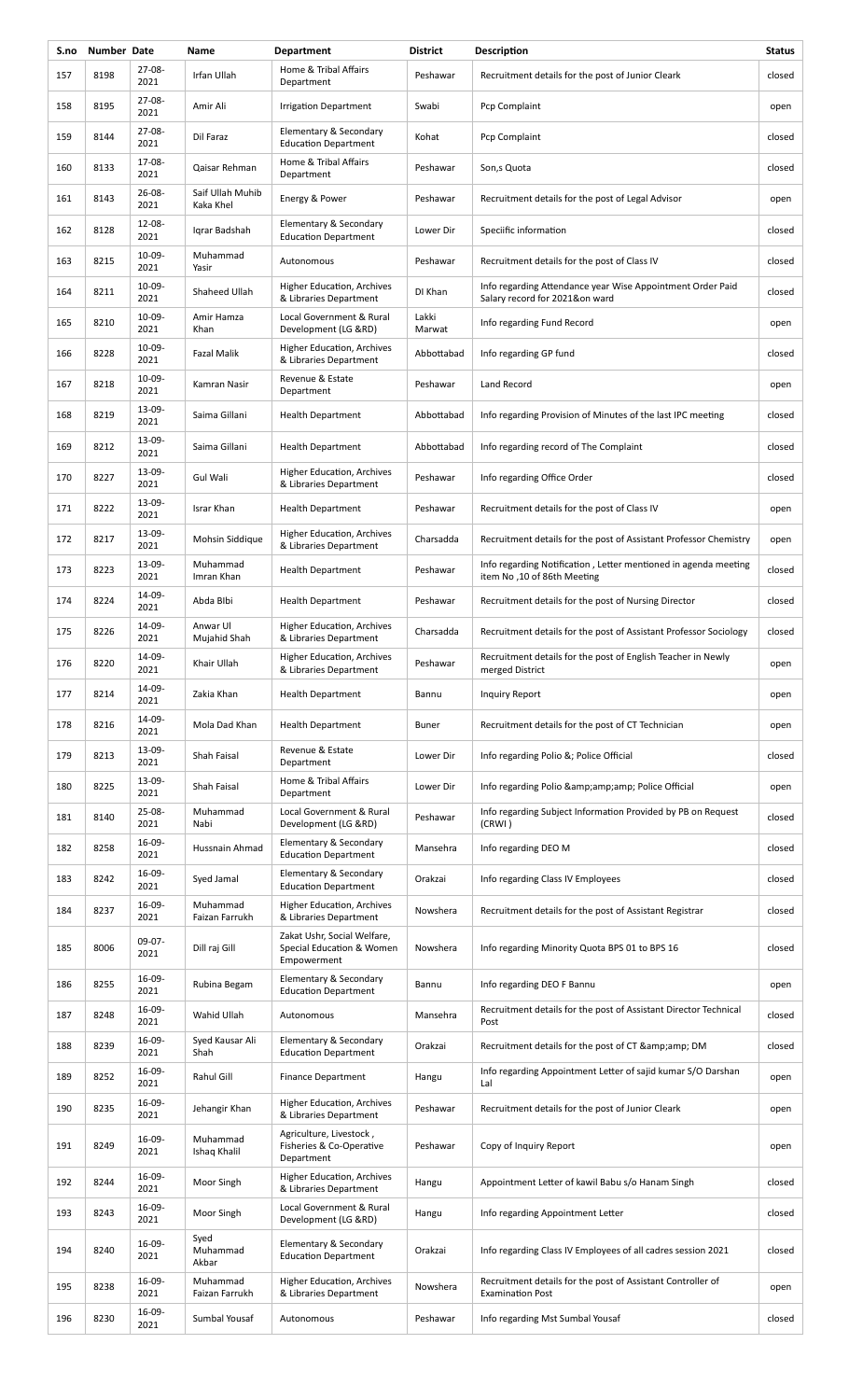| S.no | Number | Date | Name | Department | District | Description | Status |
|---|---|---|---|---|---|---|---|
| 157 | 8198 | 27-08-2021 | Irfan Ullah | Home & Tribal Affairs Department | Peshawar | Recruitment details for the post of Junior Cleark | closed |
| 158 | 8195 | 27-08-2021 | Amir Ali | Irrigation Department | Swabi | Pcp Complaint | open |
| 159 | 8144 | 27-08-2021 | Dil Faraz | Elementary & Secondary Education Department | Kohat | Pcp Complaint | closed |
| 160 | 8133 | 17-08-2021 | Qaisar Rehman | Home & Tribal Affairs Department | Peshawar | Son,s Quota | closed |
| 161 | 8143 | 26-08-2021 | Saif Ullah Muhib Kaka Khel | Energy & Power | Peshawar | Recruitment details for the post of Legal Advisor | open |
| 162 | 8128 | 12-08-2021 | Iqrar Badshah | Elementary & Secondary Education Department | Lower Dir | Speciific information | closed |
| 163 | 8215 | 10-09-2021 | Muhammad Yasir | Autonomous | Peshawar | Recruitment details for the post of Class IV | closed |
| 164 | 8211 | 10-09-2021 | Shaheed Ullah | Higher Education, Archives & Libraries Department | DI Khan | Info regarding Attendance year Wise Appointment Order Paid Salary record for 2021&on ward | closed |
| 165 | 8210 | 10-09-2021 | Amir Hamza Khan | Local Government & Rural Development (LG &RD) | Lakki Marwat | Info regarding Fund Record | open |
| 166 | 8228 | 10-09-2021 | Fazal Malik | Higher Education, Archives & Libraries Department | Abbottabad | Info regarding GP fund | closed |
| 167 | 8218 | 10-09-2021 | Kamran Nasir | Revenue & Estate Department | Peshawar | Land Record | open |
| 168 | 8219 | 13-09-2021 | Saima Gillani | Health Department | Abbottabad | Info regarding Provision of Minutes of the last IPC meeting | closed |
| 169 | 8212 | 13-09-2021 | Saima Gillani | Health Department | Abbottabad | Info regarding record of The Complaint | closed |
| 170 | 8227 | 13-09-2021 | Gul Wali | Higher Education, Archives & Libraries Department | Peshawar | Info regarding Office Order | closed |
| 171 | 8222 | 13-09-2021 | Israr Khan | Health Department | Peshawar | Recruitment details for the post of Class IV | open |
| 172 | 8217 | 13-09-2021 | Mohsin Siddique | Higher Education, Archives & Libraries Department | Charsadda | Recruitment details for the post of Assistant Professor Chemistry | open |
| 173 | 8223 | 13-09-2021 | Muhammad Imran Khan | Health Department | Peshawar | Info regarding Notification , Letter mentioned in agenda meeting item No ,10 of 86th Meeting | closed |
| 174 | 8224 | 14-09-2021 | Abda BIbi | Health Department | Peshawar | Recruitment details for the post of Nursing Director | closed |
| 175 | 8226 | 14-09-2021 | Anwar Ul Mujahid Shah | Higher Education, Archives & Libraries Department | Charsadda | Recruitment details for the post of Assistant Professor Sociology | closed |
| 176 | 8220 | 14-09-2021 | Khair Ullah | Higher Education, Archives & Libraries Department | Peshawar | Recruitment details for the post of English Teacher in Newly merged District | open |
| 177 | 8214 | 14-09-2021 | Zakia Khan | Health Department | Bannu | Inquiry Report | open |
| 178 | 8216 | 14-09-2021 | Mola Dad Khan | Health Department | Buner | Recruitment details for the post of CT Technician | open |
| 179 | 8213 | 13-09-2021 | Shah Faisal | Revenue & Estate Department | Lower Dir | Info regarding Polio &; Police Official | closed |
| 180 | 8225 | 13-09-2021 | Shah Faisal | Home & Tribal Affairs Department | Lower Dir | Info regarding Polio &amp;amp;amp; Police Official | open |
| 181 | 8140 | 25-08-2021 | Muhammad Nabi | Local Government & Rural Development (LG &RD) | Peshawar | Info regarding Subject Information Provided by PB on Request (CRWI ) | closed |
| 182 | 8258 | 16-09-2021 | Hussnain Ahmad | Elementary & Secondary Education Department | Mansehra | Info regarding DEO M | closed |
| 183 | 8242 | 16-09-2021 | Syed Jamal | Elementary & Secondary Education Department | Orakzai | Info regarding Class IV Employees | closed |
| 184 | 8237 | 16-09-2021 | Muhammad Faizan Farrukh | Higher Education, Archives & Libraries Department | Nowshera | Recruitment details for the post of Assistant Registrar | closed |
| 185 | 8006 | 09-07-2021 | Dill raj Gill | Zakat Ushr, Social Welfare, Special Education & Women Empowerment | Nowshera | Info regarding Minority Quota BPS 01 to BPS 16 | closed |
| 186 | 8255 | 16-09-2021 | Rubina Begam | Elementary & Secondary Education Department | Bannu | Info regarding DEO F Bannu | open |
| 187 | 8248 | 16-09-2021 | Wahid Ullah | Autonomous | Mansehra | Recruitment details for the post of Assistant Director Technical Post | closed |
| 188 | 8239 | 16-09-2021 | Syed Kausar Ali Shah | Elementary & Secondary Education Department | Orakzai | Recruitment details for the post of CT &amp;amp; DM | closed |
| 189 | 8252 | 16-09-2021 | Rahul Gill | Finance Department | Hangu | Info regarding Appointment Letter of sajid kumar S/O Darshan Lal | open |
| 190 | 8235 | 16-09-2021 | Jehangir Khan | Higher Education, Archives & Libraries Department | Peshawar | Recruitment details for the post of Junior Cleark | open |
| 191 | 8249 | 16-09-2021 | Muhammad Ishaq Khalil | Agriculture, Livestock , Fisheries & Co-Operative Department | Peshawar | Copy of Inquiry Report | open |
| 192 | 8244 | 16-09-2021 | Moor Singh | Higher Education, Archives & Libraries Department | Hangu | Appointment Letter of kawil Babu s/o Hanam Singh | closed |
| 193 | 8243 | 16-09-2021 | Moor Singh | Local Government & Rural Development (LG &RD) | Hangu | Info regarding Appointment Letter | closed |
| 194 | 8240 | 16-09-2021 | Syed Muhammad Akbar | Elementary & Secondary Education Department | Orakzai | Info regarding Class IV Employees of all cadres session 2021 | closed |
| 195 | 8238 | 16-09-2021 | Muhammad Faizan Farrukh | Higher Education, Archives & Libraries Department | Nowshera | Recruitment details for the post of Assistant Controller of Examination Post | open |
| 196 | 8230 | 16-09-2021 | Sumbal Yousaf | Autonomous | Peshawar | Info regarding Mst Sumbal Yousaf | closed |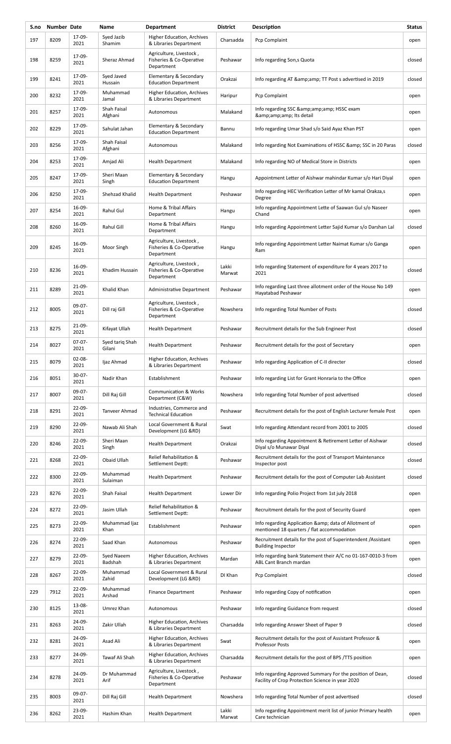| S.no | Number | Date | Name | Department | District | Description | Status |
|---|---|---|---|---|---|---|---|
| 197 | 8209 | 17-09-2021 | Syed Jazib Shamim | Higher Education, Archives & Libraries Department | Charsadda | Pcp Complaint | open |
| 198 | 8259 | 17-09-2021 | Sheraz Ahmad | Agriculture, Livestock , Fisheries & Co-Operative Department | Peshawar | Info regarding Son,s Quota | closed |
| 199 | 8241 | 17-09-2021 | Syed Javed Hussain | Elementary & Secondary Education Department | Orakzai | Info regarding AT &amp;amp; TT Post s advertised in 2019 | closed |
| 200 | 8232 | 17-09-2021 | Muhammad Jamal | Higher Education, Archives & Libraries Department | Haripur | Pcp Complaint | open |
| 201 | 8257 | 17-09-2021 | Shah Faisal Afghani | Autonomous | Malakand | Info regarding SSC &amp;amp;amp; HSSC exam &amp;amp;amp; Its detail | open |
| 202 | 8229 | 17-09-2021 | Sahulat Jahan | Elementary & Secondary Education Department | Bannu | Info regarding Umar Shad s/o Said Ayaz Khan PST | open |
| 203 | 8256 | 17-09-2021 | Shah Faisal Afghani | Autonomous | Malakand | Info regarding Not Examinations of HSSC &amp; SSC in 20 Paras | closed |
| 204 | 8253 | 17-09-2021 | Amjad Ali | Health Department | Malakand | Info regarding NO of Medical Store in Districts | open |
| 205 | 8247 | 17-09-2021 | Sheri Maan Singh | Elementary & Secondary Education Department | Hangu | Appointment Letter of Aishwar mahindar Kumar s/o Hari Diyal | open |
| 206 | 8250 | 17-09-2021 | Shehzad Khalid | Health Department | Peshawar | Info regarding HEC Verification Letter of Mr kamal Orakza,s Degree | open |
| 207 | 8254 | 16-09-2021 | Rahul Gul | Home & Tribal Affairs Department | Hangu | Info regarding Appointment Lette of Saawan Gul s/o Naseer Chand | open |
| 208 | 8260 | 16-09-2021 | Rahul Gill | Home & Tribal Affairs Department | Hangu | Info regarding Appointment Letter Sajid Kumar s/o Darshan Lal | closed |
| 209 | 8245 | 16-09-2021 | Moor Singh | Agriculture, Livestock , Fisheries & Co-Operative Department | Hangu | Info regarding Appointment Letter Naimat Kumar s/o Ganga Ram | open |
| 210 | 8236 | 16-09-2021 | Khadim Hussain | Agriculture, Livestock , Fisheries & Co-Operative Department | Lakki Marwat | Info regarding Statement of expenditure for 4 years 2017 to 2021 | closed |
| 211 | 8289 | 21-09-2021 | Khalid Khan | Administrative Department | Peshawar | Info regarding Last three allotment order of the House No 149 Hayatabad Peshawar | open |
| 212 | 8005 | 09-07-2021 | Dill raj Gill | Agriculture, Livestock , Fisheries & Co-Operative Department | Nowshera | Info regarding Total Number of Posts | closed |
| 213 | 8275 | 21-09-2021 | Kifayat Ullah | Health Department | Peshawar | Recruitment details for the Sub Engineer Post | closed |
| 214 | 8027 | 07-07-2021 | Syed tariq Shah Gilani | Health Department | Peshawar | Recruitment details for the post of Secretary | open |
| 215 | 8079 | 02-08-2021 | Ijaz Ahmad | Higher Education, Archives & Libraries Department | Peshawar | Info regarding Application of C-II directer | closed |
| 216 | 8051 | 30-07-2021 | Nadir Khan | Establishment | Peshawar | Info regarding List for Grant Honraria to the Office | open |
| 217 | 8007 | 09-07-2021 | Dill Raj Gill | Communication & Works Department (C&W) | Nowshera | Info regarding Total Number of post advertised | closed |
| 218 | 8291 | 22-09-2021 | Tanveer Ahmad | Industries, Commerce and Technical Education | Peshawar | Recruitment details for the post of English Lecturer female Post | open |
| 219 | 8290 | 22-09-2021 | Nawab Ali Shah | Local Government & Rural Development (LG &RD) | Swat | Info regarding Attendant record from 2001 to 2005 | closed |
| 220 | 8246 | 22-09-2021 | Sheri Maan Singh | Health Department | Orakzai | Info regarding Appointment & Retirement Letter of Aishwar Diyal s/o Munawar Diyal | closed |
| 221 | 8268 | 22-09-2021 | Obaid Ullah | Relief Rehabilitation & Settlement Deptt: | Peshawar | Recruitment details for the post of Transport Maintenance Inspector post | closed |
| 222 | 8300 | 22-09-2021 | Muhammad Sulaiman | Health Department | Peshawar | Recruitment details for the post of Computer Lab Assistant | closed |
| 223 | 8276 | 22-09-2021 | Shah Faisal | Health Department | Lower Dir | Info regarding Polio Project from 1st july 2018 | open |
| 224 | 8272 | 22-09-2021 | Jasim Ullah | Relief Rehabilitation & Settlement Deptt: | Peshawar | Recruitment details for the post of Security Guard | open |
| 225 | 8273 | 22-09-2021 | Muhammad Ijaz Khan | Establishment | Peshawar | Info regarding Application &amp; data of Allotment of mentioned 18 quarters / flat accommodation | open |
| 226 | 8274 | 22-09-2021 | Saad Khan | Autonomous | Peshawar | Recruitment details for the post of Superintendent /Assistant Building Inspector | open |
| 227 | 8279 | 22-09-2021 | Syed Naeem Badshah | Higher Education, Archives & Libraries Department | Mardan | Info regarding bank Statement their A/C no 01-167-0010-3 from ABL Cant Branch mardan | open |
| 228 | 8267 | 22-09-2021 | Muhammad Zahid | Local Government & Rural Development (LG &RD) | DI Khan | Pcp Complaint | closed |
| 229 | 7912 | 22-09-2021 | Muhammad Arshad | Finance Department | Peshawar | Info regarding Copy of notification | open |
| 230 | 8125 | 13-08-2021 | Umrez Khan | Autonomous | Peshawar | Info regarding Guidance from request | closed |
| 231 | 8263 | 24-09-2021 | Zakir Ullah | Higher Education, Archives & Libraries Department | Charsadda | Info regarding Answer Sheet of Paper 9 | closed |
| 232 | 8281 | 24-09-2021 | Asad Ali | Higher Education, Archives & Libraries Department | Swat | Recruitment details for the post of Assistant Professor & Professor Posts | open |
| 233 | 8277 | 24-09-2021 | Tawaf Ali Shah | Higher Education, Archives & Libraries Department | Charsadda | Recruitment details for the post of BPS /TTS position | open |
| 234 | 8278 | 24-09-2021 | Dr Muhammad Arif | Agriculture, Livestock , Fisheries & Co-Operative Department | Peshawar | Info regarding Approved Summary For the position of Dean, Facility of Crop Protection Science in year 2020 | closed |
| 235 | 8003 | 09-07-2021 | Dill Raj Gill | Health Department | Nowshera | Info regarding Total Number of post advertised | closed |
| 236 | 8262 | 23-09-2021 | Hashim Khan | Health Department | Lakki Marwat | Info regarding Appointment merit list of junior Primary health Care technician | open |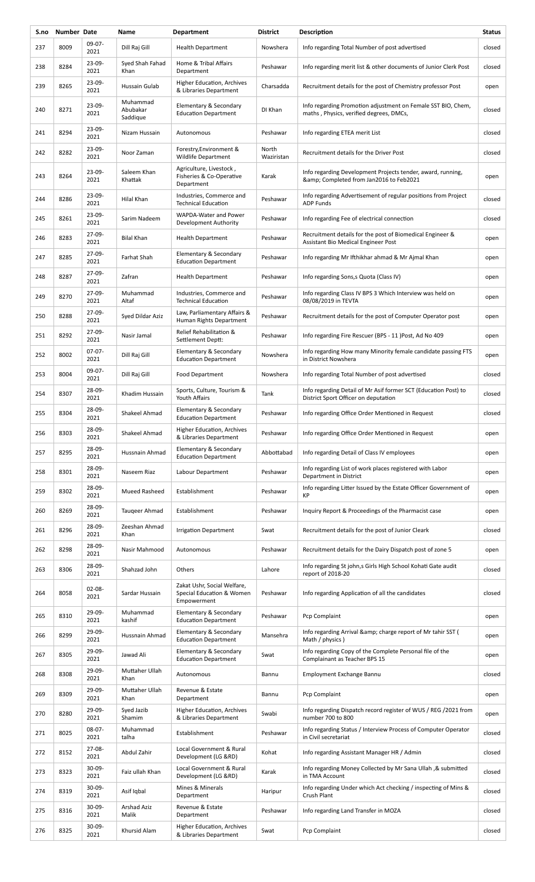| S.no | Number | Date | Name | Department | District | Description | Status |
|---|---|---|---|---|---|---|---|
| 237 | 8009 | 09-07-2021 | Dill Raj Gill | Health Department | Nowshera | Info regarding Total Number of post advertised | closed |
| 238 | 8284 | 23-09-2021 | Syed Shah Fahad Khan | Home & Tribal Affairs Department | Peshawar | Info regarding merit list & other documents of Junior Clerk Post | closed |
| 239 | 8265 | 23-09-2021 | Hussain Gulab | Higher Education, Archives & Libraries Department | Charsadda | Recruitment details for the post of Chemistry professor Post | open |
| 240 | 8271 | 23-09-2021 | Muhammad Abubakar Saddique | Elementary & Secondary Education Department | DI Khan | Info regarding Promotion adjustment on Female SST BIO, Chem, maths , Physics, verified degrees, DMCs, | closed |
| 241 | 8294 | 23-09-2021 | Nizam Hussain | Autonomous | Peshawar | Info regarding ETEA merit List | closed |
| 242 | 8282 | 23-09-2021 | Noor Zaman | Forestry,Environment & Wildlife Department | North Waziristan | Recruitment details for the Driver Post | closed |
| 243 | 8264 | 23-09-2021 | Saleem Khan Khattak | Agriculture, Livestock , Fisheries & Co-Operative Department | Karak | Info regarding Development Projects tender, award, running, &amp; Completed from Jan2016 to Feb2021 | open |
| 244 | 8286 | 23-09-2021 | Hilal Khan | Industries, Commerce and Technical Education | Peshawar | Info regarding Advertisement of regular positions from Project ADP Funds | closed |
| 245 | 8261 | 23-09-2021 | Sarim Nadeem | WAPDA-Water and Power Development Authority | Peshawar | Info regarding Fee of electrical connection | closed |
| 246 | 8283 | 27-09-2021 | Bilal Khan | Health Department | Peshawar | Recruitment details for the post of Biomedical Engineer & Assistant Bio Medical Engineer Post | open |
| 247 | 8285 | 27-09-2021 | Farhat Shah | Elementary & Secondary Education Department | Peshawar | Info regarding Mr Ifthikhar ahmad & Mr Ajmal Khan | open |
| 248 | 8287 | 27-09-2021 | Zafran | Health Department | Peshawar | Info regarding Sons,s Quota (Class IV) | open |
| 249 | 8270 | 27-09-2021 | Muhammad Altaf | Industries, Commerce and Technical Education | Peshawar | Info regarding Class IV BPS 3 Which Interview was held on 08/08/2019 in TEVTA | open |
| 250 | 8288 | 27-09-2021 | Syed Dildar Aziz | Law, Parliamentary Affairs & Human Rights Department | Peshawar | Recruitment details for the post of Computer Operator post | open |
| 251 | 8292 | 27-09-2021 | Nasir Jamal | Relief Rehabilitation & Settlement Deptt: | Peshawar | Info regarding Fire Rescuer (BPS - 11 )Post, Ad No 409 | open |
| 252 | 8002 | 07-07-2021 | Dill Raj Gill | Elementary & Secondary Education Department | Nowshera | Info regarding How many Minority female candidate passing FTS in District Nowshera | open |
| 253 | 8004 | 09-07-2021 | Dill Raj Gill | Food Department | Nowshera | Info regarding Total Number of post advertised | closed |
| 254 | 8307 | 28-09-2021 | Khadim Hussain | Sports, Culture, Tourism & Youth Affairs | Tank | Info regarding Detail of Mr Asif former SCT (Education Post) to District Sport Officer on deputation | closed |
| 255 | 8304 | 28-09-2021 | Shakeel Ahmad | Elementary & Secondary Education Department | Peshawar | Info regarding Office Order Mentioned in Request | closed |
| 256 | 8303 | 28-09-2021 | Shakeel Ahmad | Higher Education, Archives & Libraries Department | Peshawar | Info regarding Office Order Mentioned in Request | open |
| 257 | 8295 | 28-09-2021 | Hussnain Ahmad | Elementary & Secondary Education Department | Abbottabad | Info regarding Detail of Class IV employees | open |
| 258 | 8301 | 28-09-2021 | Naseem Riaz | Labour Department | Peshawar | Info regarding List of work places registered with Labor Department in District | open |
| 259 | 8302 | 28-09-2021 | Mueed Rasheed | Establishment | Peshawar | Info regarding Litter Issued by the Estate Officer Government of KP | open |
| 260 | 8269 | 28-09-2021 | Tauqeer Ahmad | Establishment | Peshawar | Inquiry Report & Proceedings of the Pharmacist case | open |
| 261 | 8296 | 28-09-2021 | Zeeshan Ahmad Khan | Irrigation Department | Swat | Recruitment details for the post of Junior Cleark | closed |
| 262 | 8298 | 28-09-2021 | Nasir Mahmood | Autonomous | Peshawar | Recruitment details for the Dairy Dispatch post of zone 5 | open |
| 263 | 8306 | 28-09-2021 | Shahzad John | Others | Lahore | Info regarding St john,s Girls High School Kohati Gate audit report of 2018-20 | closed |
| 264 | 8058 | 02-08-2021 | Sardar Hussain | Zakat Ushr, Social Welfare, Special Education & Women Empowerment | Peshawar | Info regarding Application of all the candidates | closed |
| 265 | 8310 | 29-09-2021 | Muhammad kashif | Elementary & Secondary Education Department | Peshawar | Pcp Complaint | open |
| 266 | 8299 | 29-09-2021 | Hussnain Ahmad | Elementary & Secondary Education Department | Mansehra | Info regarding Arrival &amp; charge report of Mr tahir SST ( Math / physics ) | open |
| 267 | 8305 | 29-09-2021 | Jawad Ali | Elementary & Secondary Education Department | Swat | Info regarding Copy of the Complete Personal file of the Complainant as Teacher BPS 15 | open |
| 268 | 8308 | 29-09-2021 | Muttaher Ullah Khan | Autonomous | Bannu | Employment Exchange Bannu | closed |
| 269 | 8309 | 29-09-2021 | Muttaher Ullah Khan | Revenue & Estate Department | Bannu | Pcp Complaint | open |
| 270 | 8280 | 29-09-2021 | Syed Jazib Shamim | Higher Education, Archives & Libraries Department | Swabi | Info regarding Dispatch record register of WUS / REG /2021 from number 700 to 800 | open |
| 271 | 8025 | 08-07-2021 | Muhammad talha | Establishment | Peshawar | Info regarding Status / Interview Process of Computer Operator in Civil secretariat | closed |
| 272 | 8152 | 27-08-2021 | Abdul Zahir | Local Government & Rural Development (LG &RD) | Kohat | Info regarding Assistant Manager HR / Admin | closed |
| 273 | 8323 | 30-09-2021 | Faiz ullah Khan | Local Government & Rural Development (LG &RD) | Karak | Info regarding Money Collected by Mr Sana Ullah ,& submitted in TMA Account | closed |
| 274 | 8319 | 30-09-2021 | Asif Iqbal | Mines & Minerals Department | Haripur | Info regarding Under which Act checking / inspecting of Mins & Crush Plant | closed |
| 275 | 8316 | 30-09-2021 | Arshad Aziz Malik | Revenue & Estate Department | Peshawar | Info regarding Land Transfer in MOZA | closed |
| 276 | 8325 | 30-09-2021 | Khursid Alam | Higher Education, Archives & Libraries Department | Swat | Pcp Complaint | closed |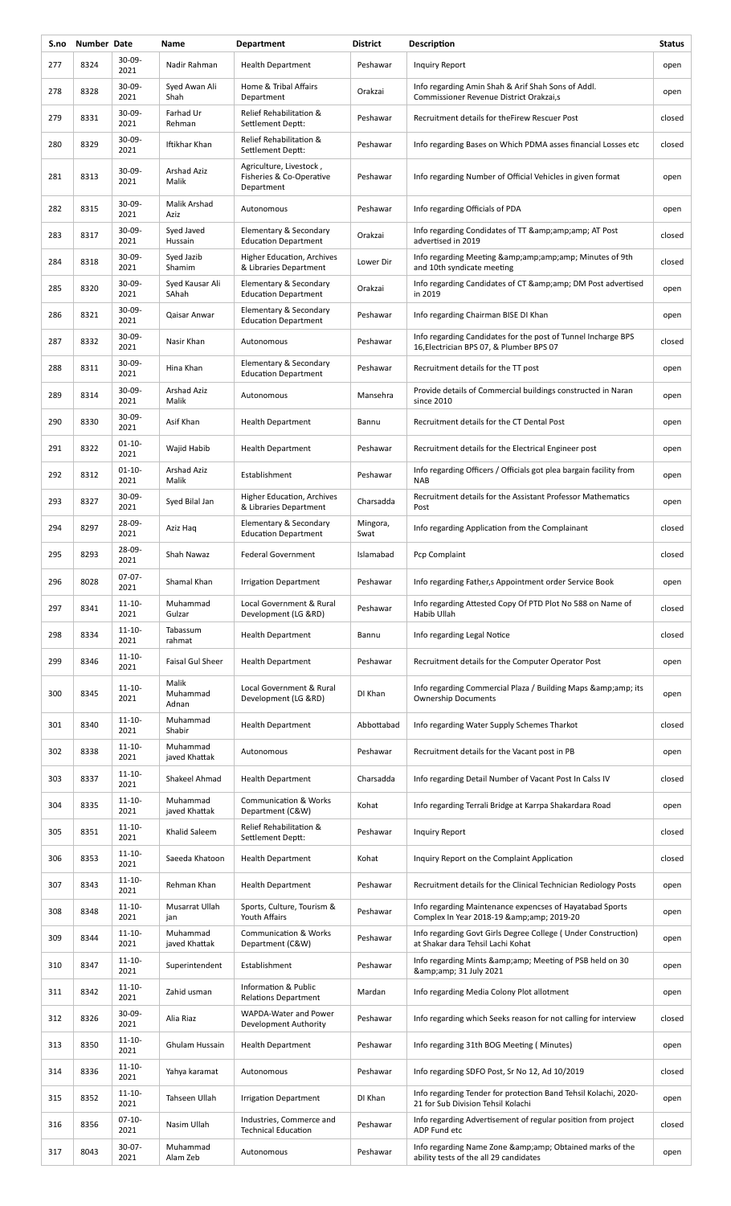| S.no | Number | Date | Name | Department | District | Description | Status |
|---|---|---|---|---|---|---|---|
| 277 | 8324 | 30-09-2021 | Nadir Rahman | Health Department | Peshawar | Inquiry Report | open |
| 278 | 8328 | 30-09-2021 | Syed Awan Ali Shah | Home & Tribal Affairs Department | Orakzai | Info regarding Amin Shah & Arif Shah Sons of Addl. Commissioner Revenue District Orakzai,s | open |
| 279 | 8331 | 30-09-2021 | Farhad Ur Rehman | Relief Rehabilitation & Settlement Deptt: | Peshawar | Recruitment details for theFirew Rescuer Post | closed |
| 280 | 8329 | 30-09-2021 | Iftikhar Khan | Relief Rehabilitation & Settlement Deptt: | Peshawar | Info regarding Bases on Which PDMA asses financial Losses etc | closed |
| 281 | 8313 | 30-09-2021 | Arshad Aziz Malik | Agriculture, Livestock , Fisheries & Co-Operative Department | Peshawar | Info regarding Number of Official Vehicles in given format | open |
| 282 | 8315 | 30-09-2021 | Malik Arshad Aziz | Autonomous | Peshawar | Info regarding Officials of PDA | open |
| 283 | 8317 | 30-09-2021 | Syed Javed Hussain | Elementary & Secondary Education Department | Orakzai | Info regarding Condidates of TT &amp;amp;amp; AT Post advertised in 2019 | closed |
| 284 | 8318 | 30-09-2021 | Syed Jazib Shamim | Higher Education, Archives & Libraries Department | Lower Dir | Info regarding Meeting &amp;amp;amp;amp; Minutes of 9th and 10th syndicate meeting | closed |
| 285 | 8320 | 30-09-2021 | Syed Kausar Ali SAhah | Elementary & Secondary Education Department | Orakzai | Info regarding Candidates of CT &amp;amp; DM Post advertised in 2019 | open |
| 286 | 8321 | 30-09-2021 | Qaisar Anwar | Elementary & Secondary Education Department | Peshawar | Info regarding Chairman BISE DI Khan | open |
| 287 | 8332 | 30-09-2021 | Nasir Khan | Autonomous | Peshawar | Info regarding Candidates for the post of Tunnel Incharge BPS 16,Electrician BPS 07, & Plumber BPS 07 | closed |
| 288 | 8311 | 30-09-2021 | Hina Khan | Elementary & Secondary Education Department | Peshawar | Recruitment details for the TT post | open |
| 289 | 8314 | 30-09-2021 | Arshad Aziz Malik | Autonomous | Mansehra | Provide details of Commercial buildings constructed in Naran since 2010 | open |
| 290 | 8330 | 30-09-2021 | Asif Khan | Health Department | Bannu | Recruitment details for the CT Dental Post | open |
| 291 | 8322 | 01-10-2021 | Wajid Habib | Health Department | Peshawar | Recruitment details for the Electrical Engineer post | open |
| 292 | 8312 | 01-10-2021 | Arshad Aziz Malik | Establishment | Peshawar | Info regarding Officers / Officials got plea bargain facility from NAB | open |
| 293 | 8327 | 30-09-2021 | Syed Bilal Jan | Higher Education, Archives & Libraries Department | Charsadda | Recruitment details for the Assistant Professor Mathematics Post | open |
| 294 | 8297 | 28-09-2021 | Aziz Haq | Elementary & Secondary Education Department | Mingora, Swat | Info regarding Application from the Complainant | closed |
| 295 | 8293 | 28-09-2021 | Shah Nawaz | Federal Government | Islamabad | Pcp Complaint | closed |
| 296 | 8028 | 07-07-2021 | Shamal Khan | Irrigation Department | Peshawar | Info regarding Father,s Appointment order Service Book | open |
| 297 | 8341 | 11-10-2021 | Muhammad Gulzar | Local Government & Rural Development (LG &RD) | Peshawar | Info regarding Attested Copy Of PTD Plot No 588 on Name of Habib Ullah | closed |
| 298 | 8334 | 11-10-2021 | Tabassum rahmat | Health Department | Bannu | Info regarding Legal Notice | closed |
| 299 | 8346 | 11-10-2021 | Faisal Gul Sheer | Health Department | Peshawar | Recruitment details for the Computer Operator Post | open |
| 300 | 8345 | 11-10-2021 | Malik Muhammad Adnan | Local Government & Rural Development (LG &RD) | DI Khan | Info regarding Commercial Plaza / Building Maps &amp;amp; its Ownership Documents | open |
| 301 | 8340 | 11-10-2021 | Muhammad Shabir | Health Department | Abbottabad | Info regarding Water Supply Schemes Tharkot | closed |
| 302 | 8338 | 11-10-2021 | Muhammad javed Khattak | Autonomous | Peshawar | Recruitment details for the Vacant post in PB | open |
| 303 | 8337 | 11-10-2021 | Shakeel Ahmad | Health Department | Charsadda | Info regarding Detail Number of Vacant Post In Calss IV | closed |
| 304 | 8335 | 11-10-2021 | Muhammad javed Khattak | Communication & Works Department (C&W) | Kohat | Info regarding Terrali Bridge at Karrpa Shakardara Road | open |
| 305 | 8351 | 11-10-2021 | Khalid Saleem | Relief Rehabilitation & Settlement Deptt: | Peshawar | Inquiry Report | closed |
| 306 | 8353 | 11-10-2021 | Saeeda Khatoon | Health Department | Kohat | Inquiry Report on the Complaint Application | closed |
| 307 | 8343 | 11-10-2021 | Rehman Khan | Health Department | Peshawar | Recruitment details for the Clinical Technician Rediology Posts | open |
| 308 | 8348 | 11-10-2021 | Musarrat Ullah jan | Sports, Culture, Tourism & Youth Affairs | Peshawar | Info regarding Maintenance expencses of Hayatabad Sports Complex In Year 2018-19 &amp;amp; 2019-20 | open |
| 309 | 8344 | 11-10-2021 | Muhammad javed Khattak | Communication & Works Department (C&W) | Peshawar | Info regarding Govt Girls Degree College ( Under Construction) at Shakar dara Tehsil Lachi Kohat | open |
| 310 | 8347 | 11-10-2021 | Superintendent | Establishment | Peshawar | Info regarding Mints &amp;amp; Meeting of PSB held on 30 &amp;amp; 31 July 2021 | open |
| 311 | 8342 | 11-10-2021 | Zahid usman | Information & Public Relations Department | Mardan | Info regarding Media Colony Plot allotment | open |
| 312 | 8326 | 30-09-2021 | Alia Riaz | WAPDA-Water and Power Development Authority | Peshawar | Info regarding which Seeks reason for not calling for interview | closed |
| 313 | 8350 | 11-10-2021 | Ghulam Hussain | Health Department | Peshawar | Info regarding 31th BOG Meeting ( Minutes) | open |
| 314 | 8336 | 11-10-2021 | Yahya karamat | Autonomous | Peshawar | Info regarding SDFO Post, Sr No 12, Ad 10/2019 | closed |
| 315 | 8352 | 11-10-2021 | Tahseen Ullah | Irrigation Department | DI Khan | Info regarding Tender for protection Band Tehsil Kolachi, 2020-21 for Sub Division Tehsil Kolachi | open |
| 316 | 8356 | 07-10-2021 | Nasim Ullah | Industries, Commerce and Technical Education | Peshawar | Info regarding Advertisement of regular position from project ADP Fund etc | closed |
| 317 | 8043 | 30-07-2021 | Muhammad Alam Zeb | Autonomous | Peshawar | Info regarding Name Zone &amp;amp; Obtained marks of the ability tests of the all 29 candidates | open |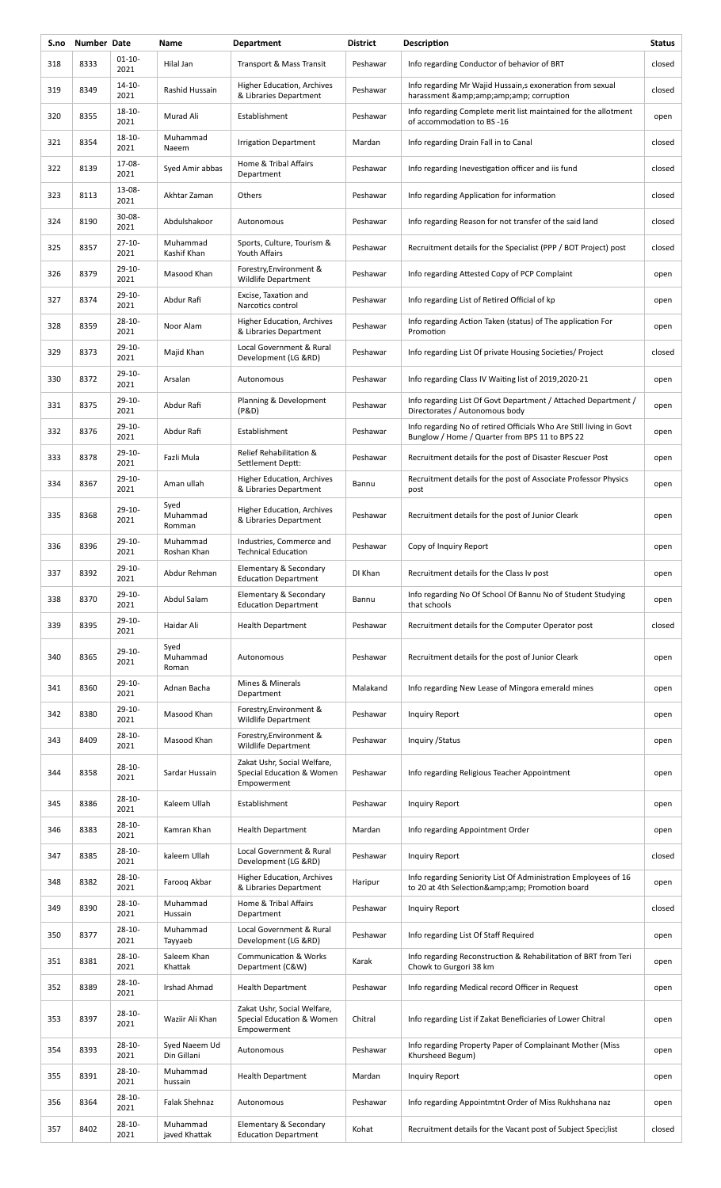| S.no | Number | Date | Name | Department | District | Description | Status |
|---|---|---|---|---|---|---|---|
| 318 | 8333 | 01-10-2021 | Hilal Jan | Transport & Mass Transit | Peshawar | Info regarding Conductor of behavior of BRT | closed |
| 319 | 8349 | 14-10-2021 | Rashid Hussain | Higher Education, Archives & Libraries Department | Peshawar | Info regarding Mr Wajid Hussain,s exoneration from sexual harassment &amp;amp;amp;amp; corruption | closed |
| 320 | 8355 | 18-10-2021 | Murad Ali | Establishment | Peshawar | Info regarding Complete merit list maintained for the allotment of accommodation to BS -16 | open |
| 321 | 8354 | 18-10-2021 | Muhammad Naeem | Irrigation Department | Mardan | Info regarding Drain Fall in to Canal | closed |
| 322 | 8139 | 17-08-2021 | Syed Amir abbas | Home & Tribal Affairs Department | Peshawar | Info regarding Inevestigation officer and iis fund | closed |
| 323 | 8113 | 13-08-2021 | Akhtar Zaman | Others | Peshawar | Info regarding Application for information | closed |
| 324 | 8190 | 30-08-2021 | Abdulshakoor | Autonomous | Peshawar | Info regarding Reason for not transfer of the said land | closed |
| 325 | 8357 | 27-10-2021 | Muhammad Kashif Khan | Sports, Culture, Tourism & Youth Affairs | Peshawar | Recruitment details for the Specialist (PPP / BOT Project) post | closed |
| 326 | 8379 | 29-10-2021 | Masood Khan | Forestry,Environment & Wildlife Department | Peshawar | Info regarding Attested Copy of PCP Complaint | open |
| 327 | 8374 | 29-10-2021 | Abdur Rafi | Excise, Taxation and Narcotics control | Peshawar | Info regarding List of Retired Official of kp | open |
| 328 | 8359 | 28-10-2021 | Noor Alam | Higher Education, Archives & Libraries Department | Peshawar | Info regarding Action Taken (status) of The application For Promotion | open |
| 329 | 8373 | 29-10-2021 | Majid Khan | Local Government & Rural Development (LG &RD) | Peshawar | Info regarding List Of private Housing Societies/ Project | closed |
| 330 | 8372 | 29-10-2021 | Arsalan | Autonomous | Peshawar | Info regarding Class IV Waiting list of 2019,2020-21 | open |
| 331 | 8375 | 29-10-2021 | Abdur Rafi | Planning & Development (P&D) | Peshawar | Info regarding List Of Govt Department / Attached Department / Directorates / Autonomous body | open |
| 332 | 8376 | 29-10-2021 | Abdur Rafi | Establishment | Peshawar | Info regarding No of retired Officials Who Are Still living in Govt Bunglow / Home / Quarter from BPS 11 to BPS 22 | open |
| 333 | 8378 | 29-10-2021 | Fazli Mula | Relief Rehabilitation & Settlement Deptt: | Peshawar | Recruitment details for the post of Disaster Rescuer Post | open |
| 334 | 8367 | 29-10-2021 | Aman ullah | Higher Education, Archives & Libraries Department | Bannu | Recruitment details for the post of Associate Professor Physics post | open |
| 335 | 8368 | 29-10-2021 | Syed Muhammad Romman | Higher Education, Archives & Libraries Department | Peshawar | Recruitment details for the post of Junior Cleark | open |
| 336 | 8396 | 29-10-2021 | Muhammad Roshan Khan | Industries, Commerce and Technical Education | Peshawar | Copy of Inquiry Report | open |
| 337 | 8392 | 29-10-2021 | Abdur Rehman | Elementary & Secondary Education Department | DI Khan | Recruitment details for the Class Iv post | open |
| 338 | 8370 | 29-10-2021 | Abdul Salam | Elementary & Secondary Education Department | Bannu | Info regarding No Of School Of Bannu No of Student Studying that schools | open |
| 339 | 8395 | 29-10-2021 | Haidar Ali | Health Department | Peshawar | Recruitment details for the Computer Operator post | closed |
| 340 | 8365 | 29-10-2021 | Syed Muhammad Roman | Autonomous | Peshawar | Recruitment details for the post of Junior Cleark | open |
| 341 | 8360 | 29-10-2021 | Adnan Bacha | Mines & Minerals Department | Malakand | Info regarding New Lease of Mingora emerald mines | open |
| 342 | 8380 | 29-10-2021 | Masood Khan | Forestry,Environment & Wildlife Department | Peshawar | Inquiry Report | open |
| 343 | 8409 | 28-10-2021 | Masood Khan | Forestry,Environment & Wildlife Department | Peshawar | Inquiry /Status | open |
| 344 | 8358 | 28-10-2021 | Sardar Hussain | Zakat Ushr, Social Welfare, Special Education & Women Empowerment | Peshawar | Info regarding Religious Teacher Appointment | open |
| 345 | 8386 | 28-10-2021 | Kaleem Ullah | Establishment | Peshawar | Inquiry Report | open |
| 346 | 8383 | 28-10-2021 | Kamran Khan | Health Department | Mardan | Info regarding Appointment Order | open |
| 347 | 8385 | 28-10-2021 | kaleem Ullah | Local Government & Rural Development (LG &RD) | Peshawar | Inquiry Report | closed |
| 348 | 8382 | 28-10-2021 | Farooq Akbar | Higher Education, Archives & Libraries Department | Haripur | Info regarding Seniority List Of Administration Employees of 16 to 20 at 4th Selection&amp;amp; Promotion board | open |
| 349 | 8390 | 28-10-2021 | Muhammad Hussain | Home & Tribal Affairs Department | Peshawar | Inquiry Report | closed |
| 350 | 8377 | 28-10-2021 | Muhammad Tayyaeb | Local Government & Rural Development (LG &RD) | Peshawar | Info regarding List Of Staff Required | open |
| 351 | 8381 | 28-10-2021 | Saleem Khan Khattak | Communication & Works Department (C&W) | Karak | Info regarding Reconstruction & Rehabilitation of BRT from Teri Chowk to Gurgori 38 km | open |
| 352 | 8389 | 28-10-2021 | Irshad Ahmad | Health Department | Peshawar | Info regarding Medical record Officer in Request | open |
| 353 | 8397 | 28-10-2021 | Waziir Ali Khan | Zakat Ushr, Social Welfare, Special Education & Women Empowerment | Chitral | Info regarding List if Zakat Beneficiaries of Lower Chitral | open |
| 354 | 8393 | 28-10-2021 | Syed Naeem Ud Din Gillani | Autonomous | Peshawar | Info regarding Property Paper of Complainant Mother (Miss Khursheed Begum) | open |
| 355 | 8391 | 28-10-2021 | Muhammad hussain | Health Department | Mardan | Inquiry Report | open |
| 356 | 8364 | 28-10-2021 | Falak Shehnaz | Autonomous | Peshawar | Info regarding Appointmtnt Order of Miss Rukhshana naz | open |
| 357 | 8402 | 28-10-2021 | Muhammad javed Khattak | Elementary & Secondary Education Department | Kohat | Recruitment details for the Vacant post of Subject Speci;list | closed |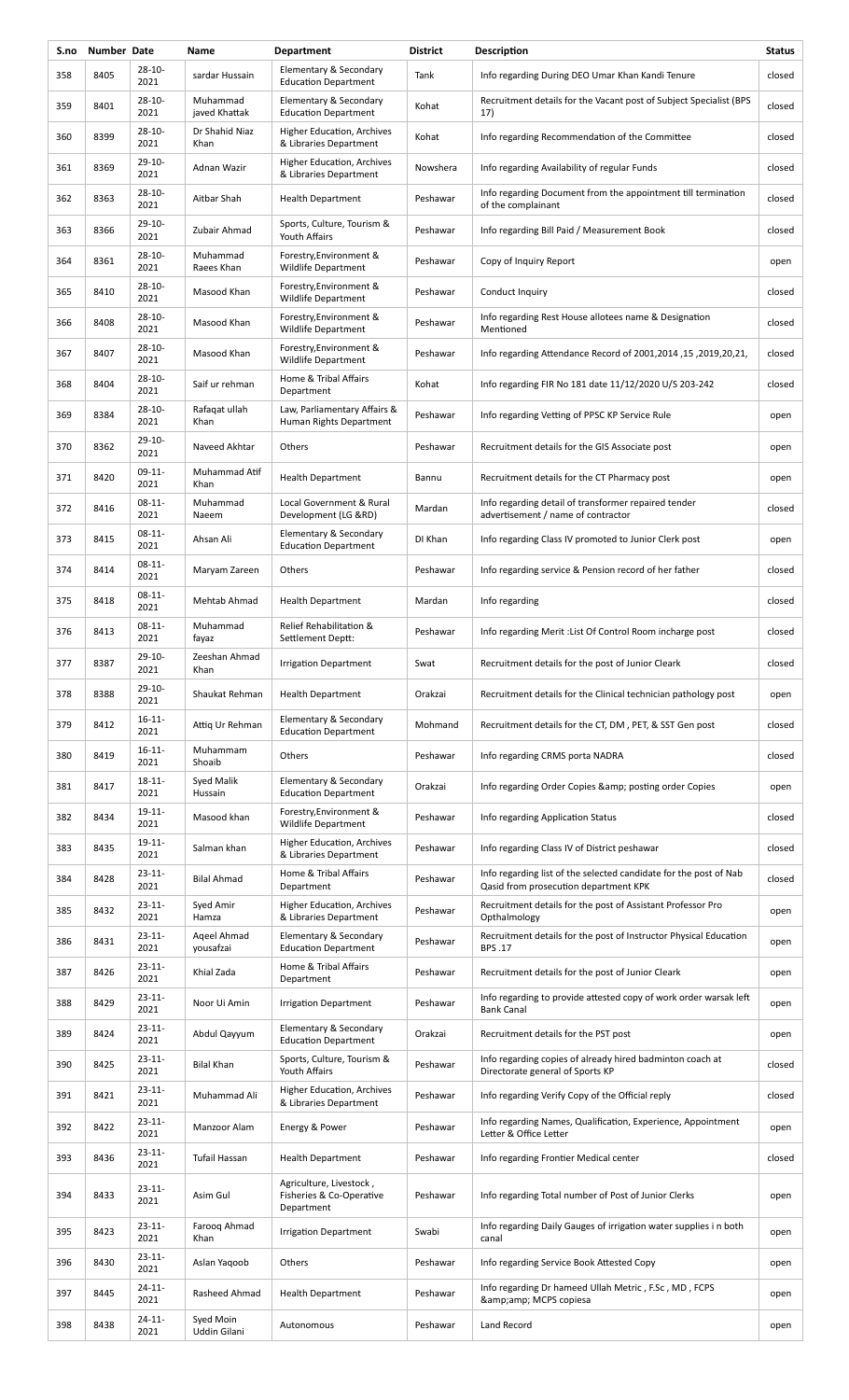| S.no | Number | Date | Name | Department | District | Description | Status |
|---|---|---|---|---|---|---|---|
| 358 | 8405 | 28-10-2021 | sardar Hussain | Elementary & Secondary Education Department | Tank | Info regarding During DEO Umar Khan Kandi Tenure | closed |
| 359 | 8401 | 28-10-2021 | Muhammad javed Khattak | Elementary & Secondary Education Department | Kohat | Recruitment details for the Vacant post of Subject Specialist (BPS 17) | closed |
| 360 | 8399 | 28-10-2021 | Dr Shahid Niaz Khan | Higher Education, Archives & Libraries Department | Kohat | Info regarding Recommendation of the Committee | closed |
| 361 | 8369 | 29-10-2021 | Adnan Wazir | Higher Education, Archives & Libraries Department | Nowshera | Info regarding Availability of regular Funds | closed |
| 362 | 8363 | 28-10-2021 | Aitbar Shah | Health Department | Peshawar | Info regarding Document from the appointment till termination of the complainant | closed |
| 363 | 8366 | 29-10-2021 | Zubair Ahmad | Sports, Culture, Tourism & Youth Affairs | Peshawar | Info regarding Bill Paid / Measurement Book | closed |
| 364 | 8361 | 28-10-2021 | Muhammad Raees Khan | Forestry,Environment & Wildlife Department | Peshawar | Copy of Inquiry Report | open |
| 365 | 8410 | 28-10-2021 | Masood Khan | Forestry,Environment & Wildlife Department | Peshawar | Conduct Inquiry | closed |
| 366 | 8408 | 28-10-2021 | Masood Khan | Forestry,Environment & Wildlife Department | Peshawar | Info regarding Rest House allotees name & Designation Mentioned | closed |
| 367 | 8407 | 28-10-2021 | Masood Khan | Forestry,Environment & Wildlife Department | Peshawar | Info regarding Attendance Record of 2001,2014 ,15 ,2019,20,21, | closed |
| 368 | 8404 | 28-10-2021 | Saif ur rehman | Home & Tribal Affairs Department | Kohat | Info regarding FIR No 181 date 11/12/2020 U/S 203-242 | closed |
| 369 | 8384 | 28-10-2021 | Rafaqat ullah Khan | Law, Parliamentary Affairs & Human Rights Department | Peshawar | Info regarding Vetting of PPSC KP Service Rule | open |
| 370 | 8362 | 29-10-2021 | Naveed Akhtar | Others | Peshawar | Recruitment details for the GIS Associate post | open |
| 371 | 8420 | 09-11-2021 | Muhammad Atif Khan | Health Department | Bannu | Recruitment details for the CT Pharmacy post | open |
| 372 | 8416 | 08-11-2021 | Muhammad Naeem | Local Government & Rural Development (LG &RD) | Mardan | Info regarding detail of transformer repaired tender advertisement / name of contractor | closed |
| 373 | 8415 | 08-11-2021 | Ahsan Ali | Elementary & Secondary Education Department | DI Khan | Info regarding Class IV promoted to Junior Clerk post | open |
| 374 | 8414 | 08-11-2021 | Maryam Zareen | Others | Peshawar | Info regarding service & Pension record of her father | closed |
| 375 | 8418 | 08-11-2021 | Mehtab Ahmad | Health Department | Mardan | Info regarding | closed |
| 376 | 8413 | 08-11-2021 | Muhammad fayaz | Relief Rehabilitation & Settlement Deptt: | Peshawar | Info regarding Merit :List Of Control Room incharge post | closed |
| 377 | 8387 | 29-10-2021 | Zeeshan Ahmad Khan | Irrigation Department | Swat | Recruitment details for the post of Junior Cleark | closed |
| 378 | 8388 | 29-10-2021 | Shaukat Rehman | Health Department | Orakzai | Recruitment details for the Clinical technician pathology post | open |
| 379 | 8412 | 16-11-2021 | Attiq Ur Rehman | Elementary & Secondary Education Department | Mohmand | Recruitment details for the CT, DM , PET, & SST Gen post | closed |
| 380 | 8419 | 16-11-2021 | Muhammam Shoaib | Others | Peshawar | Info regarding CRMS porta NADRA | closed |
| 381 | 8417 | 18-11-2021 | Syed Malik Hussain | Elementary & Secondary Education Department | Orakzai | Info regarding Order Copies &amp; posting order Copies | open |
| 382 | 8434 | 19-11-2021 | Masood khan | Forestry,Environment & Wildlife Department | Peshawar | Info regarding Application Status | closed |
| 383 | 8435 | 19-11-2021 | Salman khan | Higher Education, Archives & Libraries Department | Peshawar | Info regarding Class IV of District peshawar | closed |
| 384 | 8428 | 23-11-2021 | Bilal Ahmad | Home & Tribal Affairs Department | Peshawar | Info regarding list of the selected candidate for the post of Nab Qasid from prosecution department KPK | closed |
| 385 | 8432 | 23-11-2021 | Syed Amir Hamza | Higher Education, Archives & Libraries Department | Peshawar | Recruitment details for the post of Assistant Professor Pro Opthalmology | open |
| 386 | 8431 | 23-11-2021 | Aqeel Ahmad yousafzai | Elementary & Secondary Education Department | Peshawar | Recruitment details for the post of Instructor Physical Education BPS .17 | open |
| 387 | 8426 | 23-11-2021 | Khial Zada | Home & Tribal Affairs Department | Peshawar | Recruitment details for the post of Junior Cleark | open |
| 388 | 8429 | 23-11-2021 | Noor Ui Amin | Irrigation Department | Peshawar | Info regarding to provide attested copy of work order warsak left Bank Canal | open |
| 389 | 8424 | 23-11-2021 | Abdul Qayyum | Elementary & Secondary Education Department | Orakzai | Recruitment details for the PST post | open |
| 390 | 8425 | 23-11-2021 | Bilal Khan | Sports, Culture, Tourism & Youth Affairs | Peshawar | Info regarding copies of already hired badminton coach at Directorate general of Sports KP | closed |
| 391 | 8421 | 23-11-2021 | Muhammad Ali | Higher Education, Archives & Libraries Department | Peshawar | Info regarding Verify Copy of the Official reply | closed |
| 392 | 8422 | 23-11-2021 | Manzoor Alam | Energy & Power | Peshawar | Info regarding Names, Qualification, Experience, Appointment Letter & Office Letter | open |
| 393 | 8436 | 23-11-2021 | Tufail Hassan | Health Department | Peshawar | Info regarding Frontier Medical center | closed |
| 394 | 8433 | 23-11-2021 | Asim Gul | Agriculture, Livestock , Fisheries & Co-Operative Department | Peshawar | Info regarding Total number of Post of Junior Clerks | open |
| 395 | 8423 | 23-11-2021 | Farooq Ahmad Khan | Irrigation Department | Swabi | Info regarding Daily Gauges of irrigation water supplies i n both canal | open |
| 396 | 8430 | 23-11-2021 | Aslan Yaqoob | Others | Peshawar | Info regarding Service Book Attested Copy | open |
| 397 | 8445 | 24-11-2021 | Rasheed Ahmad | Health Department | Peshawar | Info regarding Dr hameed Ullah Metric , F.Sc , MD , FCPS &amp;amp; MCPS copiesa | open |
| 398 | 8438 | 24-11-2021 | Syed Moin Uddin Gilani | Autonomous | Peshawar | Land Record | open |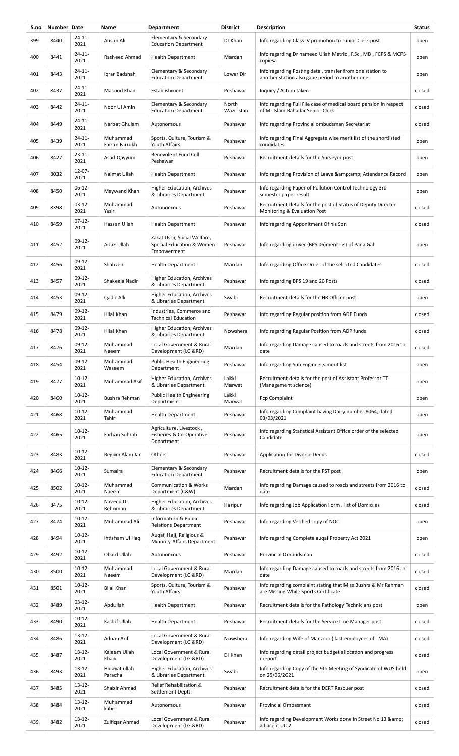| S.no | Number | Date | Name | Department | District | Description | Status |
|---|---|---|---|---|---|---|---|
| 399 | 8440 | 24-11-2021 | Ahsan Ali | Elementary & Secondary Education Department | DI Khan | Info regarding Class IV promotion to Junior Clerk post | open |
| 400 | 8441 | 24-11-2021 | Rasheed Ahmad | Health Department | Mardan | Info regarding Dr hameed Ullah Metric , F.Sc , MD , FCPS & MCPS copiesa | open |
| 401 | 8443 | 24-11-2021 | Iqrar Badshah | Elementary & Secondary Education Department | Lower Dir | Info regarding Posting date , transfer from one station to another station also gape period to another one | open |
| 402 | 8437 | 24-11-2021 | Masood Khan | Establishment | Peshawar | Inquiry / Action taken | closed |
| 403 | 8442 | 24-11-2021 | Noor Ul Amin | Elementary & Secondary Education Department | North Waziristan | Info regarding Full File case of medical board pension in respect of Mr Islam Bahadar Senior Clerk | closed |
| 404 | 8449 | 24-11-2021 | Narbat Ghulam | Autonomous | Peshawar | Info regarding Provincial ombudsman Secretariat | closed |
| 405 | 8439 | 24-11-2021 | Muhammad Faizan Farrukh | Sports, Culture, Tourism & Youth Affairs | Peshawar | Info regarding Final Aggregate wise merit list of the shortlisted condidates | open |
| 406 | 8427 | 23-11-2021 | Asad Qayyum | Benevolent Fund Cell Peshawar | Peshawar | Recruitment details for the Surveyor post | open |
| 407 | 8032 | 12-07-2021 | Naimat Ullah | Health Department | Peshawar | Info regarding Provision of Leave &amp;amp; Attendance Record | open |
| 408 | 8450 | 06-12-2021 | Maywand Khan | Higher Education, Archives & Libraries Department | Peshawar | Info regarding Paper of Pollution Control Technology 3rd semester paper result | open |
| 409 | 8398 | 03-12-2021 | Muhammad Yasir | Autonomous | Peshawar | Recruitment details for the post of Status of Deputy Directer Monitoring & Evaluation Post | closed |
| 410 | 8459 | 07-12-2021 | Hassan Ullah | Health Department | Peshawar | Info regarding Apponitment Of his Son | closed |
| 411 | 8452 | 09-12-2021 | Aizaz Ullah | Zakat Ushr, Social Welfare, Special Education & Women Empowerment | Peshawar | Info regarding driver (BPS 06)merit List of Pana Gah | open |
| 412 | 8456 | 09-12-2021 | Shahzeb | Health Department | Mardan | Info regarding Office Order of the selected Candidates | closed |
| 413 | 8457 | 09-12-2021 | Shakeela Nadir | Higher Education, Archives & Libraries Department | Peshawar | Info regarding BPS 19 and 20 Posts | closed |
| 414 | 8453 | 09-12-2021 | Qadir Alli | Higher Education, Archives & Libraries Department | Swabi | Recruitment details for the HR Officer post | open |
| 415 | 8479 | 09-12-2021 | Hilal Khan | Industries, Commerce and Technical Education | Peshawar | Info regarding Regular position from ADP Funds | closed |
| 416 | 8478 | 09-12-2021 | Hilal Khan | Higher Education, Archives & Libraries Department | Nowshera | Info regarding Regular Position from ADP funds | closed |
| 417 | 8476 | 09-12-2021 | Muhammad Naeem | Local Government & Rural Development (LG &RD) | Mardan | Info regarding Damage caused to roads and streets from 2016 to date | closed |
| 418 | 8454 | 09-12-2021 | Muhammad Waseem | Public Health Engineering Department | Peshawar | Info regarding Sub Engineer,s merit list | open |
| 419 | 8477 | 10-12-2021 | Muhammad Asif | Higher Education, Archives & Libraries Department | Lakki Marwat | Recruitment details for the post of Assistant Professor TT (Management science) | open |
| 420 | 8460 | 10-12-2021 | Bushra Rehman | Public Health Engineering Department | Lakki Marwat | Pcp Complaint | open |
| 421 | 8468 | 10-12-2021 | Muhammad Tahir | Health Department | Peshawar | Info regarding Complaint having Dairy number 8064, dated 03/03/2021 | open |
| 422 | 8465 | 10-12-2021 | Farhan Sohrab | Agriculture, Livestock , Fisheries & Co-Operative Department | Peshawar | Info regarding Statistical Assistant Office order of the selected Candidate | open |
| 423 | 8483 | 10-12-2021 | Begum Alam Jan | Others | Peshawar | Application for Divorce Deeds | closed |
| 424 | 8466 | 10-12-2021 | Sumaira | Elementary & Secondary Education Department | Peshawar | Recruitment details for the PST post | open |
| 425 | 8502 | 10-12-2021 | Muhammad Naeem | Communication & Works Department (C&W) | Mardan | Info regarding Damage caused to roads and streets from 2016 to date | closed |
| 426 | 8475 | 10-12-2021 | Naveed Ur Rehnman | Higher Education, Archives & Libraries Department | Haripur | Info regarding Job Application Form . list of Domiciles | closed |
| 427 | 8474 | 10-12-2021 | Muhammad Ali | Information & Public Relations Department | Peshawar | Info regarding Verified copy of NOC | open |
| 428 | 8494 | 10-12-2021 | Ihtisham Ul Haq | Auqaf, Hajj, Religious & Minority Affairs Department | Peshawar | Info regarding Complete auqaf Property Act 2021 | open |
| 429 | 8492 | 10-12-2021 | Obaid Ullah | Autonomous | Peshawar | Provincial Ombudsman | closed |
| 430 | 8500 | 10-12-2021 | Muhammad Naeem | Local Government & Rural Development (LG &RD) | Mardan | Info regarding Damage caused to roads and streets from 2016 to date | closed |
| 431 | 8501 | 10-12-2021 | Bilal Khan | Sports, Culture, Tourism & Youth Affairs | Peshawar | Info regarding complaint stating that Miss Bushra & Mr Rehman are Missing While Sports Certificate | closed |
| 432 | 8489 | 03-12-2021 | Abdullah | Health Department | Peshawar | Recruitment details for the Pathology Technicians post | open |
| 433 | 8490 | 10-12-2021 | Kashif Ullah | Health Department | Peshawar | Recruitment details for the Service Line Manager post | closed |
| 434 | 8486 | 13-12-2021 | Adnan Arif | Local Government & Rural Development (LG &RD) | Nowshera | Info regarding Wife of Manzoor ( last employees of TMA) | closed |
| 435 | 8487 | 13-12-2021 | Kaleem Ullah Khan | Local Government & Rural Development (LG &RD) | DI Khan | Info regarding detail project budget allocation and progress nreport | closed |
| 436 | 8493 | 13-12-2021 | Hidayat ullah Paracha | Higher Education, Archives & Libraries Department | Swabi | Info regarding Copy of the 9th Meeting of Syndicate of WUS held on 25/06/2021 | open |
| 437 | 8485 | 13-12-2021 | Shabir Ahmad | Relief Rehabilitation & Settlement Deptt: | Peshawar | Recruitment details for the DERT Rescuer post | closed |
| 438 | 8484 | 13-12-2021 | Muhammad kabir | Autonomous | Peshawar | Provincial Ombasmant | closed |
| 439 | 8482 | 13-12-2021 | Zulfiqar Ahmad | Local Government & Rural Development (LG &RD) | Peshawar | Info regarding Development Works done in Street No 13 &amp; adjacent UC 2 | closed |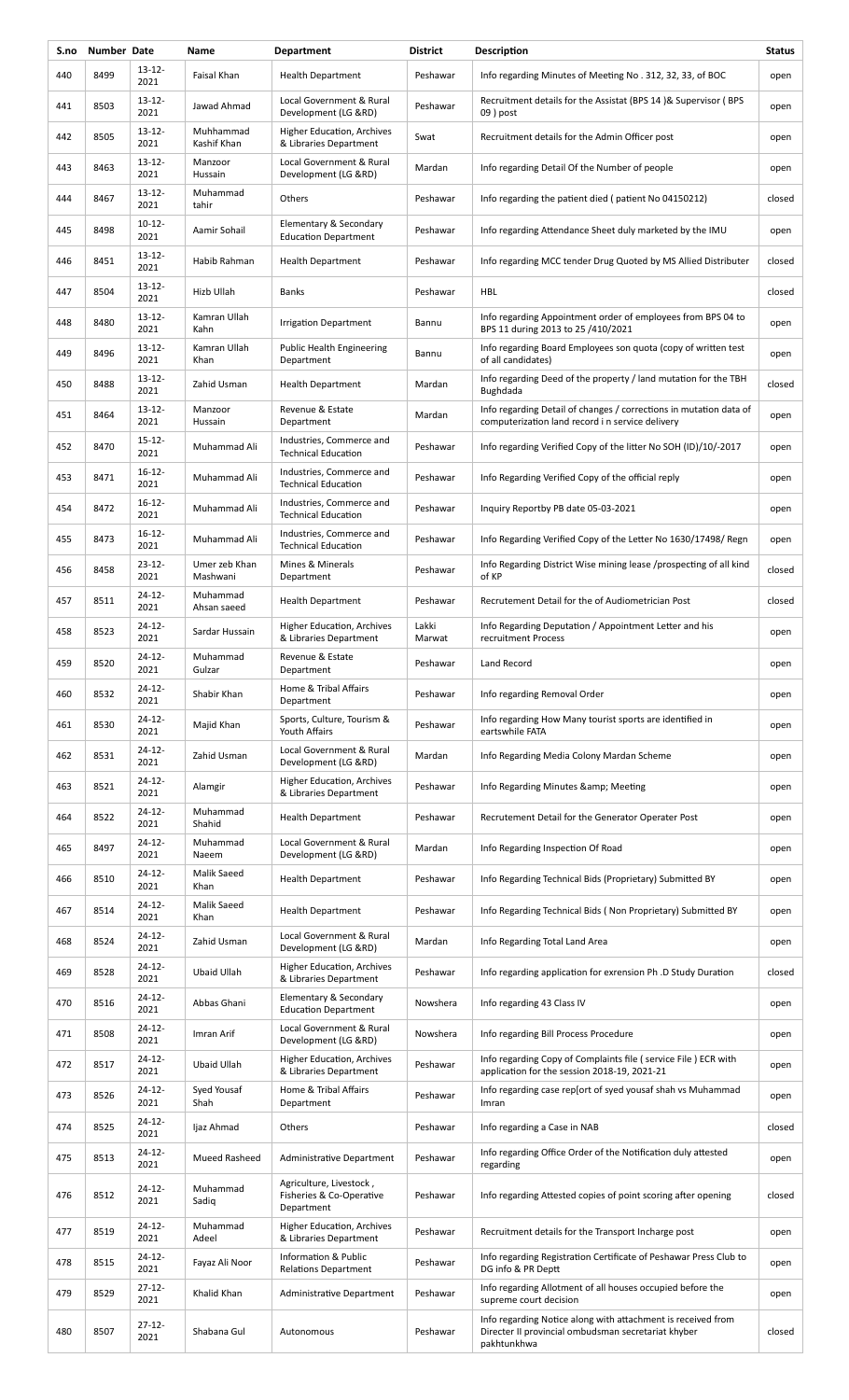| S.no | Number | Date | Name | Department | District | Description | Status |
|---|---|---|---|---|---|---|---|
| 440 | 8499 | 13-12-2021 | Faisal Khan | Health Department | Peshawar | Info regarding Minutes of Meeting No . 312, 32, 33, of BOC | open |
| 441 | 8503 | 13-12-2021 | Jawad Ahmad | Local Government & Rural Development (LG &RD) | Peshawar | Recruitment details for the Assistat (BPS 14 )& Supervisor ( BPS 09 ) post | open |
| 442 | 8505 | 13-12-2021 | Muhhammad Kashif Khan | Higher Education, Archives & Libraries Department | Swat | Recruitment details for the Admin Officer post | open |
| 443 | 8463 | 13-12-2021 | Manzoor Hussain | Local Government & Rural Development (LG &RD) | Mardan | Info regarding Detail Of the Number of people | open |
| 444 | 8467 | 13-12-2021 | Muhammad tahir | Others | Peshawar | Info regarding the patient died ( patient No 04150212) | closed |
| 445 | 8498 | 10-12-2021 | Aamir Sohail | Elementary & Secondary Education Department | Peshawar | Info regarding Attendance Sheet duly marketed by the IMU | open |
| 446 | 8451 | 13-12-2021 | Habib Rahman | Health Department | Peshawar | Info regarding MCC tender Drug Quoted by MS Allied Distributer | closed |
| 447 | 8504 | 13-12-2021 | Hizb Ullah | Banks | Peshawar | HBL | closed |
| 448 | 8480 | 13-12-2021 | Kamran Ullah Kahn | Irrigation Department | Bannu | Info regarding Appointment order of employees from BPS 04 to BPS 11 during 2013 to 25 /410/2021 | open |
| 449 | 8496 | 13-12-2021 | Kamran Ullah Khan | Public Health Engineering Department | Bannu | Info regarding Board Employees son quota (copy of written test of all candidates) | open |
| 450 | 8488 | 13-12-2021 | Zahid Usman | Health Department | Mardan | Info regarding Deed of the property / land mutation for the TBH Bughdada | closed |
| 451 | 8464 | 13-12-2021 | Manzoor Hussain | Revenue & Estate Department | Mardan | Info regarding Detail of changes / corrections in mutation data of computerization land record i n service delivery | open |
| 452 | 8470 | 15-12-2021 | Muhammad Ali | Industries, Commerce and Technical Education | Peshawar | Info regarding Verified Copy of the litter No SOH (ID)/10/-2017 | open |
| 453 | 8471 | 16-12-2021 | Muhammad Ali | Industries, Commerce and Technical Education | Peshawar | Info Regarding Verified Copy of the official reply | open |
| 454 | 8472 | 16-12-2021 | Muhammad Ali | Industries, Commerce and Technical Education | Peshawar | Inquiry Reportby PB date 05-03-2021 | open |
| 455 | 8473 | 16-12-2021 | Muhammad Ali | Industries, Commerce and Technical Education | Peshawar | Info Regarding Verified Copy of the Letter No 1630/17498/ Regn | open |
| 456 | 8458 | 23-12-2021 | Umer zeb Khan Mashwani | Mines & Minerals Department | Peshawar | Info Regarding District Wise mining lease /prospecting of all kind of KP | closed |
| 457 | 8511 | 24-12-2021 | Muhammad Ahsan saeed | Health Department | Peshawar | Recrutement Detail for the of Audiometrician Post | closed |
| 458 | 8523 | 24-12-2021 | Sardar Hussain | Higher Education, Archives & Libraries Department | Lakki Marwat | Info Regarding Deputation / Appointment Letter and his recruitment Process | open |
| 459 | 8520 | 24-12-2021 | Muhammad Gulzar | Revenue & Estate Department | Peshawar | Land Record | open |
| 460 | 8532 | 24-12-2021 | Shabir Khan | Home & Tribal Affairs Department | Peshawar | Info regarding Removal Order | open |
| 461 | 8530 | 24-12-2021 | Majid Khan | Sports, Culture, Tourism & Youth Affairs | Peshawar | Info regarding How Many tourist sports are identified in eartswhile FATA | open |
| 462 | 8531 | 24-12-2021 | Zahid Usman | Local Government & Rural Development (LG &RD) | Mardan | Info Regarding Media Colony Mardan Scheme | open |
| 463 | 8521 | 24-12-2021 | Alamgir | Higher Education, Archives & Libraries Department | Peshawar | Info Regarding Minutes &amp; Meeting | open |
| 464 | 8522 | 24-12-2021 | Muhammad Shahid | Health Department | Peshawar | Recrutement Detail for the Generator Operater Post | open |
| 465 | 8497 | 24-12-2021 | Muhammad Naeem | Local Government & Rural Development (LG &RD) | Mardan | Info Regarding Inspection Of Road | open |
| 466 | 8510 | 24-12-2021 | Malik Saeed Khan | Health Department | Peshawar | Info Regarding Technical Bids (Proprietary) Submitted BY | open |
| 467 | 8514 | 24-12-2021 | Malik Saeed Khan | Health Department | Peshawar | Info Regarding Technical Bids ( Non Proprietary) Submitted BY | open |
| 468 | 8524 | 24-12-2021 | Zahid Usman | Local Government & Rural Development (LG &RD) | Mardan | Info Regarding Total Land Area | open |
| 469 | 8528 | 24-12-2021 | Ubaid Ullah | Higher Education, Archives & Libraries Department | Peshawar | Info regarding application for exension Ph .D Study Duration | closed |
| 470 | 8516 | 24-12-2021 | Abbas Ghani | Elementary & Secondary Education Department | Nowshera | Info regarding 43 Class IV | open |
| 471 | 8508 | 24-12-2021 | Imran Arif | Local Government & Rural Development (LG &RD) | Nowshera | Info regarding Bill Process Procedure | open |
| 472 | 8517 | 24-12-2021 | Ubaid Ullah | Higher Education, Archives & Libraries Department | Peshawar | Info regarding Copy of Complaints file ( service File ) ECR with application for the session 2018-19, 2021-21 | open |
| 473 | 8526 | 24-12-2021 | Syed Yousaf Shah | Home & Tribal Affairs Department | Peshawar | Info regarding case rep[ort of syed yousaf shah vs Muhammad Imran | open |
| 474 | 8525 | 24-12-2021 | Ijaz Ahmad | Others | Peshawar | Info regarding a Case in NAB | closed |
| 475 | 8513 | 24-12-2021 | Mueed Rasheed | Administrative Department | Peshawar | Info regarding Office Order of the Notification duly attested regarding | open |
| 476 | 8512 | 24-12-2021 | Muhammad Sadiq | Agriculture, Livestock , Fisheries & Co-Operative Department | Peshawar | Info regarding Attested copies of point scoring after opening | closed |
| 477 | 8519 | 24-12-2021 | Muhammad Adeel | Higher Education, Archives & Libraries Department | Peshawar | Recruitment details for the Transport Incharge post | open |
| 478 | 8515 | 24-12-2021 | Fayaz Ali Noor | Information & Public Relations Department | Peshawar | Info regarding Registration Certificate of Peshawar Press Club to DG info & PR Deptt | open |
| 479 | 8529 | 27-12-2021 | Khalid Khan | Administrative Department | Peshawar | Info regarding Allotment of all houses occupied before the supreme court decision | open |
| 480 | 8507 | 27-12-2021 | Shabana Gul | Autonomous | Peshawar | Info regarding Notice along with attachment is received from Directer II provincial ombudsman secretariat khyber pakhtunkhwa | closed |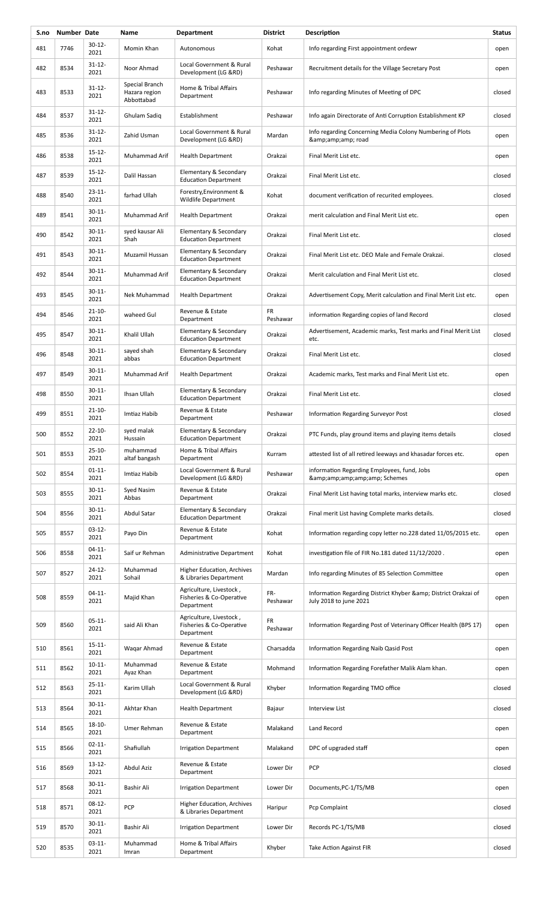| S.no | Number | Date | Name | Department | District | Description | Status |
|---|---|---|---|---|---|---|---|
| 481 | 7746 | 30-12-2021 | Momin Khan | Autonomous | Kohat | Info regarding First appointment ordewr | open |
| 482 | 8534 | 31-12-2021 | Noor Ahmad | Local Government & Rural Development (LG &RD) | Peshawar | Recruitment details for the Village Secretary Post | open |
| 483 | 8533 | 31-12-2021 | Special Branch Hazara region Abbottabad | Home & Tribal Affairs Department | Peshawar | Info regarding Minutes of Meeting of DPC | closed |
| 484 | 8537 | 31-12-2021 | Ghulam Sadiq | Establishment | Peshawar | Info again Directorate of Anti Corruption Establishment KP | closed |
| 485 | 8536 | 31-12-2021 | Zahid Usman | Local Government & Rural Development (LG &RD) | Mardan | Info regarding Concerning Media Colony Numbering of Plots &amp;amp;amp; road | open |
| 486 | 8538 | 15-12-2021 | Muhammad Arif | Health Department | Orakzai | Final Merit List etc. | open |
| 487 | 8539 | 15-12-2021 | Dalil Hassan | Elementary & Secondary Education Department | Orakzai | Final Merit List etc. | closed |
| 488 | 8540 | 23-11-2021 | farhad Ullah | Forestry,Environment & Wildlife Department | Kohat | document verification of recurited employees. | closed |
| 489 | 8541 | 30-11-2021 | Muhammad Arif | Health Department | Orakzai | merit calculation and Final Merit List etc. | open |
| 490 | 8542 | 30-11-2021 | syed kausar Ali Shah | Elementary & Secondary Education Department | Orakzai | Final Merit List etc. | closed |
| 491 | 8543 | 30-11-2021 | Muzamil Hussan | Elementary & Secondary Education Department | Orakzai | Final Merit List etc. DEO Male and Female Orakzai. | closed |
| 492 | 8544 | 30-11-2021 | Muhammad Arif | Elementary & Secondary Education Department | Orakzai | Merit calculation and Final Merit List etc. | closed |
| 493 | 8545 | 30-11-2021 | Nek Muhammad | Health Department | Orakzai | Advertisement Copy, Merit calculation and Final Merit List etc. | open |
| 494 | 8546 | 21-10-2021 | waheed Gul | Revenue & Estate Department | FR Peshawar | information Regarding copies of land Record | closed |
| 495 | 8547 | 30-11-2021 | Khalil Ullah | Elementary & Secondary Education Department | Orakzai | Advertisement, Academic marks, Test marks and Final Merit List etc. | closed |
| 496 | 8548 | 30-11-2021 | sayed shah abbas | Elementary & Secondary Education Department | Orakzai | Final Merit List etc. | closed |
| 497 | 8549 | 30-11-2021 | Muhammad Arif | Health Department | Orakzai | Academic marks, Test marks and Final Merit List etc. | open |
| 498 | 8550 | 30-11-2021 | Ihsan Ullah | Elementary & Secondary Education Department | Orakzai | Final Merit List etc. | closed |
| 499 | 8551 | 21-10-2021 | Imtiaz Habib | Revenue & Estate Department | Peshawar | Information Regarding Surveyor Post | closed |
| 500 | 8552 | 22-10-2021 | syed malak Hussain | Elementary & Secondary Education Department | Orakzai | PTC Funds, play ground items and playing items details | closed |
| 501 | 8553 | 25-10-2021 | muhammad altaf bangash | Home & Tribal Affairs Department | Kurram | attested list of all retired leeways and khasadar forces etc. | open |
| 502 | 8554 | 01-11-2021 | Imtiaz Habib | Local Government & Rural Development (LG &RD) | Peshawar | information Regarding Employees, fund, Jobs &amp;amp;amp;amp;amp; Schemes | open |
| 503 | 8555 | 30-11-2021 | Syed Nasim Abbas | Revenue & Estate Department | Orakzai | Final Merit List having total marks, interview marks etc. | closed |
| 504 | 8556 | 30-11-2021 | Abdul Satar | Elementary & Secondary Education Department | Orakzai | Final merit List having Complete marks details. | closed |
| 505 | 8557 | 03-12-2021 | Payo Din | Revenue & Estate Department | Kohat | Information regarding copy letter no.228 dated 11/05/2015 etc. | open |
| 506 | 8558 | 04-11-2021 | Saif ur Rehman | Administrative Department | Kohat | investigation file of FIR No.181 dated 11/12/2020 . | open |
| 507 | 8527 | 24-12-2021 | Muhammad Sohail | Higher Education, Archives & Libraries Department | Mardan | Info regarding Minutes of 85 Selection Committee | open |
| 508 | 8559 | 04-11-2021 | Majid Khan | Agriculture, Livestock , Fisheries & Co-Operative Department | FR-Peshawar | Information Regarding District Khyber &amp; District Orakzai of July 2018 to june 2021 | open |
| 509 | 8560 | 05-11-2021 | said Ali Khan | Agriculture, Livestock , Fisheries & Co-Operative Department | FR Peshawar | Information Regarding Post of Veterinary Officer Health (BPS 17) | open |
| 510 | 8561 | 15-11-2021 | Waqar Ahmad | Revenue & Estate Department | Charsadda | Information Regarding Naib Qasid Post | open |
| 511 | 8562 | 10-11-2021 | Muhammad Ayaz Khan | Revenue & Estate Department | Mohmand | Information Regarding Forefather Malik Alam khan. | open |
| 512 | 8563 | 25-11-2021 | Karim Ullah | Local Government & Rural Development (LG &RD) | Khyber | Information Regarding TMO office | closed |
| 513 | 8564 | 30-11-2021 | Akhtar Khan | Health Department | Bajaur | Interview List | closed |
| 514 | 8565 | 18-10-2021 | Umer Rehman | Revenue & Estate Department | Malakand | Land Record | open |
| 515 | 8566 | 02-11-2021 | Shafiullah | Irrigation Department | Malakand | DPC of upgraded staff | open |
| 516 | 8569 | 13-12-2021 | Abdul Aziz | Revenue & Estate Department | Lower Dir | PCP | closed |
| 517 | 8568 | 30-11-2021 | Bashir Ali | Irrigation Department | Lower Dir | Documents,PC-1/TS/MB | open |
| 518 | 8571 | 08-12-2021 | PCP | Higher Education, Archives & Libraries Department | Haripur | Pcp Complaint | closed |
| 519 | 8570 | 30-11-2021 | Bashir Ali | Irrigation Department | Lower Dir | Records PC-1/TS/MB | closed |
| 520 | 8535 | 03-11-2021 | Muhammad Imran | Home & Tribal Affairs Department | Khyber | Take Action Against FIR | closed |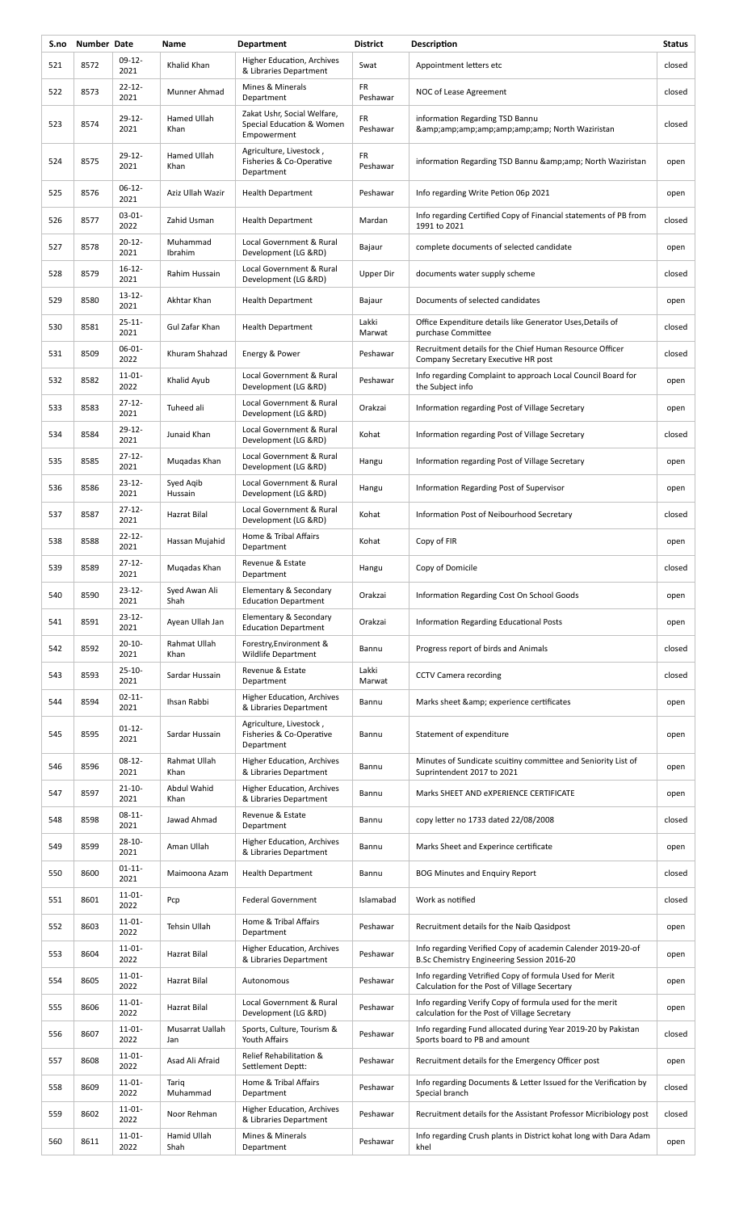| S.no | Number | Date | Name | Department | District | Description | Status |
|---|---|---|---|---|---|---|---|
| 521 | 8572 | 09-12-2021 | Khalid Khan | Higher Education, Archives & Libraries Department | Swat | Appointment letters etc | closed |
| 522 | 8573 | 22-12-2021 | Munner Ahmad | Mines & Minerals Department | FR Peshawar | NOC of Lease Agreement | closed |
| 523 | 8574 | 29-12-2021 | Hamed Ullah Khan | Zakat Ushr, Social Welfare, Special Education & Women Empowerment | FR Peshawar | information Regarding TSD Bannu &amp;amp;amp;amp;amp;amp; North Waziristan | closed |
| 524 | 8575 | 29-12-2021 | Hamed Ullah Khan | Agriculture, Livestock , Fisheries & Co-Operative Department | FR Peshawar | information Regarding TSD Bannu &amp;amp; North Waziristan | open |
| 525 | 8576 | 06-12-2021 | Aziz Ullah Wazir | Health Department | Peshawar | Info regarding Write Petion 06p 2021 | open |
| 526 | 8577 | 03-01-2022 | Zahid Usman | Health Department | Mardan | Info regarding Certified Copy of Financial statements of PB from 1991 to 2021 | closed |
| 527 | 8578 | 20-12-2021 | Muhammad Ibrahim | Local Government & Rural Development (LG &RD) | Bajaur | complete documents of selected candidate | open |
| 528 | 8579 | 16-12-2021 | Rahim Hussain | Local Government & Rural Development (LG &RD) | Upper Dir | documents water supply scheme | closed |
| 529 | 8580 | 13-12-2021 | Akhtar Khan | Health Department | Bajaur | Documents of selected candidates | open |
| 530 | 8581 | 25-11-2021 | Gul Zafar Khan | Health Department | Lakki Marwat | Office Expenditure details like Generator Uses,Details of purchase Committee | closed |
| 531 | 8509 | 06-01-2022 | Khuram Shahzad | Energy & Power | Peshawar | Recruitment details for the Chief Human Resource Officer Company Secretary Executive HR post | closed |
| 532 | 8582 | 11-01-2022 | Khalid Ayub | Local Government & Rural Development (LG &RD) | Peshawar | Info regarding Complaint to approach Local Council Board for the Subject info | open |
| 533 | 8583 | 27-12-2021 | Tuheed ali | Local Government & Rural Development (LG &RD) | Orakzai | Information regarding Post of Village Secretary | open |
| 534 | 8584 | 29-12-2021 | Junaid Khan | Local Government & Rural Development (LG &RD) | Kohat | Information regarding Post of Village Secretary | closed |
| 535 | 8585 | 27-12-2021 | Muqadas Khan | Local Government & Rural Development (LG &RD) | Hangu | Information regarding Post of Village Secretary | open |
| 536 | 8586 | 23-12-2021 | Syed Aqib Hussain | Local Government & Rural Development (LG &RD) | Hangu | Information Regarding Post of Supervisor | open |
| 537 | 8587 | 27-12-2021 | Hazrat Bilal | Local Government & Rural Development (LG &RD) | Kohat | Information Post of Neibourhood Secretary | closed |
| 538 | 8588 | 22-12-2021 | Hassan Mujahid | Home & Tribal Affairs Department | Kohat | Copy of FIR | open |
| 539 | 8589 | 27-12-2021 | Muqadas Khan | Revenue & Estate Department | Hangu | Copy of Domicile | closed |
| 540 | 8590 | 23-12-2021 | Syed Awan Ali Shah | Elementary & Secondary Education Department | Orakzai | Information Regarding Cost On School Goods | open |
| 541 | 8591 | 23-12-2021 | Ayean Ullah Jan | Elementary & Secondary Education Department | Orakzai | Information Regarding Educational Posts | open |
| 542 | 8592 | 20-10-2021 | Rahmat Ullah Khan | Forestry,Environment & Wildlife Department | Bannu | Progress report of birds and Animals | closed |
| 543 | 8593 | 25-10-2021 | Sardar Hussain | Revenue & Estate Department | Lakki Marwat | CCTV Camera recording | closed |
| 544 | 8594 | 02-11-2021 | Ihsan Rabbi | Higher Education, Archives & Libraries Department | Bannu | Marks sheet &amp; experience certificates | open |
| 545 | 8595 | 01-12-2021 | Sardar Hussain | Agriculture, Livestock , Fisheries & Co-Operative Department | Bannu | Statement of expenditure | open |
| 546 | 8596 | 08-12-2021 | Rahmat Ullah Khan | Higher Education, Archives & Libraries Department | Bannu | Minutes of Sundicate scuitiny committee and Seniority List of Suprintendent 2017 to 2021 | open |
| 547 | 8597 | 21-10-2021 | Abdul Wahid Khan | Higher Education, Archives & Libraries Department | Bannu | Marks SHEET AND eXPERIENCE CERTIFICATE | open |
| 548 | 8598 | 08-11-2021 | Jawad Ahmad | Revenue & Estate Department | Bannu | copy letter no 1733 dated 22/08/2008 | closed |
| 549 | 8599 | 28-10-2021 | Aman Ullah | Higher Education, Archives & Libraries Department | Bannu | Marks Sheet and Experince certificate | open |
| 550 | 8600 | 01-11-2021 | Maimoona Azam | Health Department | Bannu | BOG Minutes and Enquiry Report | closed |
| 551 | 8601 | 11-01-2022 | Pcp | Federal Government | Islamabad | Work as notified | closed |
| 552 | 8603 | 11-01-2022 | Tehsin Ullah | Home & Tribal Affairs Department | Peshawar | Recruitment details for the Naib Qasidpost | open |
| 553 | 8604 | 11-01-2022 | Hazrat Bilal | Higher Education, Archives & Libraries Department | Peshawar | Info regarding Verified Copy of academin Calender 2019-20-of B.Sc Chemistry Engineering Session 2016-20 | open |
| 554 | 8605 | 11-01-2022 | Hazrat Bilal | Autonomous | Peshawar | Info regarding Vetrified Copy of formula Used for Merit Calculation for the Post of Village Secertary | open |
| 555 | 8606 | 11-01-2022 | Hazrat Bilal | Local Government & Rural Development (LG &RD) | Peshawar | Info regarding Verify Copy of formula used for the merit calculation for the Post of Village Secretary | open |
| 556 | 8607 | 11-01-2022 | Musarrat Uallah Jan | Sports, Culture, Tourism & Youth Affairs | Peshawar | Info regarding Fund allocated during Year 2019-20 by Pakistan Sports board to PB and amount | closed |
| 557 | 8608 | 11-01-2022 | Asad Ali Afraid | Relief Rehabilitation & Settlement Deptt: | Peshawar | Recruitment details for the Emergency Officer post | open |
| 558 | 8609 | 11-01-2022 | Tariq Muhammad | Home & Tribal Affairs Department | Peshawar | Info regarding Documents & Letter Issued for the Verification by Special branch | closed |
| 559 | 8602 | 11-01-2022 | Noor Rehman | Higher Education, Archives & Libraries Department | Peshawar | Recruitment details for the Assistant Professor Micribiology post | closed |
| 560 | 8611 | 11-01-2022 | Hamid Ullah Shah | Mines & Minerals Department | Peshawar | Info regarding Crush plants in District kohat long with Dara Adam khel | open |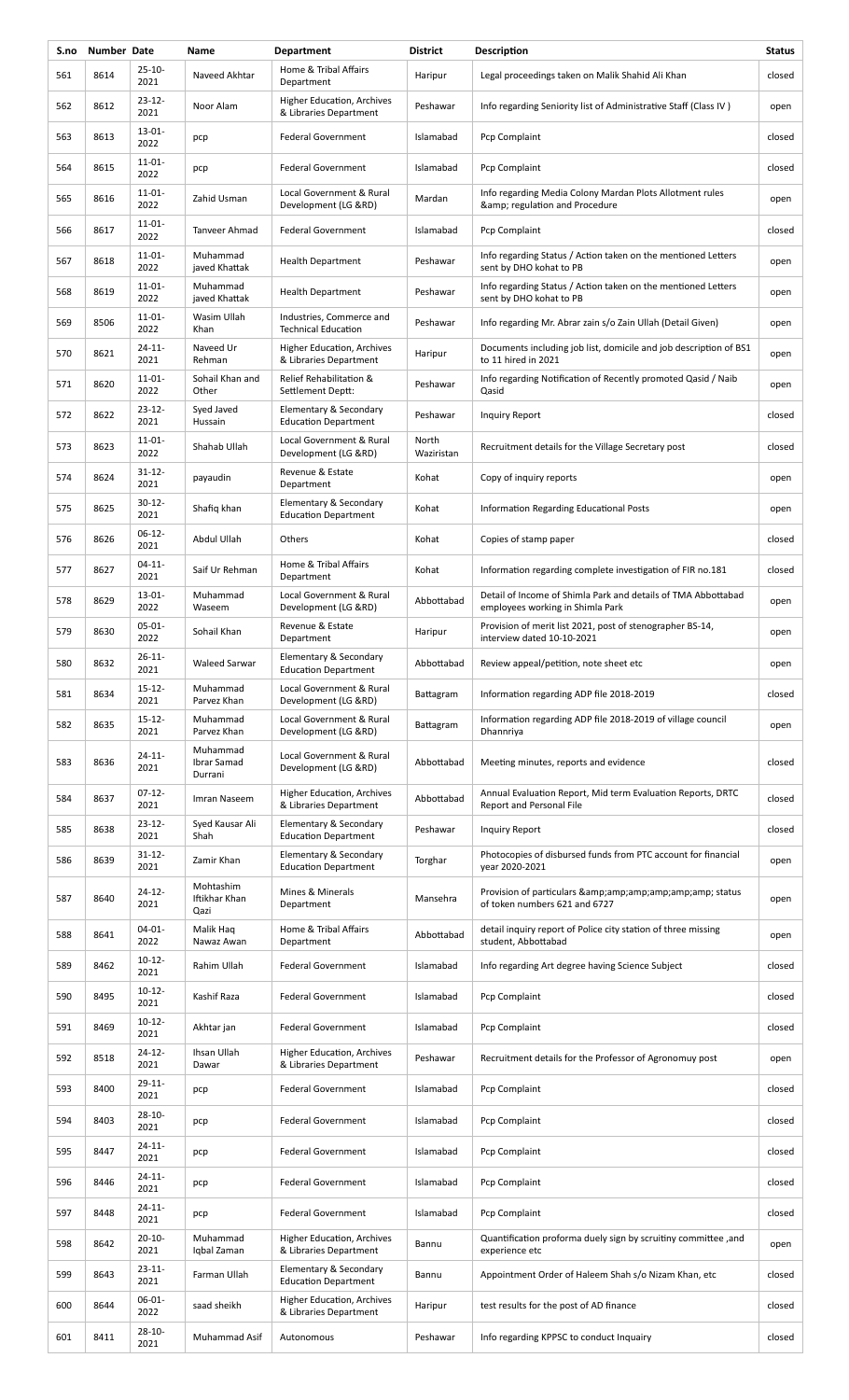| S.no | Number | Date | Name | Department | District | Description | Status |
|---|---|---|---|---|---|---|---|
| 561 | 8614 | 25-10-2021 | Naveed Akhtar | Home & Tribal Affairs Department | Haripur | Legal proceedings taken on Malik Shahid Ali Khan | closed |
| 562 | 8612 | 23-12-2021 | Noor Alam | Higher Education, Archives & Libraries Department | Peshawar | Info regarding Seniority list of Administrative Staff (Class IV ) | open |
| 563 | 8613 | 13-01-2022 | pcp | Federal Government | Islamabad | Pcp Complaint | closed |
| 564 | 8615 | 11-01-2022 | pcp | Federal Government | Islamabad | Pcp Complaint | closed |
| 565 | 8616 | 11-01-2022 | Zahid Usman | Local Government & Rural Development (LG &RD) | Mardan | Info regarding Media Colony Mardan Plots Allotment rules &amp; regulation and Procedure | open |
| 566 | 8617 | 11-01-2022 | Tanveer Ahmad | Federal Government | Islamabad | Pcp Complaint | closed |
| 567 | 8618 | 11-01-2022 | Muhammad javed Khattak | Health Department | Peshawar | Info regarding Status / Action taken on the mentioned Letters sent by DHO kohat to PB | open |
| 568 | 8619 | 11-01-2022 | Muhammad javed Khattak | Health Department | Peshawar | Info regarding Status / Action taken on the mentioned Letters sent by DHO kohat to PB | open |
| 569 | 8506 | 11-01-2022 | Wasim Ullah Khan | Industries, Commerce and Technical Education | Peshawar | Info regarding Mr. Abrar zain s/o Zain Ullah (Detail Given) | open |
| 570 | 8621 | 24-11-2021 | Naveed Ur Rehman | Higher Education, Archives & Libraries Department | Haripur | Documents including job list, domicile and job description of BS1 to 11 hired in 2021 | open |
| 571 | 8620 | 11-01-2022 | Sohail Khan and Other | Relief Rehabilitation & Settlement Deptt: | Peshawar | Info regarding Notification of Recently promoted Qasid / Naib Qasid | open |
| 572 | 8622 | 23-12-2021 | Syed Javed Hussain | Elementary & Secondary Education Department | Peshawar | Inquiry Report | closed |
| 573 | 8623 | 11-01-2022 | Shahab Ullah | Local Government & Rural Development (LG &RD) | North Waziristan | Recruitment details for the Village Secretary post | closed |
| 574 | 8624 | 31-12-2021 | payaudin | Revenue & Estate Department | Kohat | Copy of inquiry reports | open |
| 575 | 8625 | 30-12-2021 | Shafiq khan | Elementary & Secondary Education Department | Kohat | Information Regarding Educational Posts | open |
| 576 | 8626 | 06-12-2021 | Abdul Ullah | Others | Kohat | Copies of stamp paper | closed |
| 577 | 8627 | 04-11-2021 | Saif Ur Rehman | Home & Tribal Affairs Department | Kohat | Information regarding complete investigation of FIR no.181 | closed |
| 578 | 8629 | 13-01-2022 | Muhammad Waseem | Local Government & Rural Development (LG &RD) | Abbottabad | Detail of Income of Shimla Park and details of TMA Abbottabad employees working in Shimla Park | open |
| 579 | 8630 | 05-01-2022 | Sohail Khan | Revenue & Estate Department | Haripur | Provision of merit list 2021, post of stenographer BS-14, interview dated 10-10-2021 | open |
| 580 | 8632 | 26-11-2021 | Waleed Sarwar | Elementary & Secondary Education Department | Abbottabad | Review appeal/petition, note sheet etc | open |
| 581 | 8634 | 15-12-2021 | Muhammad Parvez Khan | Local Government & Rural Development (LG &RD) | Battagram | Information regarding ADP file 2018-2019 | closed |
| 582 | 8635 | 15-12-2021 | Muhammad Parvez Khan | Local Government & Rural Development (LG &RD) | Battagram | Information regarding ADP file 2018-2019 of village council Dhannriya | open |
| 583 | 8636 | 24-11-2021 | Muhammad Ibrar Samad Durrani | Local Government & Rural Development (LG &RD) | Abbottabad | Meeting minutes, reports and evidence | closed |
| 584 | 8637 | 07-12-2021 | Imran Naseem | Higher Education, Archives & Libraries Department | Abbottabad | Annual Evaluation Report, Mid term Evaluation Reports, DRTC Report and Personal File | closed |
| 585 | 8638 | 23-12-2021 | Syed Kausar Ali Shah | Elementary & Secondary Education Department | Peshawar | Inquiry Report | closed |
| 586 | 8639 | 31-12-2021 | Zamir Khan | Elementary & Secondary Education Department | Torghar | Photocopies of disbursed funds from PTC account for financial year 2020-2021 | open |
| 587 | 8640 | 24-12-2021 | Mohtashim Iftikhar Khan Qazi | Mines & Minerals Department | Mansehra | Provision of particulars &amp;amp;amp;amp;amp;amp; status of token numbers 621 and 6727 | open |
| 588 | 8641 | 04-01-2022 | Malik Haq Nawaz Awan | Home & Tribal Affairs Department | Abbottabad | detail inquiry report of Police city station of three missing student, Abbottabad | open |
| 589 | 8462 | 10-12-2021 | Rahim Ullah | Federal Government | Islamabad | Info regarding Art degree having Science Subject | closed |
| 590 | 8495 | 10-12-2021 | Kashif Raza | Federal Government | Islamabad | Pcp Complaint | closed |
| 591 | 8469 | 10-12-2021 | Akhtar jan | Federal Government | Islamabad | Pcp Complaint | closed |
| 592 | 8518 | 24-12-2021 | Ihsan Ullah Dawar | Higher Education, Archives & Libraries Department | Peshawar | Recruitment details for the Professor of Agronomuy post | open |
| 593 | 8400 | 29-11-2021 | pcp | Federal Government | Islamabad | Pcp Complaint | closed |
| 594 | 8403 | 28-10-2021 | pcp | Federal Government | Islamabad | Pcp Complaint | closed |
| 595 | 8447 | 24-11-2021 | pcp | Federal Government | Islamabad | Pcp Complaint | closed |
| 596 | 8446 | 24-11-2021 | pcp | Federal Government | Islamabad | Pcp Complaint | closed |
| 597 | 8448 | 24-11-2021 | pcp | Federal Government | Islamabad | Pcp Complaint | closed |
| 598 | 8642 | 20-10-2021 | Muhammad Iqbal Zaman | Higher Education, Archives & Libraries Department | Bannu | Quantification proforma duely sign by scruitiny committee ,and experience etc | open |
| 599 | 8643 | 23-11-2021 | Farman Ullah | Elementary & Secondary Education Department | Bannu | Appointment Order of Haleem Shah s/o Nizam Khan, etc | closed |
| 600 | 8644 | 06-01-2022 | saad sheikh | Higher Education, Archives & Libraries Department | Haripur | test results for the post of AD finance | closed |
| 601 | 8411 | 28-10-2021 | Muhammad Asif | Autonomous | Peshawar | Info regarding KPPSC to conduct Inquairy | closed |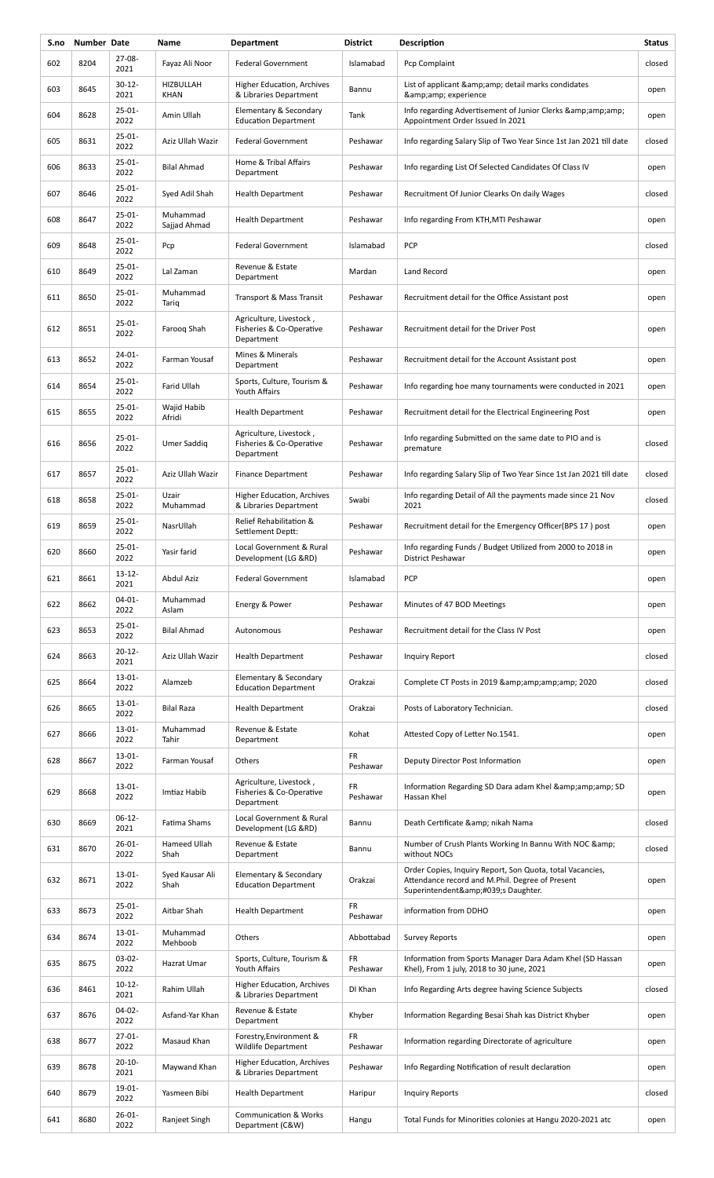| S.no | Number | Date | Name | Department | District | Description | Status |
|---|---|---|---|---|---|---|---|
| 602 | 8204 | 27-08-2021 | Fayaz Ali Noor | Federal Government | Islamabad | Pcp Complaint | closed |
| 603 | 8645 | 30-12-2021 | HIZBULLAH KHAN | Higher Education, Archives & Libraries Department | Bannu | List of applicant &amp;amp; detail marks condidates &amp;amp; experience | open |
| 604 | 8628 | 25-01-2022 | Amin Ullah | Elementary & Secondary Education Department | Tank | Info regarding Advertisement of Junior Clerks &amp;amp;amp; Appointment Order Issued In 2021 | open |
| 605 | 8631 | 25-01-2022 | Aziz Ullah Wazir | Federal Government | Peshawar | Info regarding Salary Slip of Two Year Since 1st Jan 2021 till date | closed |
| 606 | 8633 | 25-01-2022 | Bilal Ahmad | Home & Tribal Affairs Department | Peshawar | Info regarding List Of Selected Candidates Of Class IV | open |
| 607 | 8646 | 25-01-2022 | Syed Adil Shah | Health Department | Peshawar | Recruitment Of Junior Clearks On daily Wages | closed |
| 608 | 8647 | 25-01-2022 | Muhammad Sajjad Ahmad | Health Department | Peshawar | Info regarding From KTH,MTI Peshawar | open |
| 609 | 8648 | 25-01-2022 | Pcp | Federal Government | Islamabad | PCP | closed |
| 610 | 8649 | 25-01-2022 | Lal Zaman | Revenue & Estate Department | Mardan | Land Record | open |
| 611 | 8650 | 25-01-2022 | Muhammad Tariq | Transport & Mass Transit | Peshawar | Recruitment detail for the Office Assistant post | open |
| 612 | 8651 | 25-01-2022 | Farooq Shah | Agriculture, Livestock , Fisheries & Co-Operative Department | Peshawar | Recruitment detail for the Driver Post | open |
| 613 | 8652 | 24-01-2022 | Farman Yousaf | Mines & Minerals Department | Peshawar | Recruitment detail for the Account Assistant post | open |
| 614 | 8654 | 25-01-2022 | Farid Ullah | Sports, Culture, Tourism & Youth Affairs | Peshawar | Info regarding hoe many tournaments were conducted in 2021 | open |
| 615 | 8655 | 25-01-2022 | Wajid Habib Afridi | Health Department | Peshawar | Recruitment detail for the Electrical Engineering Post | open |
| 616 | 8656 | 25-01-2022 | Umer Saddiq | Agriculture, Livestock , Fisheries & Co-Operative Department | Peshawar | Info regarding Submitted on the same date to PIO and is premature | closed |
| 617 | 8657 | 25-01-2022 | Aziz Ullah Wazir | Finance Department | Peshawar | Info regarding Salary Slip of Two Year Since 1st Jan 2021 till date | closed |
| 618 | 8658 | 25-01-2022 | Uzair Muhammad | Higher Education, Archives & Libraries Department | Swabi | Info regarding Detail of All the payments made since 21 Nov 2021 | closed |
| 619 | 8659 | 25-01-2022 | NasrUllah | Relief Rehabilitation & Settlement Deptt: | Peshawar | Recruitment detail for the Emergency Officer(BPS 17 ) post | open |
| 620 | 8660 | 25-01-2022 | Yasir farid | Local Government & Rural Development (LG &RD) | Peshawar | Info regarding Funds / Budget Utilized from 2000 to 2018 in District Peshawar | open |
| 621 | 8661 | 13-12-2021 | Abdul Aziz | Federal Government | Islamabad | PCP | open |
| 622 | 8662 | 04-01-2022 | Muhammad Aslam | Energy & Power | Peshawar | Minutes of 47 BOD Meetings | open |
| 623 | 8653 | 25-01-2022 | Bilal Ahmad | Autonomous | Peshawar | Recruitment detail for the Class IV Post | open |
| 624 | 8663 | 20-12-2021 | Aziz Ullah Wazir | Health Department | Peshawar | Inquiry Report | closed |
| 625 | 8664 | 13-01-2022 | Alamzeb | Elementary & Secondary Education Department | Orakzai | Complete CT Posts in 2019 &amp;amp;amp;amp; 2020 | closed |
| 626 | 8665 | 13-01-2022 | Bilal Raza | Health Department | Orakzai | Posts of Laboratory Technician. | closed |
| 627 | 8666 | 13-01-2022 | Muhammad Tahir | Revenue & Estate Department | Kohat | Attested Copy of Letter No.1541. | open |
| 628 | 8667 | 13-01-2022 | Farman Yousaf | Others | FR Peshawar | Deputy Director Post Information | open |
| 629 | 8668 | 13-01-2022 | Imtiaz Habib | Agriculture, Livestock , Fisheries & Co-Operative Department | FR Peshawar | Information Regarding SD Dara adam Khel &amp;amp;amp; SD Hassan Khel | open |
| 630 | 8669 | 06-12-2021 | Fatima Shams | Local Government & Rural Development (LG &RD) | Bannu | Death Certificate &amp; nikah Nama | closed |
| 631 | 8670 | 26-01-2022 | Hameed Ullah Shah | Revenue & Estate Department | Bannu | Number of Crush Plants Working In Bannu With NOC &amp; without NOCs | closed |
| 632 | 8671 | 13-01-2022 | Syed Kausar Ali Shah | Elementary & Secondary Education Department | Orakzai | Order Copies, Inquiry Report, Son Quota, total Vacancies, Attendance record and M.Phil. Degree of Present Superintendent&amp;#039;s Daughter. | open |
| 633 | 8673 | 25-01-2022 | Aitbar Shah | Health Department | FR Peshawar | information from DDHO | open |
| 634 | 8674 | 13-01-2022 | Muhammad Mehboob | Others | Abbottabad | Survey Reports | open |
| 635 | 8675 | 03-02-2022 | Hazrat Umar | Sports, Culture, Tourism & Youth Affairs | FR Peshawar | Information from Sports Manager Dara Adam Khel (SD Hassan Khel), From 1 july, 2018 to 30 june, 2021 | open |
| 636 | 8461 | 10-12-2021 | Rahim Ullah | Higher Education, Archives & Libraries Department | DI Khan | Info Regarding Arts degree having Science Subjects | closed |
| 637 | 8676 | 04-02-2022 | Asfand-Yar Khan | Revenue & Estate Department | Khyber | Information Regarding Besai Shah kas District Khyber | open |
| 638 | 8677 | 27-01-2022 | Masaud Khan | Forestry,Environment & Wildlife Department | FR Peshawar | Information regarding Directorate of agriculture | open |
| 639 | 8678 | 20-10-2021 | Maywand Khan | Higher Education, Archives & Libraries Department | Peshawar | Info Regarding Notification of result declaration | open |
| 640 | 8679 | 19-01-2022 | Yasmeen Bibi | Health Department | Haripur | Inquiry Reports | closed |
| 641 | 8680 | 26-01-2022 | Ranjeet Singh | Communication & Works Department (C&W) | Hangu | Total Funds for Minorities colonies at Hangu 2020-2021 atc | open |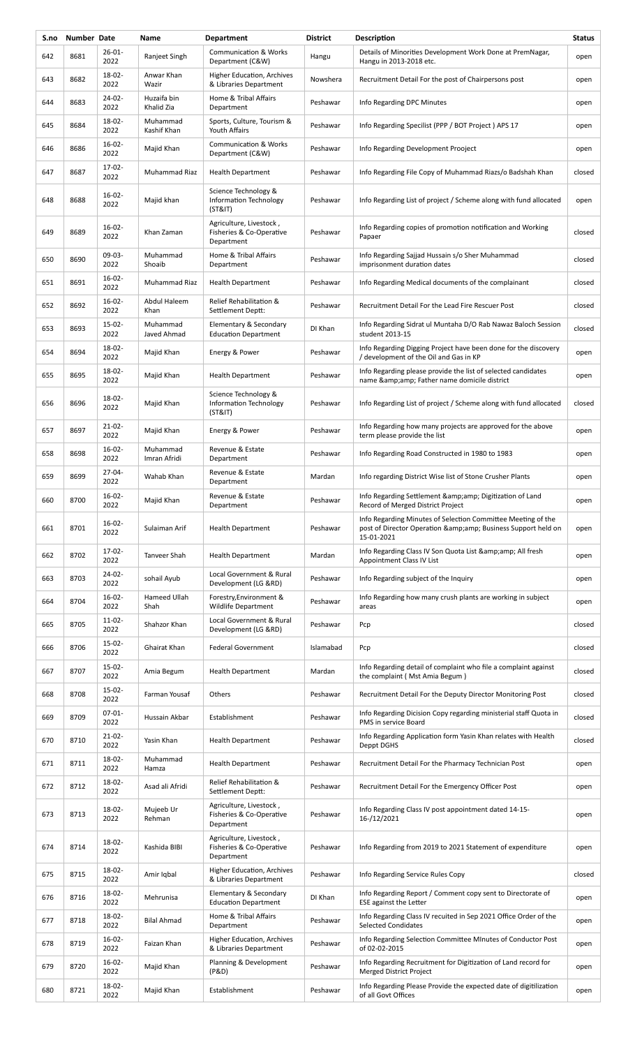| S.no | Number | Date | Name | Department | District | Description | Status |
|---|---|---|---|---|---|---|---|
| 642 | 8681 | 26-01-2022 | Ranjeet Singh | Communication & Works Department (C&W) | Hangu | Details of Minorities Development Work Done at PremNagar, Hangu in 2013-2018 etc. | open |
| 643 | 8682 | 18-02-2022 | Anwar Khan Wazir | Higher Education, Archives & Libraries Department | Nowshera | Recruitment Detail For the post of Chairpersons post | open |
| 644 | 8683 | 24-02-2022 | Huzaifa bin Khalid Zia | Home & Tribal Affairs Department | Peshawar | Info Regarding DPC Minutes | open |
| 645 | 8684 | 18-02-2022 | Muhammad Kashif Khan | Sports, Culture, Tourism & Youth Affairs | Peshawar | Info Regarding Specilist (PPP / BOT Project ) APS 17 | open |
| 646 | 8686 | 16-02-2022 | Majid Khan | Communication & Works Department (C&W) | Peshawar | Info Regarding Development Prooject | open |
| 647 | 8687 | 17-02-2022 | Muhammad Riaz | Health Department | Peshawar | Info Regarding File Copy of Muhammad Riazs/o Badshah Khan | closed |
| 648 | 8688 | 16-02-2022 | Majid khan | Science Technology & Information Technology (ST&IT) | Peshawar | Info Regarding List of project / Scheme along with fund allocated | open |
| 649 | 8689 | 16-02-2022 | Khan Zaman | Agriculture, Livestock , Fisheries & Co-Operative Department | Peshawar | Info Regarding copies of promotion notification and Working Papaer | closed |
| 650 | 8690 | 09-03-2022 | Muhammad Shoaib | Home & Tribal Affairs Department | Peshawar | Info Regarding Sajjad Hussain s/o Sher Muhammad imprisonment duration dates | closed |
| 651 | 8691 | 16-02-2022 | Muhammad Riaz | Health Department | Peshawar | Info Regarding Medical documents of the complainant | closed |
| 652 | 8692 | 16-02-2022 | Abdul Haleem Khan | Relief Rehabilitation & Settlement Deptt: | Peshawar | Recruitment Detail For the Lead Fire Rescuer Post | closed |
| 653 | 8693 | 15-02-2022 | Muhammad Javed Ahmad | Elementary & Secondary Education Department | DI Khan | Info Regarding Sidrat ul Muntaha D/O Rab Nawaz Baloch Session student 2013-15 | closed |
| 654 | 8694 | 18-02-2022 | Majid Khan | Energy & Power | Peshawar | Info Regarding Digging Project have been done for the discovery / development of the Oil and Gas in KP | open |
| 655 | 8695 | 18-02-2022 | Majid Khan | Health Department | Peshawar | Info Regarding please provide the list of selected candidates name &amp;amp; Father name domicile district | open |
| 656 | 8696 | 18-02-2022 | Majid Khan | Science Technology & Information Technology (ST&IT) | Peshawar | Info Regarding List of project / Scheme along with fund allocated | closed |
| 657 | 8697 | 21-02-2022 | Majid Khan | Energy & Power | Peshawar | Info Regarding how many projects are approved for the above term please provide the list | open |
| 658 | 8698 | 16-02-2022 | Muhammad Imran Afridi | Revenue & Estate Department | Peshawar | Info Regarding Road Constructed in 1980 to 1983 | open |
| 659 | 8699 | 27-04-2022 | Wahab Khan | Revenue & Estate Department | Mardan | Info regarding District Wise list of Stone Crusher Plants | open |
| 660 | 8700 | 16-02-2022 | Majid Khan | Revenue & Estate Department | Peshawar | Info Regarding Settlement &amp;amp; Digitization of Land Record of Merged District Project | open |
| 661 | 8701 | 16-02-2022 | Sulaiman Arif | Health Department | Peshawar | Info Regarding Minutes of Selection Committee Meeting of the post of Director Operation &amp;amp; Business Support held on 15-01-2021 | open |
| 662 | 8702 | 17-02-2022 | Tanveer Shah | Health Department | Mardan | Info Regarding Class IV Son Quota List &amp;amp; All fresh Appointment Class IV List | open |
| 663 | 8703 | 24-02-2022 | sohail Ayub | Local Government & Rural Development (LG &RD) | Peshawar | Info Regarding subject of the Inquiry | open |
| 664 | 8704 | 16-02-2022 | Hameed Ullah Shah | Forestry,Environment & Wildlife Department | Peshawar | Info Regarding how many crush plants are working in subject areas | open |
| 665 | 8705 | 11-02-2022 | Shahzor Khan | Local Government & Rural Development (LG &RD) | Peshawar | Pcp | closed |
| 666 | 8706 | 15-02-2022 | Ghairat Khan | Federal Government | Islamabad | Pcp | closed |
| 667 | 8707 | 15-02-2022 | Amia Begum | Health Department | Mardan | Info Regarding detail of complaint who file a complaint against the complaint ( Mst Amia Begum ) | closed |
| 668 | 8708 | 15-02-2022 | Farman Yousaf | Others | Peshawar | Recruitment Detail For the Deputy Director Monitoring Post | closed |
| 669 | 8709 | 07-01-2022 | Hussain Akbar | Establishment | Peshawar | Info Regarding Dicision Copy regarding ministerial staff Quota in PMS in service Board | closed |
| 670 | 8710 | 21-02-2022 | Yasin Khan | Health Department | Peshawar | Info Regarding Application form Yasin Khan relates with Health Deppt DGHS | closed |
| 671 | 8711 | 18-02-2022 | Muhammad Hamza | Health Department | Peshawar | Recruitment Detail For the Pharmacy Technician Post | open |
| 672 | 8712 | 18-02-2022 | Asad ali Afridi | Relief Rehabilitation & Settlement Deptt: | Peshawar | Recruitment Detail For the Emergency Officer Post | open |
| 673 | 8713 | 18-02-2022 | Mujeeb Ur Rehman | Agriculture, Livestock , Fisheries & Co-Operative Department | Peshawar | Info Regarding Class IV post appointment dated 14-15-16-/12/2021 | open |
| 674 | 8714 | 18-02-2022 | Kashida BIBI | Agriculture, Livestock , Fisheries & Co-Operative Department | Peshawar | Info Regarding from 2019 to 2021 Statement of expenditure | open |
| 675 | 8715 | 18-02-2022 | Amir Iqbal | Higher Education, Archives & Libraries Department | Peshawar | Info Regarding Service Rules Copy | closed |
| 676 | 8716 | 18-02-2022 | Mehrunisa | Elementary & Secondary Education Department | DI Khan | Info Regarding Report / Comment copy sent to Directorate of ESE against the Letter | open |
| 677 | 8718 | 18-02-2022 | Bilal Ahmad | Home & Tribal Affairs Department | Peshawar | Info Regarding Class IV recuited in Sep 2021 Office Order of the Selected Condidates | open |
| 678 | 8719 | 16-02-2022 | Faizan Khan | Higher Education, Archives & Libraries Department | Peshawar | Info Regarding Selection Committee MInutes of Conductor Post of 02-02-2015 | open |
| 679 | 8720 | 16-02-2022 | Majid Khan | Planning & Development (P&D) | Peshawar | Info Regarding Recruitment for Digitization of Land record for Merged District Project | open |
| 680 | 8721 | 18-02-2022 | Majid Khan | Establishment | Peshawar | Info Regarding Please Provide the expected date of digitilization of all Govt Offices | open |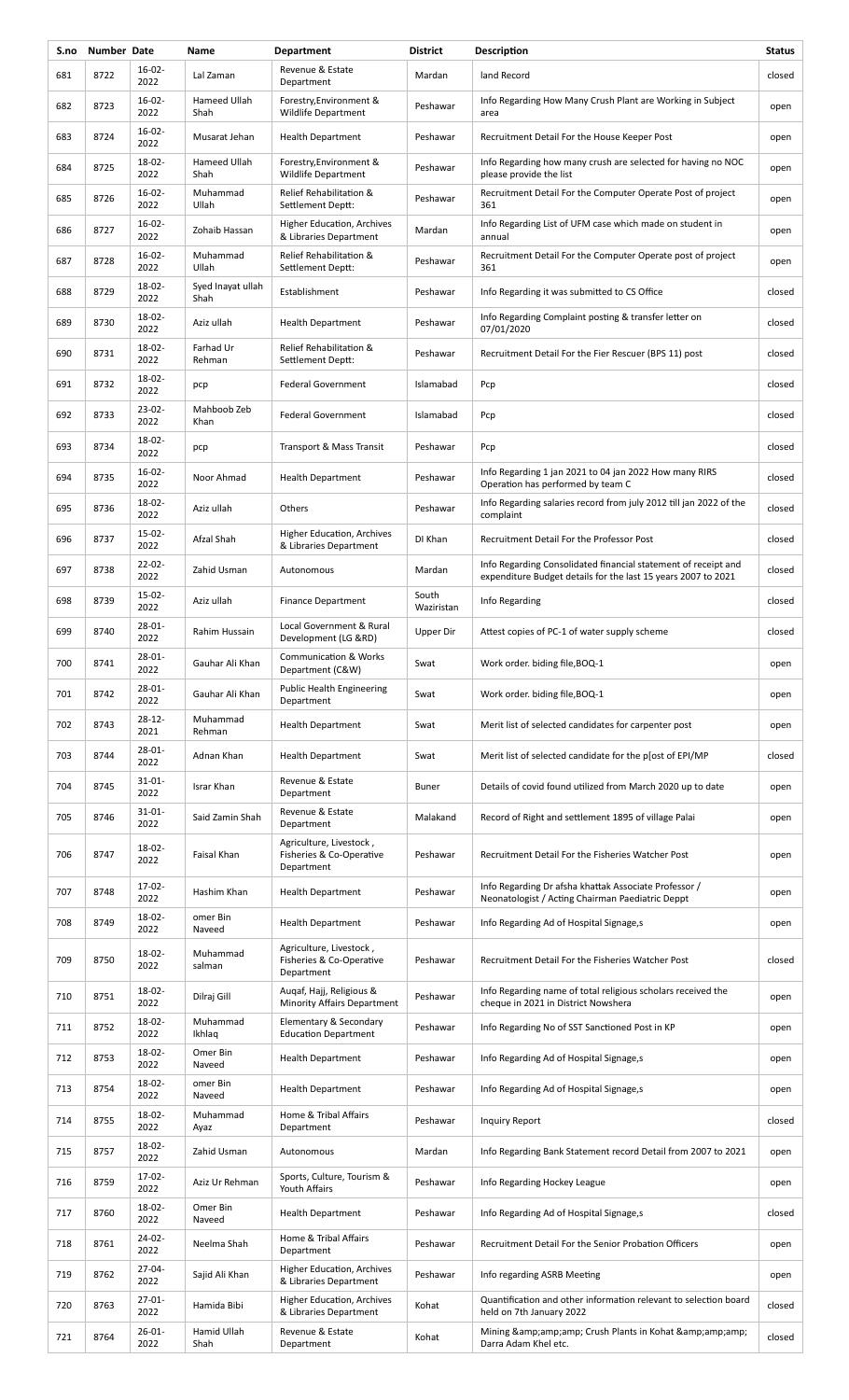| S.no | Number | Date | Name | Department | District | Description | Status |
|---|---|---|---|---|---|---|---|
| 681 | 8722 | 16-02-2022 | Lal Zaman | Revenue & Estate Department | Mardan | land Record | closed |
| 682 | 8723 | 16-02-2022 | Hameed Ullah Shah | Forestry,Environment & Wildlife Department | Peshawar | Info Regarding How Many Crush Plant are Working in Subject area | open |
| 683 | 8724 | 16-02-2022 | Musarat Jehan | Health Department | Peshawar | Recruitment Detail For the House Keeper Post | open |
| 684 | 8725 | 18-02-2022 | Hameed Ullah Shah | Forestry,Environment & Wildlife Department | Peshawar | Info Regarding how many crush are selected for having no NOC please provide the list | open |
| 685 | 8726 | 16-02-2022 | Muhammad Ullah | Relief Rehabilitation & Settlement Deptt: | Peshawar | Recruitment Detail For the Computer Operate Post of project 361 | open |
| 686 | 8727 | 16-02-2022 | Zohaib Hassan | Higher Education, Archives & Libraries Department | Mardan | Info Regarding List of UFM case which made on student in annual | open |
| 687 | 8728 | 16-02-2022 | Muhammad Ullah | Relief Rehabilitation & Settlement Deptt: | Peshawar | Recruitment Detail For the Computer Operate post of project 361 | open |
| 688 | 8729 | 18-02-2022 | Syed Inayat ullah Shah | Establishment | Peshawar | Info Regarding it was submitted to CS Office | closed |
| 689 | 8730 | 18-02-2022 | Aziz ullah | Health Department | Peshawar | Info Regarding Complaint posting & transfer letter on 07/01/2020 | closed |
| 690 | 8731 | 18-02-2022 | Farhad Ur Rehman | Relief Rehabilitation & Settlement Deptt: | Peshawar | Recruitment Detail For the Fier Rescuer (BPS 11) post | closed |
| 691 | 8732 | 18-02-2022 | pcp | Federal Government | Islamabad | Pcp | closed |
| 692 | 8733 | 23-02-2022 | Mahboob Zeb Khan | Federal Government | Islamabad | Pcp | closed |
| 693 | 8734 | 18-02-2022 | pcp | Transport & Mass Transit | Peshawar | Pcp | closed |
| 694 | 8735 | 16-02-2022 | Noor Ahmad | Health Department | Peshawar | Info Regarding 1 jan 2021 to 04 jan 2022 How many RIRS Operation has performed by team C | closed |
| 695 | 8736 | 18-02-2022 | Aziz ullah | Others | Peshawar | Info Regarding salaries record from july 2012 till jan 2022 of the complaint | closed |
| 696 | 8737 | 15-02-2022 | Afzal Shah | Higher Education, Archives & Libraries Department | DI Khan | Recruitment Detail For the Professor Post | closed |
| 697 | 8738 | 22-02-2022 | Zahid Usman | Autonomous | Mardan | Info Regarding Consolidated financial statement of receipt and expenditure Budget details for the last 15 years 2007 to 2021 | closed |
| 698 | 8739 | 15-02-2022 | Aziz ullah | Finance Department | South Waziristan | Info Regarding | closed |
| 699 | 8740 | 28-01-2022 | Rahim Hussain | Local Government & Rural Development (LG &RD) | Upper Dir | Attest copies of PC-1 of water supply scheme | closed |
| 700 | 8741 | 28-01-2022 | Gauhar Ali Khan | Communication & Works Department (C&W) | Swat | Work order. biding file,BOQ-1 | open |
| 701 | 8742 | 28-01-2022 | Gauhar Ali Khan | Public Health Engineering Department | Swat | Work order. biding file,BOQ-1 | open |
| 702 | 8743 | 28-12-2021 | Muhammad Rehman | Health Department | Swat | Merit list of selected candidates for carpenter post | open |
| 703 | 8744 | 28-01-2022 | Adnan Khan | Health Department | Swat | Merit list of selected candidate for the p[ost of EPI/MP | closed |
| 704 | 8745 | 31-01-2022 | Israr Khan | Revenue & Estate Department | Buner | Details of covid found utilized from March 2020 up to date | open |
| 705 | 8746 | 31-01-2022 | Said Zamin Shah | Revenue & Estate Department | Malakand | Record of Right and settlement 1895 of village Palai | open |
| 706 | 8747 | 18-02-2022 | Faisal Khan | Agriculture, Livestock , Fisheries & Co-Operative Department | Peshawar | Recruitment Detail For the Fisheries Watcher Post | open |
| 707 | 8748 | 17-02-2022 | Hashim Khan | Health Department | Peshawar | Info Regarding Dr afsha khattak Associate Professor / Neonatologist / Acting Chairman Paediatric Deppt | open |
| 708 | 8749 | 18-02-2022 | omer Bin Naveed | Health Department | Peshawar | Info Regarding Ad of Hospital Signage,s | open |
| 709 | 8750 | 18-02-2022 | Muhammad salman | Agriculture, Livestock , Fisheries & Co-Operative Department | Peshawar | Recruitment Detail For the Fisheries Watcher Post | closed |
| 710 | 8751 | 18-02-2022 | Dilraj Gill | Auqaf, Hajj, Religious & Minority Affairs Department | Peshawar | Info Regarding name of total religious scholars received the cheque in 2021 in District Nowshera | open |
| 711 | 8752 | 18-02-2022 | Muhammad Ikhlaq | Elementary & Secondary Education Department | Peshawar | Info Regarding No of SST Sanctioned Post in KP | open |
| 712 | 8753 | 18-02-2022 | Omer Bin Naveed | Health Department | Peshawar | Info Regarding Ad of Hospital Signage,s | open |
| 713 | 8754 | 18-02-2022 | omer Bin Naveed | Health Department | Peshawar | Info Regarding Ad of Hospital Signage,s | open |
| 714 | 8755 | 18-02-2022 | Muhammad Ayaz | Home & Tribal Affairs Department | Peshawar | Inquiry Report | closed |
| 715 | 8757 | 18-02-2022 | Zahid Usman | Autonomous | Mardan | Info Regarding Bank Statement record Detail from 2007 to 2021 | open |
| 716 | 8759 | 17-02-2022 | Aziz Ur Rehman | Sports, Culture, Tourism & Youth Affairs | Peshawar | Info Regarding Hockey League | open |
| 717 | 8760 | 18-02-2022 | Omer Bin Naveed | Health Department | Peshawar | Info Regarding Ad of Hospital Signage,s | closed |
| 718 | 8761 | 24-02-2022 | Neelma Shah | Home & Tribal Affairs Department | Peshawar | Recruitment Detail For the Senior Probation Officers | open |
| 719 | 8762 | 27-04-2022 | Sajid Ali Khan | Higher Education, Archives & Libraries Department | Peshawar | Info regarding ASRB Meeting | open |
| 720 | 8763 | 27-01-2022 | Hamida Bibi | Higher Education, Archives & Libraries Department | Kohat | Quantification and other information relevant to selection board held on 7th January 2022 | closed |
| 721 | 8764 | 26-01-2022 | Hamid Ullah Shah | Revenue & Estate Department | Kohat | Mining &amp;amp;amp; Crush Plants in Kohat &amp;amp;amp; Darra Adam Khel etc. | closed |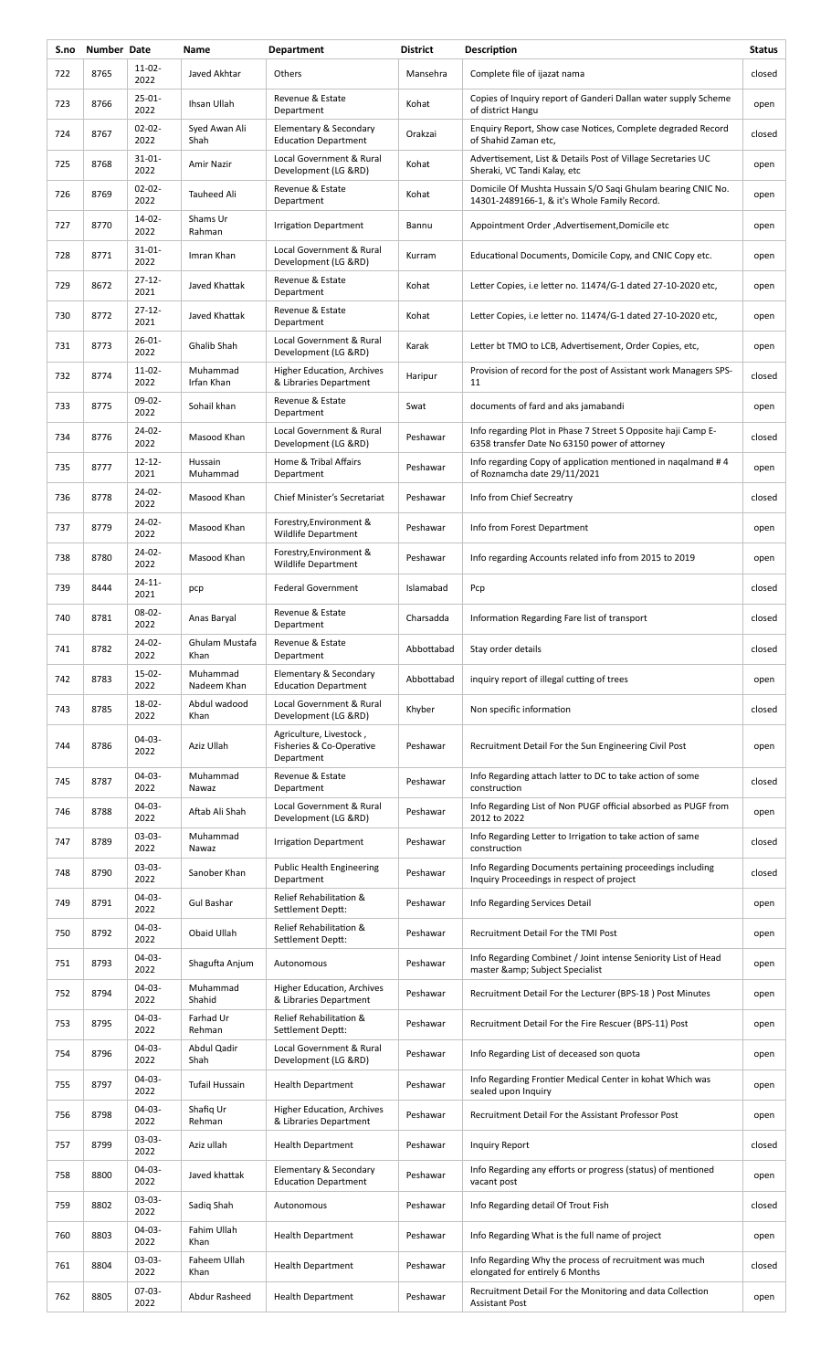| S.no | Number | Date | Name | Department | District | Description | Status |
|---|---|---|---|---|---|---|---|
| 722 | 8765 | 11-02-2022 | Javed Akhtar | Others | Mansehra | Complete file of ijazat nama | closed |
| 723 | 8766 | 25-01-2022 | Ihsan Ullah | Revenue & Estate Department | Kohat | Copies of Inquiry report of Ganderi Dallan water supply Scheme of district Hangu | open |
| 724 | 8767 | 02-02-2022 | Syed Awan Ali Shah | Elementary & Secondary Education Department | Orakzai | Enquiry Report, Show case Notices, Complete degraded Record of Shahid Zaman etc, | closed |
| 725 | 8768 | 31-01-2022 | Amir Nazir | Local Government & Rural Development (LG &RD) | Kohat | Advertisement, List & Details Post of Village Secretaries UC Sheraki, VC Tandi Kalay, etc | open |
| 726 | 8769 | 02-02-2022 | Tauheed Ali | Revenue & Estate Department | Kohat | Domicile Of Mushta Hussain S/O Saqi Ghulam bearing CNIC No. 14301-2489166-1, & it's Whole Family Record. | open |
| 727 | 8770 | 14-02-2022 | Shams Ur Rahman | Irrigation Department | Bannu | Appointment Order ,Advertisement,Domicile etc | open |
| 728 | 8771 | 31-01-2022 | Imran Khan | Local Government & Rural Development (LG &RD) | Kurram | Educational Documents, Domicile Copy, and CNIC Copy etc. | open |
| 729 | 8672 | 27-12-2021 | Javed Khattak | Revenue & Estate Department | Kohat | Letter Copies, i.e letter no. 11474/G-1 dated 27-10-2020 etc, | open |
| 730 | 8772 | 27-12-2021 | Javed Khattak | Revenue & Estate Department | Kohat | Letter Copies, i.e letter no. 11474/G-1 dated 27-10-2020 etc, | open |
| 731 | 8773 | 26-01-2022 | Ghalib Shah | Local Government & Rural Development (LG &RD) | Karak | Letter bt TMO to LCB, Advertisement, Order Copies, etc, | open |
| 732 | 8774 | 11-02-2022 | Muhammad Irfan Khan | Higher Education, Archives & Libraries Department | Haripur | Provision of record for the post of Assistant work Managers SPS-11 | closed |
| 733 | 8775 | 09-02-2022 | Sohail khan | Revenue & Estate Department | Swat | documents of fard and aks jamabandi | open |
| 734 | 8776 | 24-02-2022 | Masood Khan | Local Government & Rural Development (LG &RD) | Peshawar | Info regarding Plot in Phase 7 Street 5 Opposite haji Camp E-6358 transfer Date No 63150 power of attorney | closed |
| 735 | 8777 | 12-12-2021 | Hussain Muhammad | Home & Tribal Affairs Department | Peshawar | Info regarding Copy of application mentioned in naqalmand # 4 of Roznamcha date 29/11/2021 | open |
| 736 | 8778 | 24-02-2022 | Masood Khan | Chief Minister's Secretariat | Peshawar | Info from Chief Secreatry | closed |
| 737 | 8779 | 24-02-2022 | Masood Khan | Forestry,Environment & Wildlife Department | Peshawar | Info from Forest Department | open |
| 738 | 8780 | 24-02-2022 | Masood Khan | Forestry,Environment & Wildlife Department | Peshawar | Info regarding Accounts related info from 2015 to 2019 | open |
| 739 | 8444 | 24-11-2021 | pcp | Federal Government | Islamabad | Pcp | closed |
| 740 | 8781 | 08-02-2022 | Anas Baryal | Revenue & Estate Department | Charsadda | Information Regarding Fare list of transport | closed |
| 741 | 8782 | 24-02-2022 | Ghulam Mustafa Khan | Revenue & Estate Department | Abbottabad | Stay order details | closed |
| 742 | 8783 | 15-02-2022 | Muhammad Nadeem Khan | Elementary & Secondary Education Department | Abbottabad | inquiry report of illegal cutting of trees | open |
| 743 | 8785 | 18-02-2022 | Abdul wadood Khan | Local Government & Rural Development (LG &RD) | Khyber | Non specific information | closed |
| 744 | 8786 | 04-03-2022 | Aziz Ullah | Agriculture, Livestock , Fisheries & Co-Operative Department | Peshawar | Recruitment Detail For the Sun Engineering Civil Post | open |
| 745 | 8787 | 04-03-2022 | Muhammad Nawaz | Revenue & Estate Department | Peshawar | Info Regarding attach latter to DC to take action of some construction | closed |
| 746 | 8788 | 04-03-2022 | Aftab Ali Shah | Local Government & Rural Development (LG &RD) | Peshawar | Info Regarding List of Non PUGF official absorbed as PUGF from 2012 to 2022 | open |
| 747 | 8789 | 03-03-2022 | Muhammad Nawaz | Irrigation Department | Peshawar | Info Regarding Letter to Irrigation to take action of same construction | closed |
| 748 | 8790 | 03-03-2022 | Sanober Khan | Public Health Engineering Department | Peshawar | Info Regarding Documents pertaining proceedings including Inquiry Proceedings in respect of project | closed |
| 749 | 8791 | 04-03-2022 | Gul Bashar | Relief Rehabilitation & Settlement Deptt: | Peshawar | Info Regarding Services Detail | open |
| 750 | 8792 | 04-03-2022 | Obaid Ullah | Relief Rehabilitation & Settlement Deptt: | Peshawar | Recruitment Detail For the TMI Post | open |
| 751 | 8793 | 04-03-2022 | Shagufta Anjum | Autonomous | Peshawar | Info Regarding Combinet / Joint intense Seniority List of Head master &amp; Subject Specialist | open |
| 752 | 8794 | 04-03-2022 | Muhammad Shahid | Higher Education, Archives & Libraries Department | Peshawar | Recruitment Detail For the Lecturer (BPS-18 ) Post Minutes | open |
| 753 | 8795 | 04-03-2022 | Farhad Ur Rehman | Relief Rehabilitation & Settlement Deptt: | Peshawar | Recruitment Detail For the Fire Rescuer (BPS-11) Post | open |
| 754 | 8796 | 04-03-2022 | Abdul Qadir Shah | Local Government & Rural Development (LG &RD) | Peshawar | Info Regarding List of deceased son quota | open |
| 755 | 8797 | 04-03-2022 | Tufail Hussain | Health Department | Peshawar | Info Regarding Frontier Medical Center in kohat Which was sealed upon Inquiry | open |
| 756 | 8798 | 04-03-2022 | Shafiq Ur Rehman | Higher Education, Archives & Libraries Department | Peshawar | Recruitment Detail For the Assistant Professor Post | open |
| 757 | 8799 | 03-03-2022 | Aziz ullah | Health Department | Peshawar | Inquiry Report | closed |
| 758 | 8800 | 04-03-2022 | Javed khattak | Elementary & Secondary Education Department | Peshawar | Info Regarding any efforts or progress (status) of mentioned vacant post | open |
| 759 | 8802 | 03-03-2022 | Sadiq Shah | Autonomous | Peshawar | Info Regarding detail Of Trout Fish | closed |
| 760 | 8803 | 04-03-2022 | Fahim Ullah Khan | Health Department | Peshawar | Info Regarding What is the full name of project | open |
| 761 | 8804 | 03-03-2022 | Faheem Ullah Khan | Health Department | Peshawar | Info Regarding Why the process of recruitment was much elongated for entirely 6 Months | closed |
| 762 | 8805 | 07-03-2022 | Abdur Rasheed | Health Department | Peshawar | Recruitment Detail For the Monitoring and data Collection Assistant Post | open |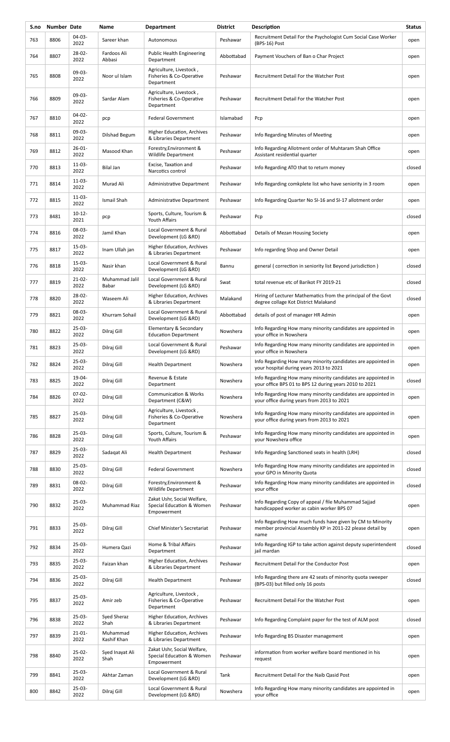| S.no | Number | Date | Name | Department | District | Description | Status |
|---|---|---|---|---|---|---|---|
| 763 | 8806 | 04-03-2022 | Sareer khan | Autonomous | Peshawar | Recruitment Detail For the Psychologist Cum Social Case Worker (BPS-16) Post | open |
| 764 | 8807 | 28-02-2022 | Fardoos Ali Abbasi | Public Health Engineering Department | Abbottabad | Payment Vouchers of Ban o Char Project | open |
| 765 | 8808 | 09-03-2022 | Noor ul Islam | Agriculture, Livestock , Fisheries & Co-Operative Department | Peshawar | Recruitment Detail For the Watcher Post | open |
| 766 | 8809 | 09-03-2022 | Sardar Alam | Agriculture, Livestock , Fisheries & Co-Operative Department | Peshawar | Recruitment Detail For the Watcher Post | open |
| 767 | 8810 | 04-02-2022 | pcp | Federal Government | Islamabad | Pcp | open |
| 768 | 8811 | 09-03-2022 | Dilshad Begum | Higher Education, Archives & Libraries Department | Peshawar | Info Regarding Minutes of Meeting | open |
| 769 | 8812 | 26-01-2022 | Masood Khan | Forestry,Environment & Wildlife Department | Peshawar | Info Regarding Allotment order of Muhtaram Shah Office Assistant residential quarter | open |
| 770 | 8813 | 11-03-2022 | Bilal Jan | Excise, Taxation and Narcotics control | Peshawar | Info Regarding ATO that to return money | closed |
| 771 | 8814 | 11-03-2022 | Murad Ali | Administrative Department | Peshawar | Info Regarding comkplete list who have seniority in 3 room | open |
| 772 | 8815 | 11-03-2022 | Ismail Shah | Administrative Department | Peshawar | Info Regarding Quarter No SI-16 and SI-17 allotment order | open |
| 773 | 8481 | 10-12-2021 | pcp | Sports, Culture, Tourism & Youth Affairs | Peshawar | Pcp | closed |
| 774 | 8816 | 08-03-2022 | Jamil Khan | Local Government & Rural Development (LG &RD) | Abbottabad | Details of Mezan Housing Society | open |
| 775 | 8817 | 15-03-2022 | Inam Ullah jan | Higher Education, Archives & Libraries Department | Peshawar | Info regarding Shop and Owner Detail | open |
| 776 | 8818 | 15-03-2022 | Nasir khan | Local Government & Rural Development (LG &RD) | Bannu | general ( correction in seniority list Beyond jurisdiction ) | closed |
| 777 | 8819 | 21-02-2022 | Muhammad Jalil Babar | Local Government & Rural Development (LG &RD) | Swat | total revenue etc of Barikot FY 2019-21 | closed |
| 778 | 8820 | 28-02-2022 | Waseem Ali | Higher Education, Archives & Libraries Department | Malakand | Hiring of Lecturer Mathematics from the principal of the Govt degree collage Kot District Malakand | closed |
| 779 | 8821 | 08-03-2022 | Khurram Sohail | Local Government & Rural Development (LG &RD) | Abbottabad | details of post of manager HR Admin | open |
| 780 | 8822 | 25-03-2022 | Dilraj Gill | Elementary & Secondary Education Department | Nowshera | Info Regarding How many minority candidates are appointed in your office in Nowshera | open |
| 781 | 8823 | 25-03-2022 | Dilraj Gill | Local Government & Rural Development (LG &RD) | Peshawar | Info Regarding How many minority candidates are appointed in your office in Nowshera | open |
| 782 | 8824 | 25-03-2022 | Dilraj Gill | Health Department | Nowshera | Info Regarding How many minority candidates are appointed in your hospital during years 2013 to 2021 | open |
| 783 | 8825 | 19-04-2022 | Dilraj Gill | Revenue & Estate Department | Nowshera | Info Regarding How many minority candidates are appointed in your office BPS 01 to BPS 12 during years 2010 to 2021 | closed |
| 784 | 8826 | 07-02-2022 | Dilraj Gill | Communication & Works Department (C&W) | Nowshera | Info Regarding How many minority candidates are appointed in your office during years from 2013 to 2021 | open |
| 785 | 8827 | 25-03-2022 | Dilraj Gill | Agriculture, Livestock , Fisheries & Co-Operative Department | Nowshera | Info Regarding How many minority candidates are appointed in your office during years from 2013 to 2021 | open |
| 786 | 8828 | 25-03-2022 | Dilraj Gill | Sports, Culture, Tourism & Youth Affairs | Peshawar | Info Regarding How many minority candidates are appointed in your Nowshera office | open |
| 787 | 8829 | 25-03-2022 | Sadaqat Ali | Health Department | Peshawar | Info Regarding Sanctioned seats in health (LRH) | closed |
| 788 | 8830 | 25-03-2022 | Dilraj Gill | Federal Government | Nowshera | Info Regarding How many minority candidates are appointed in your GPO in Minority Quota | closed |
| 789 | 8831 | 08-02-2022 | Dilraj Gill | Forestry,Environment & Wildlife Department | Peshawar | Info Regarding How many minority candidates are appointed in your office | closed |
| 790 | 8832 | 25-03-2022 | Muhammad Riaz | Zakat Ushr, Social Welfare, Special Education & Women Empowerment | Peshawar | Info Regarding Copy of appeal / file Muhammad Sajjad handicapped worker as cabin worker BPS 07 | open |
| 791 | 8833 | 25-03-2022 | Dilraj Gill | Chief Minister's Secretariat | Peshawar | Info Regarding How much funds have given by CM to Minority member provincial Assembly KP in 2011-22 please detail by name | open |
| 792 | 8834 | 25-03-2022 | Humera Qazi | Home & Tribal Affairs Department | Peshawar | Info Regarding IGP to take action against deputy superintendent jail mardan | closed |
| 793 | 8835 | 25-03-2022 | Faizan khan | Higher Education, Archives & Libraries Department | Peshawar | Recruitment Detail For the Conductor Post | open |
| 794 | 8836 | 25-03-2022 | Dilraj Gill | Health Department | Peshawar | Info Regarding there are 42 seats of minority quota sweeper (BPS-03) but filled only 16 posts | closed |
| 795 | 8837 | 25-03-2022 | Amir zeb | Agriculture, Livestock , Fisheries & Co-Operative Department | Peshawar | Recruitment Detail For the Watcher Post | open |
| 796 | 8838 | 25-03-2022 | Syed Sheraz Shah | Higher Education, Archives & Libraries Department | Peshawar | Info Regarding Complaint paper for the test of ALM post | closed |
| 797 | 8839 | 21-01-2022 | Muhammad Kashif Khan | Higher Education, Archives & Libraries Department | Peshawar | Info Regarding BS Disaster management | open |
| 798 | 8840 | 25-02-2022 | Syed Inayat Ali Shah | Zakat Ushr, Social Welfare, Special Education & Women Empowerment | Peshawar | information from worker welfare board mentioned in his request | open |
| 799 | 8841 | 25-03-2022 | Akhtar Zaman | Local Government & Rural Development (LG &RD) | Tank | Recruitment Detail For the Naib Qasid Post | open |
| 800 | 8842 | 25-03-2022 | Dilraj Gill | Local Government & Rural Development (LG &RD) | Nowshera | Info Regarding How many minority candidates are appointed in your office | open |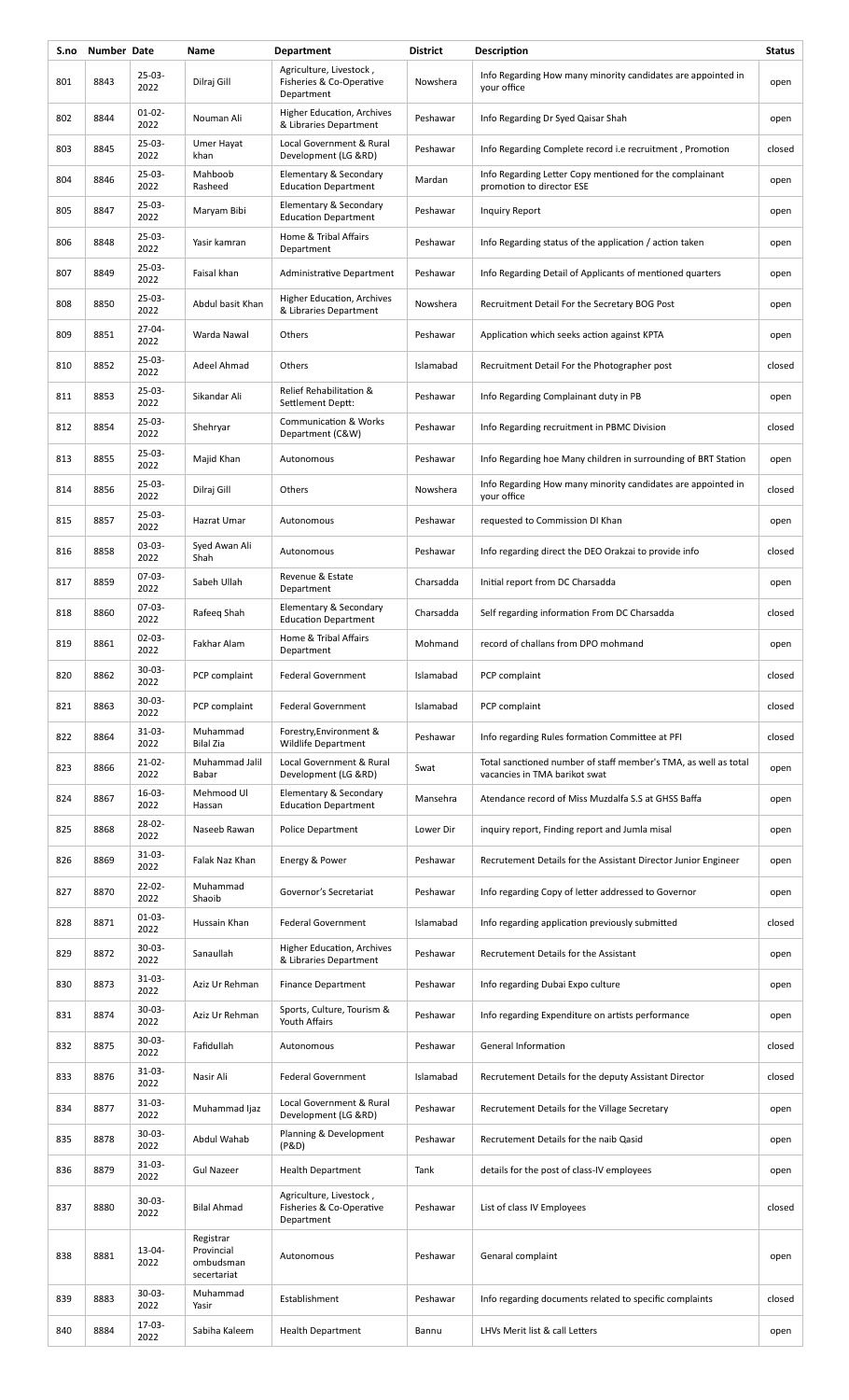| S.no | Number | Date | Name | Department | District | Description | Status |
|---|---|---|---|---|---|---|---|
| 801 | 8843 | 25-03-2022 | Dilraj Gill | Agriculture, Livestock , Fisheries & Co-Operative Department | Nowshera | Info Regarding How many minority candidates are appointed in your office | open |
| 802 | 8844 | 01-02-2022 | Nouman Ali | Higher Education, Archives & Libraries Department | Peshawar | Info Regarding Dr Syed Qaisar Shah | open |
| 803 | 8845 | 25-03-2022 | Umer Hayat khan | Local Government & Rural Development (LG &RD) | Peshawar | Info Regarding Complete record i.e recruitment , Promotion | closed |
| 804 | 8846 | 25-03-2022 | Mahboob Rasheed | Elementary & Secondary Education Department | Mardan | Info Regarding Letter Copy mentioned for the complainant promotion to director ESE | open |
| 805 | 8847 | 25-03-2022 | Maryam Bibi | Elementary & Secondary Education Department | Peshawar | Inquiry Report | open |
| 806 | 8848 | 25-03-2022 | Yasir kamran | Home & Tribal Affairs Department | Peshawar | Info Regarding status of the application / action taken | open |
| 807 | 8849 | 25-03-2022 | Faisal khan | Administrative Department | Peshawar | Info Regarding Detail of Applicants of mentioned quarters | open |
| 808 | 8850 | 25-03-2022 | Abdul basit Khan | Higher Education, Archives & Libraries Department | Nowshera | Recruitment Detail For the Secretary BOG Post | open |
| 809 | 8851 | 27-04-2022 | Warda Nawal | Others | Peshawar | Application which seeks action against KPTA | open |
| 810 | 8852 | 25-03-2022 | Adeel Ahmad | Others | Islamabad | Recruitment Detail For the Photographer post | closed |
| 811 | 8853 | 25-03-2022 | Sikandar Ali | Relief Rehabilitation & Settlement Deptt: | Peshawar | Info Regarding Complainant duty in PB | open |
| 812 | 8854 | 25-03-2022 | Shehryar | Communication & Works Department (C&W) | Peshawar | Info Regarding recruitment in PBMC Division | closed |
| 813 | 8855 | 25-03-2022 | Majid Khan | Autonomous | Peshawar | Info Regarding hoe Many children in surrounding of BRT Station | open |
| 814 | 8856 | 25-03-2022 | Dilraj Gill | Others | Nowshera | Info Regarding How many minority candidates are appointed in your office | closed |
| 815 | 8857 | 25-03-2022 | Hazrat Umar | Autonomous | Peshawar | requested to Commission DI Khan | open |
| 816 | 8858 | 03-03-2022 | Syed Awan Ali Shah | Autonomous | Peshawar | Info regarding direct the DEO Orakzai to provide info | closed |
| 817 | 8859 | 07-03-2022 | Sabeh Ullah | Revenue & Estate Department | Charsadda | Initial report from DC Charsadda | open |
| 818 | 8860 | 07-03-2022 | Rafeeq Shah | Elementary & Secondary Education Department | Charsadda | Self regarding information From DC Charsadda | closed |
| 819 | 8861 | 02-03-2022 | Fakhar Alam | Home & Tribal Affairs Department | Mohmand | record of challans from DPO mohmand | open |
| 820 | 8862 | 30-03-2022 | PCP complaint | Federal Government | Islamabad | PCP complaint | closed |
| 821 | 8863 | 30-03-2022 | PCP complaint | Federal Government | Islamabad | PCP complaint | closed |
| 822 | 8864 | 31-03-2022 | Muhammad Bilal Zia | Forestry,Environment & Wildlife Department | Peshawar | Info regarding Rules formation Committee at PFI | closed |
| 823 | 8866 | 21-02-2022 | Muhammad Jalil Babar | Local Government & Rural Development (LG &RD) | Swat | Total sanctioned number of staff member's TMA, as well as total vacancies in TMA barikot swat | open |
| 824 | 8867 | 16-03-2022 | Mehmood Ul Hassan | Elementary & Secondary Education Department | Mansehra | Atendance record of Miss Muzdalfa S.S at GHSS Baffa | open |
| 825 | 8868 | 28-02-2022 | Naseeb Rawan | Police Department | Lower Dir | inquiry report, Finding report and Jumla misal | open |
| 826 | 8869 | 31-03-2022 | Falak Naz Khan | Energy & Power | Peshawar | Recrutement Details for the Assistant Director Junior Engineer | open |
| 827 | 8870 | 22-02-2022 | Muhammad Shaoib | Governor's Secretariat | Peshawar | Info regarding Copy of letter addressed to Governor | open |
| 828 | 8871 | 01-03-2022 | Hussain Khan | Federal Government | Islamabad | Info regarding application previously submitted | closed |
| 829 | 8872 | 30-03-2022 | Sanaullah | Higher Education, Archives & Libraries Department | Peshawar | Recrutement Details for the Assistant | open |
| 830 | 8873 | 31-03-2022 | Aziz Ur Rehman | Finance Department | Peshawar | Info regarding Dubai Expo culture | open |
| 831 | 8874 | 30-03-2022 | Aziz Ur Rehman | Sports, Culture, Tourism & Youth Affairs | Peshawar | Info regarding Expenditure on artists performance | open |
| 832 | 8875 | 30-03-2022 | Fafidullah | Autonomous | Peshawar | General Information | closed |
| 833 | 8876 | 31-03-2022 | Nasir Ali | Federal Government | Islamabad | Recrutement Details for the deputy Assistant Director | closed |
| 834 | 8877 | 31-03-2022 | Muhammad Ijaz | Local Government & Rural Development (LG &RD) | Peshawar | Recrutement Details for the Village Secretary | open |
| 835 | 8878 | 30-03-2022 | Abdul Wahab | Planning & Development (P&D) | Peshawar | Recrutement Details for the naib Qasid | open |
| 836 | 8879 | 31-03-2022 | Gul Nazeer | Health Department | Tank | details for the post of class-IV employees | open |
| 837 | 8880 | 30-03-2022 | Bilal Ahmad | Agriculture, Livestock , Fisheries & Co-Operative Department | Peshawar | List of class IV Employees | closed |
| 838 | 8881 | 13-04-2022 | Registrar Provincial ombudsman secertariat | Autonomous | Peshawar | Genaral complaint | open |
| 839 | 8883 | 30-03-2022 | Muhammad Yasir | Establishment | Peshawar | Info regarding documents related to specific complaints | closed |
| 840 | 8884 | 17-03-2022 | Sabiha Kaleem | Health Department | Bannu | LHVs Merit list & call Letters | open |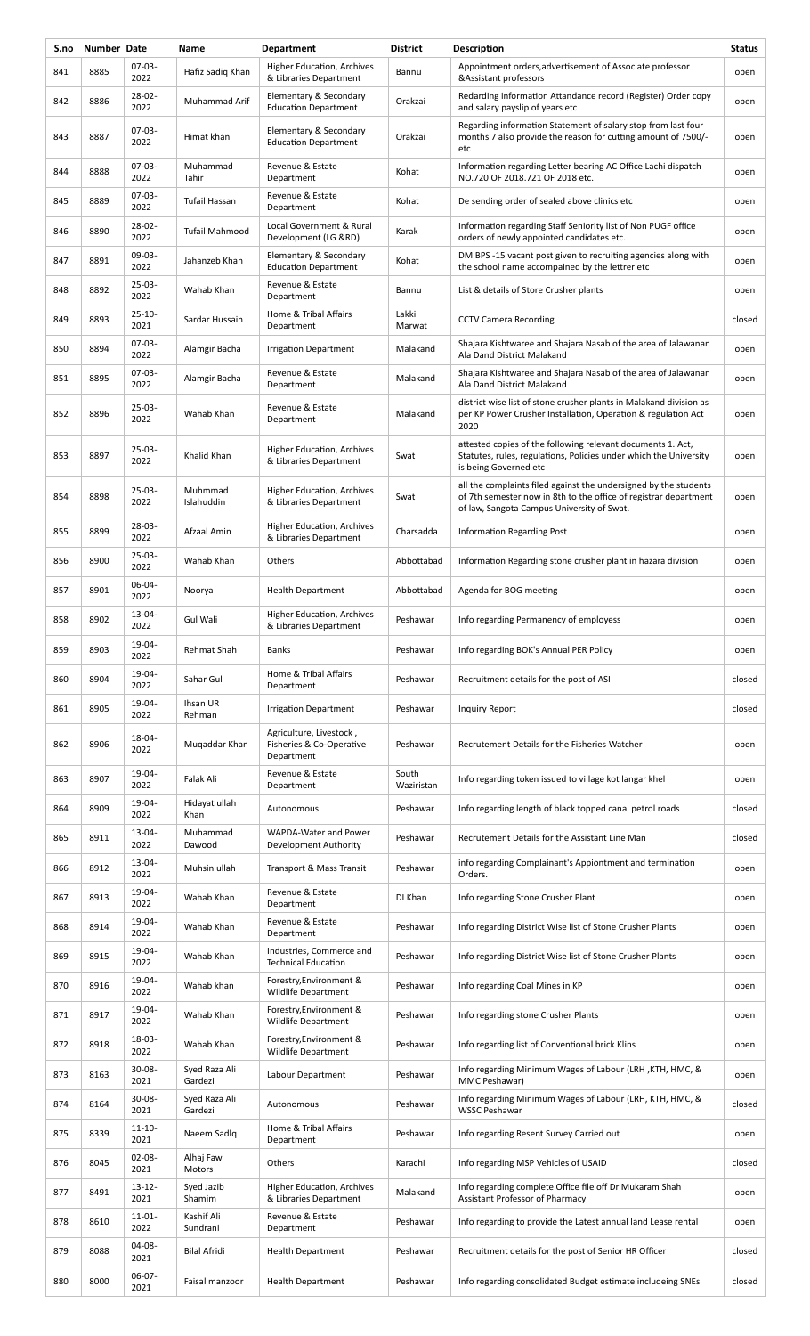| S.no | Number | Date | Name | Department | District | Description | Status |
|---|---|---|---|---|---|---|---|
| 841 | 8885 | 07-03-2022 | Hafiz Sadiq Khan | Higher Education, Archives & Libraries Department | Bannu | Appointment orders,advertisement of Associate professor &Assistant professors | open |
| 842 | 8886 | 28-02-2022 | Muhammad Arif | Elementary & Secondary Education Department | Orakzai | Redarding information Attandance record (Register) Order copy and salary payslip of years etc | open |
| 843 | 8887 | 07-03-2022 | Himat khan | Elementary & Secondary Education Department | Orakzai | Regarding information Statement of salary stop from last four months 7 also provide the reason for cutting amount of 7500/- etc | open |
| 844 | 8888 | 07-03-2022 | Muhammad Tahir | Revenue & Estate Department | Kohat | Information regarding Letter bearing AC Office Lachi dispatch NO.720 OF 2018.721 OF 2018 etc. | open |
| 845 | 8889 | 07-03-2022 | Tufail Hassan | Revenue & Estate Department | Kohat | De sending order of sealed above clinics etc | open |
| 846 | 8890 | 28-02-2022 | Tufail Mahmood | Local Government & Rural Development (LG &RD) | Karak | Information regarding Staff Seniority list of Non PUGF office orders of newly appointed candidates etc. | open |
| 847 | 8891 | 09-03-2022 | Jahanzeb Khan | Elementary & Secondary Education Department | Kohat | DM BPS -15 vacant post given to recruiting agencies along with the school name accompanied by the lettrer etc | open |
| 848 | 8892 | 25-03-2022 | Wahab Khan | Revenue & Estate Department | Bannu | List & details of Store Crusher plants | open |
| 849 | 8893 | 25-10-2021 | Sardar Hussain | Home & Tribal Affairs Department | Lakki Marwat | CCTV Camera Recording | closed |
| 850 | 8894 | 07-03-2022 | Alamgir Bacha | Irrigation Department | Malakand | Shajara Kishtwaree and Shajara Nasab of the area of Jalawanan Ala Dand District Malakand | open |
| 851 | 8895 | 07-03-2022 | Alamgir Bacha | Revenue & Estate Department | Malakand | Shajara Kishtwaree and Shajara Nasab of the area of Jalawanan Ala Dand District Malakand | open |
| 852 | 8896 | 25-03-2022 | Wahab Khan | Revenue & Estate Department | Malakand | district wise list of stone crusher plants in Malakand division as per KP Power Crusher Installation, Operation & regulation Act 2020 | open |
| 853 | 8897 | 25-03-2022 | Khalid Khan | Higher Education, Archives & Libraries Department | Swat | attested copies of the following relevant documents 1. Act, Statutes, rules, regulations, Policies under which the University is being Governed etc | open |
| 854 | 8898 | 25-03-2022 | Muhmmad Islahuddin | Higher Education, Archives & Libraries Department | Swat | all the complaints filed against the undersigned by the students of 7th semester now in 8th to the office of registrar department of law, Sangota Campus University of Swat. | open |
| 855 | 8899 | 28-03-2022 | Afzaal Amin | Higher Education, Archives & Libraries Department | Charsadda | Information Regarding Post | open |
| 856 | 8900 | 25-03-2022 | Wahab Khan | Others | Abbottabad | Information Regarding stone crusher plant in hazara division | open |
| 857 | 8901 | 06-04-2022 | Noorya | Health Department | Abbottabad | Agenda for BOG meeting | open |
| 858 | 8902 | 13-04-2022 | Gul Wali | Higher Education, Archives & Libraries Department | Peshawar | Info regarding Permanency of employess | open |
| 859 | 8903 | 19-04-2022 | Rehmat Shah | Banks | Peshawar | Info regarding BOK's Annual PER Policy | open |
| 860 | 8904 | 19-04-2022 | Sahar Gul | Home & Tribal Affairs Department | Peshawar | Recruitment details for the post of ASI | closed |
| 861 | 8905 | 19-04-2022 | Ihsan UR Rehman | Irrigation Department | Peshawar | Inquiry Report | closed |
| 862 | 8906 | 18-04-2022 | Muqaddar Khan | Agriculture, Livestock , Fisheries & Co-Operative Department | Peshawar | Recrutement Details for the Fisheries Watcher | open |
| 863 | 8907 | 19-04-2022 | Falak Ali | Revenue & Estate Department | South Waziristan | Info regarding token issued to village kot langar khel | open |
| 864 | 8909 | 19-04-2022 | Hidayat ullah Khan | Autonomous | Peshawar | Info regarding length of black topped canal petrol roads | closed |
| 865 | 8911 | 13-04-2022 | Muhammad Dawood | WAPDA-Water and Power Development Authority | Peshawar | Recrutement Details for the Assistant Line Man | closed |
| 866 | 8912 | 13-04-2022 | Muhsin ullah | Transport & Mass Transit | Peshawar | info regarding Complainant's Apiontment and termination Orders. | open |
| 867 | 8913 | 19-04-2022 | Wahab Khan | Revenue & Estate Department | DI Khan | Info regarding Stone Crusher Plant | open |
| 868 | 8914 | 19-04-2022 | Wahab Khan | Revenue & Estate Department | Peshawar | Info regarding District Wise list of Stone Crusher Plants | open |
| 869 | 8915 | 19-04-2022 | Wahab Khan | Industries, Commerce and Technical Education | Peshawar | Info regarding District Wise list of Stone Crusher Plants | open |
| 870 | 8916 | 19-04-2022 | Wahab khan | Forestry,Environment & Wildlife Department | Peshawar | Info regarding Coal Mines in KP | open |
| 871 | 8917 | 19-04-2022 | Wahab Khan | Forestry,Environment & Wildlife Department | Peshawar | Info regarding stone Crusher Plants | open |
| 872 | 8918 | 18-03-2022 | Wahab Khan | Forestry,Environment & Wildlife Department | Peshawar | Info regarding list of Conventional brick Klins | open |
| 873 | 8163 | 30-08-2021 | Syed Raza Ali Gardezi | Labour Department | Peshawar | Info regarding Minimum Wages of Labour (LRH ,KTH, HMC, & MMC Peshawar) | open |
| 874 | 8164 | 30-08-2021 | Syed Raza Ali Gardezi | Autonomous | Peshawar | Info regarding Minimum Wages of Labour (LRH, KTH, HMC, & WSSC Peshawar | closed |
| 875 | 8339 | 11-10-2021 | Naeem Sadiq | Home & Tribal Affairs Department | Peshawar | Info regarding Resent Survey Carried out | open |
| 876 | 8045 | 02-08-2021 | Alhaj Faw Motors | Others | Karachi | Info regarding MSP Vehicles of USAID | closed |
| 877 | 8491 | 13-12-2021 | Syed Jazib Shamim | Higher Education, Archives & Libraries Department | Malakand | Info regarding complete Office file off Dr Mukaram Shah Assistant Professor of Pharmacy | open |
| 878 | 8610 | 11-01-2022 | Kashif Ali Sundrani | Revenue & Estate Department | Peshawar | Info regarding to provide the Latest annual land Lease rental | open |
| 879 | 8088 | 04-08-2021 | Bilal Afridi | Health Department | Peshawar | Recruitment details for the post of Senior HR Officer | closed |
| 880 | 8000 | 06-07-2021 | Faisal manzoor | Health Department | Peshawar | Info regarding consolidated Budget estimate includeing SNEs | closed |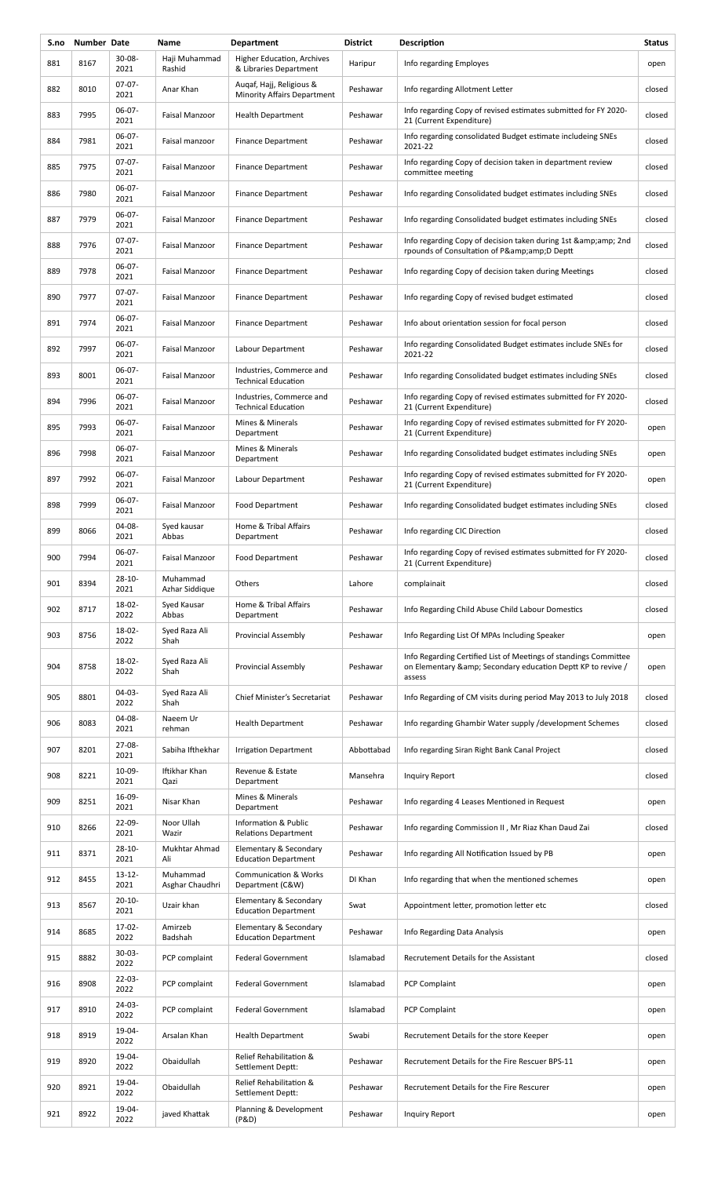| S.no | Number | Date | Name | Department | District | Description | Status |
|---|---|---|---|---|---|---|---|
| 881 | 8167 | 30-08-2021 | Haji Muhammad Rashid | Higher Education, Archives & Libraries Department | Haripur | Info regarding Employes | open |
| 882 | 8010 | 07-07-2021 | Anar Khan | Auqaf, Hajj, Religious & Minority Affairs Department | Peshawar | Info regarding Allotment Letter | closed |
| 883 | 7995 | 06-07-2021 | Faisal Manzoor | Health Department | Peshawar | Info regarding Copy of revised estimates submitted for FY 2020-21 (Current Expenditure) | closed |
| 884 | 7981 | 06-07-2021 | Faisal manzoor | Finance Department | Peshawar | Info regarding consolidated Budget estimate includeing SNEs 2021-22 | closed |
| 885 | 7975 | 07-07-2021 | Faisal Manzoor | Finance Department | Peshawar | Info regarding Copy of decision taken in department review committee meeting | closed |
| 886 | 7980 | 06-07-2021 | Faisal Manzoor | Finance Department | Peshawar | Info regarding Consolidated budget estimates including SNEs | closed |
| 887 | 7979 | 06-07-2021 | Faisal Manzoor | Finance Department | Peshawar | Info regarding Consolidated budget estimates including SNEs | closed |
| 888 | 7976 | 07-07-2021 | Faisal Manzoor | Finance Department | Peshawar | Info regarding Copy of decision taken during 1st &amp;amp; 2nd rpounds of Consultation of P&amp;amp;D Deptt | closed |
| 889 | 7978 | 06-07-2021 | Faisal Manzoor | Finance Department | Peshawar | Info regarding Copy of decision taken during Meetings | closed |
| 890 | 7977 | 07-07-2021 | Faisal Manzoor | Finance Department | Peshawar | Info regarding Copy of revised budget estimated | closed |
| 891 | 7974 | 06-07-2021 | Faisal Manzoor | Finance Department | Peshawar | Info about orientation session for focal person | closed |
| 892 | 7997 | 06-07-2021 | Faisal Manzoor | Labour Department | Peshawar | Info regarding Consolidated Budget estimates include SNEs for 2021-22 | closed |
| 893 | 8001 | 06-07-2021 | Faisal Manzoor | Industries, Commerce and Technical Education | Peshawar | Info regarding Consolidated budget estimates including SNEs | closed |
| 894 | 7996 | 06-07-2021 | Faisal Manzoor | Industries, Commerce and Technical Education | Peshawar | Info regarding Copy of revised estimates submitted for FY 2020-21 (Current Expenditure) | closed |
| 895 | 7993 | 06-07-2021 | Faisal Manzoor | Mines & Minerals Department | Peshawar | Info regarding Copy of revised estimates submitted for FY 2020-21 (Current Expenditure) | open |
| 896 | 7998 | 06-07-2021 | Faisal Manzoor | Mines & Minerals Department | Peshawar | Info regarding Consolidated budget estimates including SNEs | open |
| 897 | 7992 | 06-07-2021 | Faisal Manzoor | Labour Department | Peshawar | Info regarding Copy of revised estimates submitted for FY 2020-21 (Current Expenditure) | open |
| 898 | 7999 | 06-07-2021 | Faisal Manzoor | Food Department | Peshawar | Info regarding Consolidated budget estimates including SNEs | closed |
| 899 | 8066 | 04-08-2021 | Syed kausar Abbas | Home & Tribal Affairs Department | Peshawar | Info regarding CIC Direction | closed |
| 900 | 7994 | 06-07-2021 | Faisal Manzoor | Food Department | Peshawar | Info regarding Copy of revised estimates submitted for FY 2020-21 (Current Expenditure) | closed |
| 901 | 8394 | 28-10-2021 | Muhammad Azhar Siddique | Others | Lahore | complainait | closed |
| 902 | 8717 | 18-02-2022 | Syed Kausar Abbas | Home & Tribal Affairs Department | Peshawar | Info Regarding Child Abuse Child Labour Domestics | closed |
| 903 | 8756 | 18-02-2022 | Syed Raza Ali Shah | Provincial Assembly | Peshawar | Info Regarding List Of MPAs Including Speaker | open |
| 904 | 8758 | 18-02-2022 | Syed Raza Ali Shah | Provincial Assembly | Peshawar | Info Regarding Certified List of Meetings of standings Committee on Elementary &amp; Secondary education Deptt KP to revive / assess | open |
| 905 | 8801 | 04-03-2022 | Syed Raza Ali Shah | Chief Minister's Secretariat | Peshawar | Info Regarding of CM visits during period May 2013 to July 2018 | closed |
| 906 | 8083 | 04-08-2021 | Naeem Ur rehman | Health Department | Peshawar | Info regarding Ghambir Water supply /development Schemes | closed |
| 907 | 8201 | 27-08-2021 | Sabiha Ifthekhar | Irrigation Department | Abbottabad | Info regarding Siran Right Bank Canal Project | closed |
| 908 | 8221 | 10-09-2021 | Iftikhar Khan Qazi | Revenue & Estate Department | Mansehra | Inquiry Report | closed |
| 909 | 8251 | 16-09-2021 | Nisar Khan | Mines & Minerals Department | Peshawar | Info regarding 4 Leases Mentioned in Request | open |
| 910 | 8266 | 22-09-2021 | Noor Ullah Wazir | Information & Public Relations Department | Peshawar | Info regarding Commission II , Mr Riaz Khan Daud Zai | closed |
| 911 | 8371 | 28-10-2021 | Mukhtar Ahmad Ali | Elementary & Secondary Education Department | Peshawar | Info regarding All Notification Issued by PB | open |
| 912 | 8455 | 13-12-2021 | Muhammad Asghar Chaudhri | Communication & Works Department (C&W) | DI Khan | Info regarding that when the mentioned schemes | open |
| 913 | 8567 | 20-10-2021 | Uzair khan | Elementary & Secondary Education Department | Swat | Appointment letter, promotion letter etc | closed |
| 914 | 8685 | 17-02-2022 | Amirzeb Badshah | Elementary & Secondary Education Department | Peshawar | Info Regarding Data Analysis | open |
| 915 | 8882 | 30-03-2022 | PCP complaint | Federal Government | Islamabad | Recrutement Details for the Assistant | closed |
| 916 | 8908 | 22-03-2022 | PCP complaint | Federal Government | Islamabad | PCP Complaint | open |
| 917 | 8910 | 24-03-2022 | PCP complaint | Federal Government | Islamabad | PCP Complaint | open |
| 918 | 8919 | 19-04-2022 | Arsalan Khan | Health Department | Swabi | Recrutement Details for the store Keeper | open |
| 919 | 8920 | 19-04-2022 | Obaidullah | Relief Rehabilitation & Settlement Deptt: | Peshawar | Recrutement Details for the Fire Rescuer BPS-11 | open |
| 920 | 8921 | 19-04-2022 | Obaidullah | Relief Rehabilitation & Settlement Deptt: | Peshawar | Recrutement Details for the Fire Rescurer | open |
| 921 | 8922 | 19-04-2022 | javed Khattak | Planning & Development (P&D) | Peshawar | Inquiry Report | open |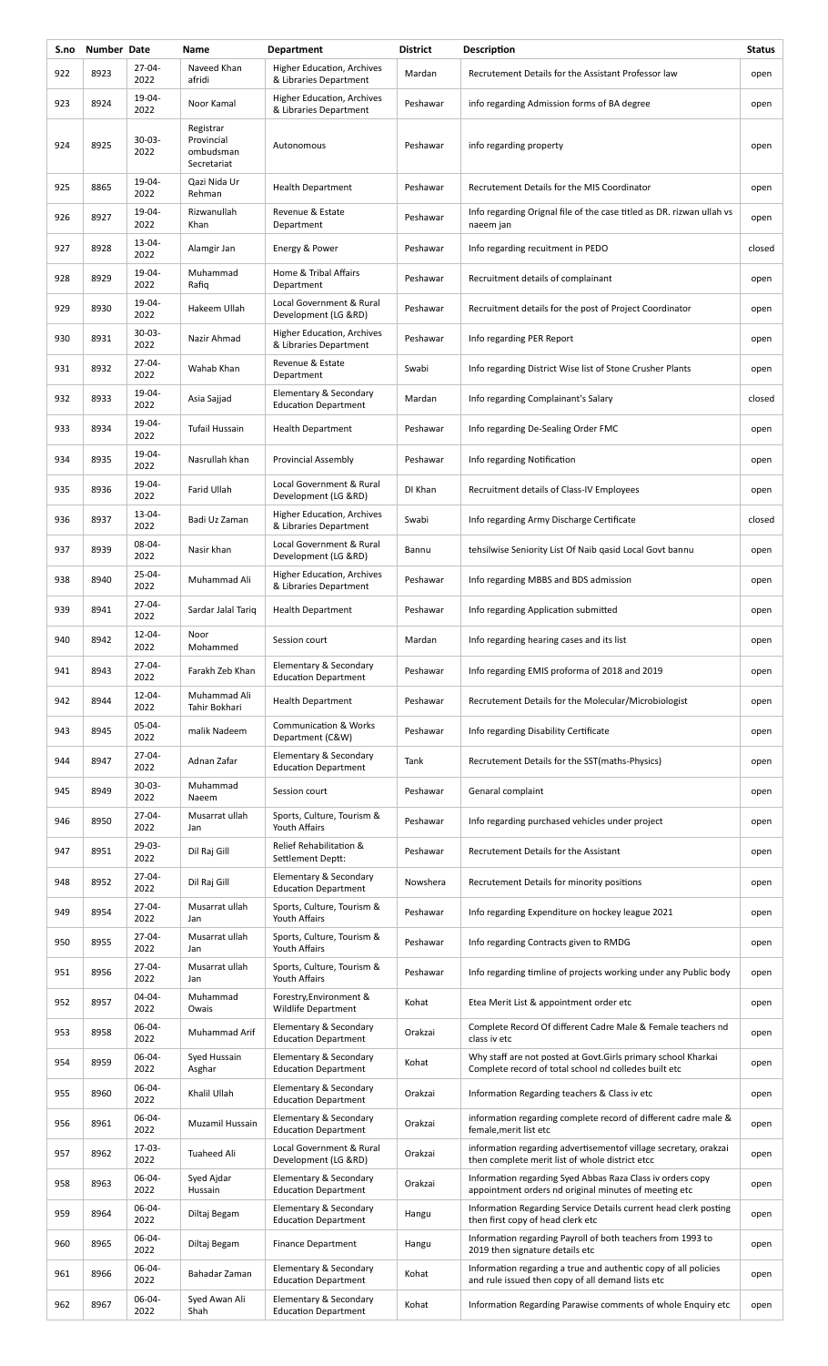| S.no | Number | Date | Name | Department | District | Description | Status |
|---|---|---|---|---|---|---|---|
| 922 | 8923 | 27-04-2022 | Naveed Khan afridi | Higher Education, Archives & Libraries Department | Mardan | Recrutement Details for the Assistant Professor law | open |
| 923 | 8924 | 19-04-2022 | Noor Kamal | Higher Education, Archives & Libraries Department | Peshawar | info regarding Admission forms of BA degree | open |
| 924 | 8925 | 30-03-2022 | Registrar Provincial ombudsman Secretariat | Autonomous | Peshawar | info regarding property | open |
| 925 | 8865 | 19-04-2022 | Qazi Nida Ur Rehman | Health Department | Peshawar | Recrutement Details for the MIS Coordinator | open |
| 926 | 8927 | 19-04-2022 | Rizwanullah Khan | Revenue & Estate Department | Peshawar | Info regarding Orignal file of the case titled as DR. rizwan ullah vs naeem jan | open |
| 927 | 8928 | 13-04-2022 | Alamgir Jan | Energy & Power | Peshawar | Info regarding recuitment in PEDO | closed |
| 928 | 8929 | 19-04-2022 | Muhammad Rafiq | Home & Tribal Affairs Department | Peshawar | Recruitment details of complainant | open |
| 929 | 8930 | 19-04-2022 | Hakeem Ullah | Local Government & Rural Development (LG &RD) | Peshawar | Recruitment details for the post of Project Coordinator | open |
| 930 | 8931 | 30-03-2022 | Nazir Ahmad | Higher Education, Archives & Libraries Department | Peshawar | Info regarding PER Report | open |
| 931 | 8932 | 27-04-2022 | Wahab Khan | Revenue & Estate Department | Swabi | Info regarding District Wise list of Stone Crusher Plants | open |
| 932 | 8933 | 19-04-2022 | Asia Sajjad | Elementary & Secondary Education Department | Mardan | Info regarding Complainant's Salary | closed |
| 933 | 8934 | 19-04-2022 | Tufail Hussain | Health Department | Peshawar | Info regarding De-Sealing Order FMC | open |
| 934 | 8935 | 19-04-2022 | Nasrullah khan | Provincial Assembly | Peshawar | Info regarding Notification | open |
| 935 | 8936 | 19-04-2022 | Farid Ullah | Local Government & Rural Development (LG &RD) | DI Khan | Recruitment details of Class-IV Employees | open |
| 936 | 8937 | 13-04-2022 | Badi Uz Zaman | Higher Education, Archives & Libraries Department | Swabi | Info regarding Army Discharge Certificate | closed |
| 937 | 8939 | 08-04-2022 | Nasir khan | Local Government & Rural Development (LG &RD) | Bannu | tehsilwise Seniority List Of Naib qasid Local Govt bannu | open |
| 938 | 8940 | 25-04-2022 | Muhammad Ali | Higher Education, Archives & Libraries Department | Peshawar | Info regarding MBBS and BDS admission | open |
| 939 | 8941 | 27-04-2022 | Sardar Jalal Tariq | Health Department | Peshawar | Info regarding Application submitted | open |
| 940 | 8942 | 12-04-2022 | Noor Mohammed | Session court | Mardan | Info regarding hearing cases and its list | open |
| 941 | 8943 | 27-04-2022 | Farakh Zeb Khan | Elementary & Secondary Education Department | Peshawar | Info regarding EMIS proforma of 2018 and 2019 | open |
| 942 | 8944 | 12-04-2022 | Muhammad Ali Tahir Bokhari | Health Department | Peshawar | Recrutement Details for the Molecular/Microbiologist | open |
| 943 | 8945 | 05-04-2022 | malik Nadeem | Communication & Works Department (C&W) | Peshawar | Info regarding Disability Certificate | open |
| 944 | 8947 | 27-04-2022 | Adnan Zafar | Elementary & Secondary Education Department | Tank | Recrutement Details for the SST(maths-Physics) | open |
| 945 | 8949 | 30-03-2022 | Muhammad Naeem | Session court | Peshawar | Genaral complaint | open |
| 946 | 8950 | 27-04-2022 | Musarrat ullah Jan | Sports, Culture, Tourism & Youth Affairs | Peshawar | Info regarding purchased vehicles under project | open |
| 947 | 8951 | 29-03-2022 | Dil Raj Gill | Relief Rehabilitation & Settlement Deptt: | Peshawar | Recrutement Details for the Assistant | open |
| 948 | 8952 | 27-04-2022 | Dil Raj Gill | Elementary & Secondary Education Department | Nowshera | Recrutement Details for minority positions | open |
| 949 | 8954 | 27-04-2022 | Musarrat ullah Jan | Sports, Culture, Tourism & Youth Affairs | Peshawar | Info regarding Expenditure on hockey league 2021 | open |
| 950 | 8955 | 27-04-2022 | Musarrat ullah Jan | Sports, Culture, Tourism & Youth Affairs | Peshawar | Info regarding Contracts given to RMDG | open |
| 951 | 8956 | 27-04-2022 | Musarrat ullah Jan | Sports, Culture, Tourism & Youth Affairs | Peshawar | Info regarding timline of projects working under any Public body | open |
| 952 | 8957 | 04-04-2022 | Muhammad Owais | Forestry,Environment & Wildlife Department | Kohat | Etea Merit List & appointment order etc | open |
| 953 | 8958 | 06-04-2022 | Muhammad Arif | Elementary & Secondary Education Department | Orakzai | Complete Record Of different Cadre Male & Female teachers nd class iv etc | open |
| 954 | 8959 | 06-04-2022 | Syed Hussain Asghar | Elementary & Secondary Education Department | Kohat | Why staff are not posted at Govt.Girls primary school Kharkai Complete record of total school nd colledes built etc | open |
| 955 | 8960 | 06-04-2022 | Khalil Ullah | Elementary & Secondary Education Department | Orakzai | Information Regarding teachers & Class iv etc | open |
| 956 | 8961 | 06-04-2022 | Muzamil Hussain | Elementary & Secondary Education Department | Orakzai | information regarding complete record of different cadre male & female,merit list etc | open |
| 957 | 8962 | 17-03-2022 | Tuaheed Ali | Local Government & Rural Development (LG &RD) | Orakzai | information regarding advertisementof village secretary, orakzai then complete merit list of whole district etcc | open |
| 958 | 8963 | 06-04-2022 | Syed Ajdar Hussain | Elementary & Secondary Education Department | Orakzai | Information regarding Syed Abbas Raza Class iv orders copy appointment orders nd original minutes of meeting etc | open |
| 959 | 8964 | 06-04-2022 | Diltaj Begam | Elementary & Secondary Education Department | Hangu | Information Regarding Service Details current head clerk posting then first copy of head clerk etc | open |
| 960 | 8965 | 06-04-2022 | Diltaj Begam | Finance Department | Hangu | Information regarding Payroll of both teachers from 1993 to 2019 then signature details etc | open |
| 961 | 8966 | 06-04-2022 | Bahadar Zaman | Elementary & Secondary Education Department | Kohat | Information regarding a true and authentic copy of all policies and rule issued then copy of all demand lists etc | open |
| 962 | 8967 | 06-04-2022 | Syed Awan Ali Shah | Elementary & Secondary Education Department | Kohat | Information Regarding Parawise comments of whole Enquiry etc | open |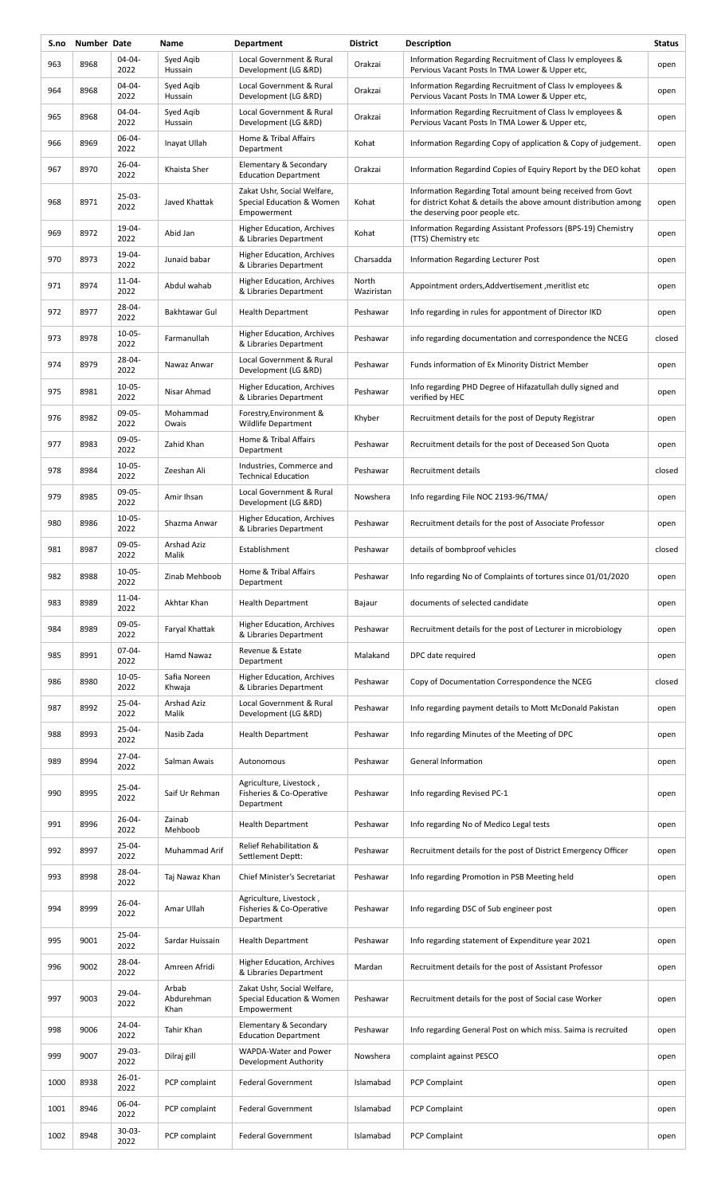| S.no | Number | Date | Name | Department | District | Description | Status |
|---|---|---|---|---|---|---|---|
| 963 | 8968 | 04-04-2022 | Syed Aqib Hussain | Local Government & Rural Development (LG &RD) | Orakzai | Information Regarding Recruitment of Class Iv employees & Pervious Vacant Posts In TMA Lower & Upper etc, | open |
| 964 | 8968 | 04-04-2022 | Syed Aqib Hussain | Local Government & Rural Development (LG &RD) | Orakzai | Information Regarding Recruitment of Class Iv employees & Pervious Vacant Posts In TMA Lower & Upper etc, | open |
| 965 | 8968 | 04-04-2022 | Syed Aqib Hussain | Local Government & Rural Development (LG &RD) | Orakzai | Information Regarding Recruitment of Class Iv employees & Pervious Vacant Posts In TMA Lower & Upper etc, | open |
| 966 | 8969 | 06-04-2022 | Inayat Ullah | Home & Tribal Affairs Department | Kohat | Information Regarding Copy of application & Copy of judgement. | open |
| 967 | 8970 | 26-04-2022 | Khaista Sher | Elementary & Secondary Education Department | Orakzai | Information Regardind Copies of Equiry Report by the DEO kohat | open |
| 968 | 8971 | 25-03-2022 | Javed Khattak | Zakat Ushr, Social Welfare, Special Education & Women Empowerment | Kohat | Information Regarding Total amount being received from Govt for district Kohat & details the above amount distribution among the deserving poor people etc. | open |
| 969 | 8972 | 19-04-2022 | Abid Jan | Higher Education, Archives & Libraries Department | Kohat | Information Regarding Assistant Professors (BPS-19) Chemistry (TTS) Chemistry etc | open |
| 970 | 8973 | 19-04-2022 | Junaid babar | Higher Education, Archives & Libraries Department | Charsadda | Information Regarding Lecturer Post | open |
| 971 | 8974 | 11-04-2022 | Abdul wahab | Higher Education, Archives & Libraries Department | North Waziristan | Appointment orders,Addvertisement ,meritlist etc | open |
| 972 | 8977 | 28-04-2022 | Bakhtawar Gul | Health Department | Peshawar | Info regarding in rules for appontment of Director IKD | open |
| 973 | 8978 | 10-05-2022 | Farmanullah | Higher Education, Archives & Libraries Department | Peshawar | info regarding documentation and correspondence the NCEG | closed |
| 974 | 8979 | 28-04-2022 | Nawaz Anwar | Local Government & Rural Development (LG &RD) | Peshawar | Funds information of Ex Minority District Member | open |
| 975 | 8981 | 10-05-2022 | Nisar Ahmad | Higher Education, Archives & Libraries Department | Peshawar | Info regarding PHD Degree of Hifazatullah dully signed and verified by HEC | open |
| 976 | 8982 | 09-05-2022 | Mohammad Owais | Forestry,Environment & Wildlife Department | Khyber | Recruitment details for the post of Deputy Registrar | open |
| 977 | 8983 | 09-05-2022 | Zahid Khan | Home & Tribal Affairs Department | Peshawar | Recruitment details for the post of Deceased Son Quota | open |
| 978 | 8984 | 10-05-2022 | Zeeshan Ali | Industries, Commerce and Technical Education | Peshawar | Recruitment details | closed |
| 979 | 8985 | 09-05-2022 | Amir Ihsan | Local Government & Rural Development (LG &RD) | Nowshera | Info regarding File NOC 2193-96/TMA/ | open |
| 980 | 8986 | 10-05-2022 | Shazma Anwar | Higher Education, Archives & Libraries Department | Peshawar | Recruitment details for the post of Associate Professor | open |
| 981 | 8987 | 09-05-2022 | Arshad Aziz Malik | Establishment | Peshawar | details of bombproof vehicles | closed |
| 982 | 8988 | 10-05-2022 | Zinab Mehboob | Home & Tribal Affairs Department | Peshawar | Info regarding No of Complaints of tortures since 01/01/2020 | open |
| 983 | 8989 | 11-04-2022 | Akhtar Khan | Health Department | Bajaur | documents of selected candidate | open |
| 984 | 8989 | 09-05-2022 | Faryal Khattak | Higher Education, Archives & Libraries Department | Peshawar | Recruitment details for the post of Lecturer in microbiology | open |
| 985 | 8991 | 07-04-2022 | Hamd Nawaz | Revenue & Estate Department | Malakand | DPC date required | open |
| 986 | 8980 | 10-05-2022 | Safia Noreen Khwaja | Higher Education, Archives & Libraries Department | Peshawar | Copy of Documentation Correspondence the NCEG | closed |
| 987 | 8992 | 25-04-2022 | Arshad Aziz Malik | Local Government & Rural Development (LG &RD) | Peshawar | Info regarding payment details to Mott McDonald Pakistan | open |
| 988 | 8993 | 25-04-2022 | Nasib Zada | Health Department | Peshawar | Info regarding Minutes of the Meeting of DPC | open |
| 989 | 8994 | 27-04-2022 | Salman Awais | Autonomous | Peshawar | General Information | open |
| 990 | 8995 | 25-04-2022 | Saif Ur Rehman | Agriculture, Livestock , Fisheries & Co-Operative Department | Peshawar | Info regarding Revised PC-1 | open |
| 991 | 8996 | 26-04-2022 | Zainab Mehboob | Health Department | Peshawar | Info regarding No of Medico Legal tests | open |
| 992 | 8997 | 25-04-2022 | Muhammad Arif | Relief Rehabilitation & Settlement Deptt: | Peshawar | Recruitment details for the post of District Emergency Officer | open |
| 993 | 8998 | 28-04-2022 | Taj Nawaz Khan | Chief Minister's Secretariat | Peshawar | Info regarding Promotion in PSB Meeting held | open |
| 994 | 8999 | 26-04-2022 | Amar Ullah | Agriculture, Livestock , Fisheries & Co-Operative Department | Peshawar | Info regarding DSC of Sub engineer post | open |
| 995 | 9001 | 25-04-2022 | Sardar Huissain | Health Department | Peshawar | Info regarding statement of Expenditure year 2021 | open |
| 996 | 9002 | 28-04-2022 | Amreen Afridi | Higher Education, Archives & Libraries Department | Mardan | Recruitment details for the post of Assistant Professor | open |
| 997 | 9003 | 29-04-2022 | Arbab Abdurehman Khan | Zakat Ushr, Social Welfare, Special Education & Women Empowerment | Peshawar | Recruitment details for the post of Social case Worker | open |
| 998 | 9006 | 24-04-2022 | Tahir Khan | Elementary & Secondary Education Department | Peshawar | Info regarding General Post on which miss. Saima is recruited | open |
| 999 | 9007 | 29-03-2022 | Dilraj gill | WAPDA-Water and Power Development Authority | Nowshera | complaint against PESCO | open |
| 1000 | 8938 | 26-01-2022 | PCP complaint | Federal Government | Islamabad | PCP Complaint | open |
| 1001 | 8946 | 06-04-2022 | PCP complaint | Federal Government | Islamabad | PCP Complaint | open |
| 1002 | 8948 | 30-03-2022 | PCP complaint | Federal Government | Islamabad | PCP Complaint | open |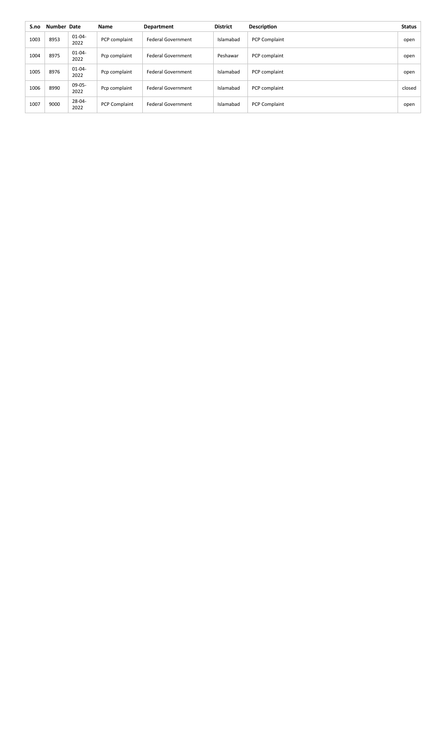| S.no | Number | Date | Name | Department | District | Description | Status |
|---|---|---|---|---|---|---|---|
| 1003 | 8953 | 01-04-2022 | PCP complaint | Federal Government | Islamabad | PCP Complaint | open |
| 1004 | 8975 | 01-04-2022 | Pcp complaint | Federal Government | Peshawar | PCP complaint | open |
| 1005 | 8976 | 01-04-2022 | Pcp complaint | Federal Government | Islamabad | PCP complaint | open |
| 1006 | 8990 | 09-05-2022 | Pcp complaint | Federal Government | Islamabad | PCP complaint | closed |
| 1007 | 9000 | 28-04-2022 | PCP Complaint | Federal Government | Islamabad | PCP Complaint | open |